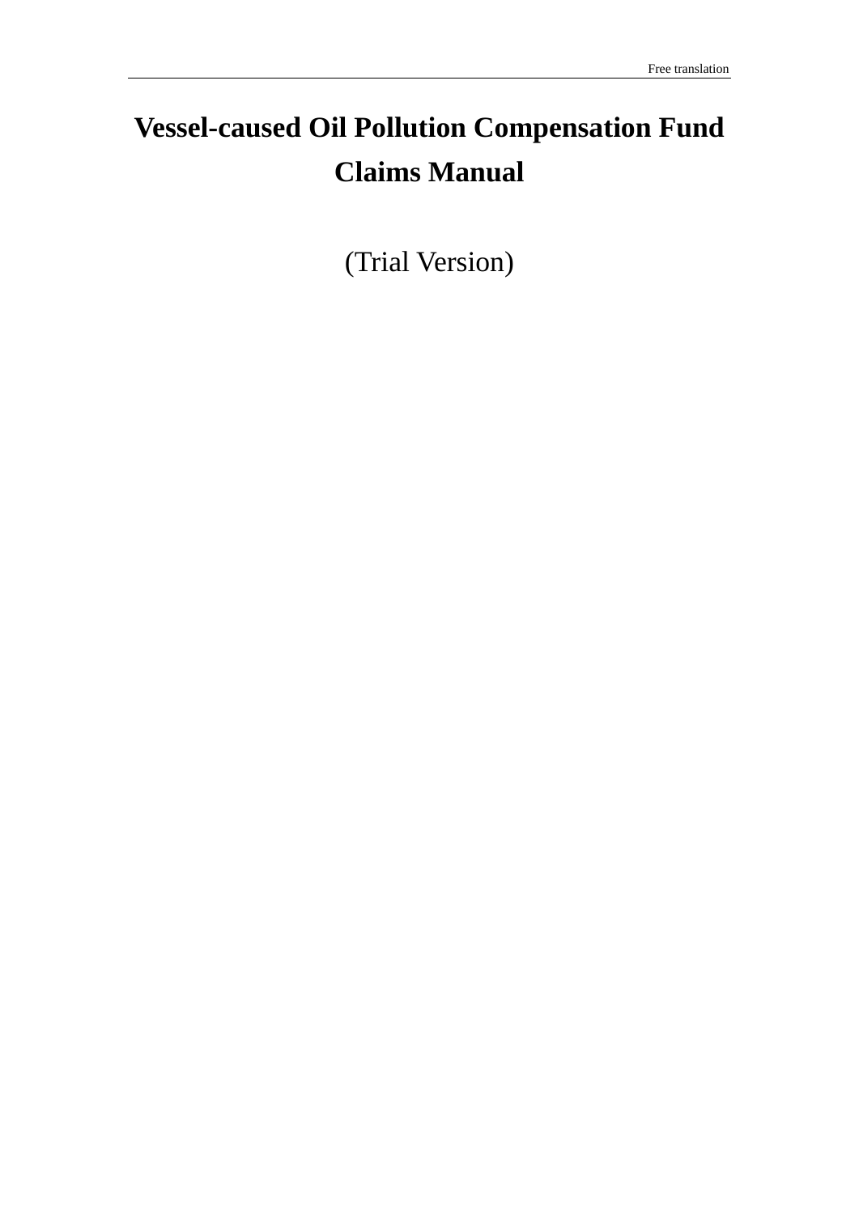# Vessel-caused Oil Pollution Compensation Fund Claims Manual

(Trial Version)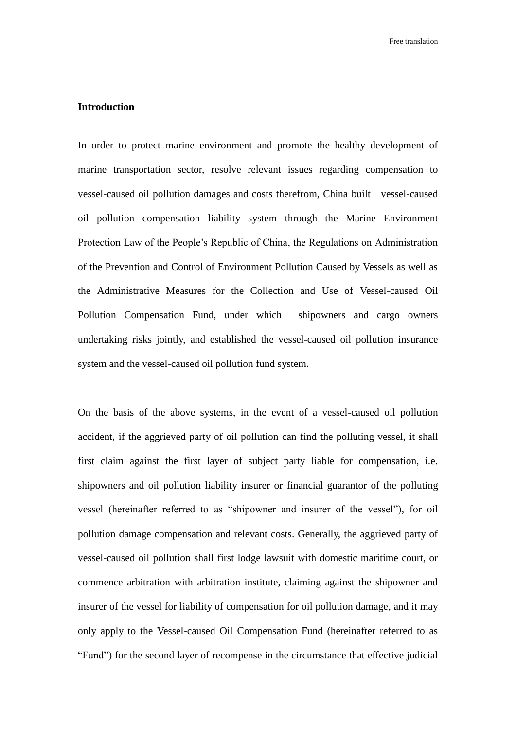**Introduction**

In order to protect marine environment and promote the healthy development of marine transportation sector, resolve relevant issues regarding compensation to vessel-caused oil pollution damages and costs therefrom, China built vessel-caused oil pollution compensation liability system through the Marine Environment Protection Law of the People's Republic of China, the Regulations on Administration of the Prevention and Control of Environment Pollution Caused by Vessels as well as the Administrative Measures for the Collection and Use of Vessel-caused Oil Pollution Compensation Fund, under which shipowners and cargo owners undertaking risks jointly, and established the vessel-caused oil pollution insurance system and the vessel-caused oil pollution fund system.

On the basis of the above systems, in the event of a vessel-caused oil pollution accident, if the aggrieved party of oil pollution can find the polluting vessel, it shall first claim against the first layer of subject party liable for compensation, i.e. shipowners and oil pollution liability insurer or financial guarantor of the polluting vessel (hereinafter referred to as "shipowner and insurer of the vessel"), for oil pollution damage compensation and relevant costs. Generally, the aggrieved party of vessel-caused oil pollution shall first lodge lawsuit with domestic maritime court, or commence arbitration with arbitration institute, claiming against the shipowner and insurer of the vessel for liability of compensation for oil pollution damage, and it may only apply to the Vessel-caused Oil Compensation Fund (hereinafter referred to as "Fund") for the second layer of recompense in the circumstance that effective judicial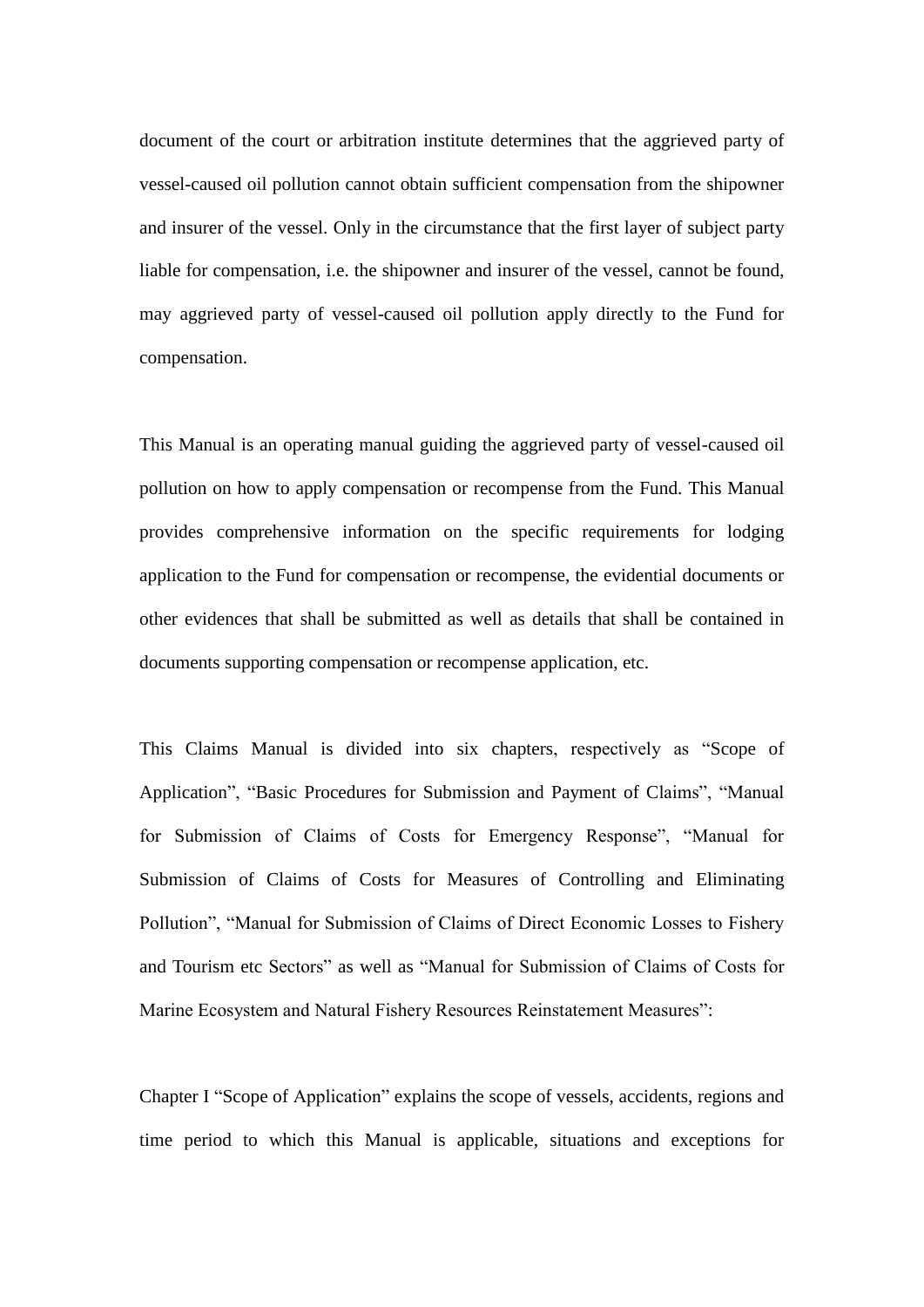document of the court or arbitration institute determines that the aggrieved party of vessel-caused oil pollution cannot obtain sufficient compensation from the shipowner and insurer of the vessel. Only in the circumstance that the first layer of subject party liable for compensation, i.e. the shipowner and insurer of the vessel, cannot be found, may aggrieved party of vessel-caused oil pollution apply directly to the Fund for compensation.

This Manual is an operating manual guiding the aggrieved party of vessel-caused oil pollution on how to apply compensation or recompense from the Fund. This Manual provides comprehensive information on the specific requirements for lodging application to the Fund for compensation or recompense, the evidential documents or other evidences that shall be submitted as well as details that shall be contained in documents supporting compensation or recompense application, etc.

This Claims Manual is divided into six chapters, respectively as "Scope of Application", "Basic Procedures for Submission and Payment of Claims", "Manual for Submission of Claims of Costs for Emergency Response", "Manual for Submission of Claims of Costs for Measures of Controlling and Eliminating Pollution", "Manual for Submission of Claims of Direct Economic Losses to Fishery and Tourism etc Sectors" as well as "Manual for Submission of Claims of Costs for Marine Ecosystem and Natural Fishery Resources Reinstatement Measures":

Chapter I "Scope of Application" explains the scope of vessels, accidents, regions and time period to which this Manual is applicable, situations and exceptions for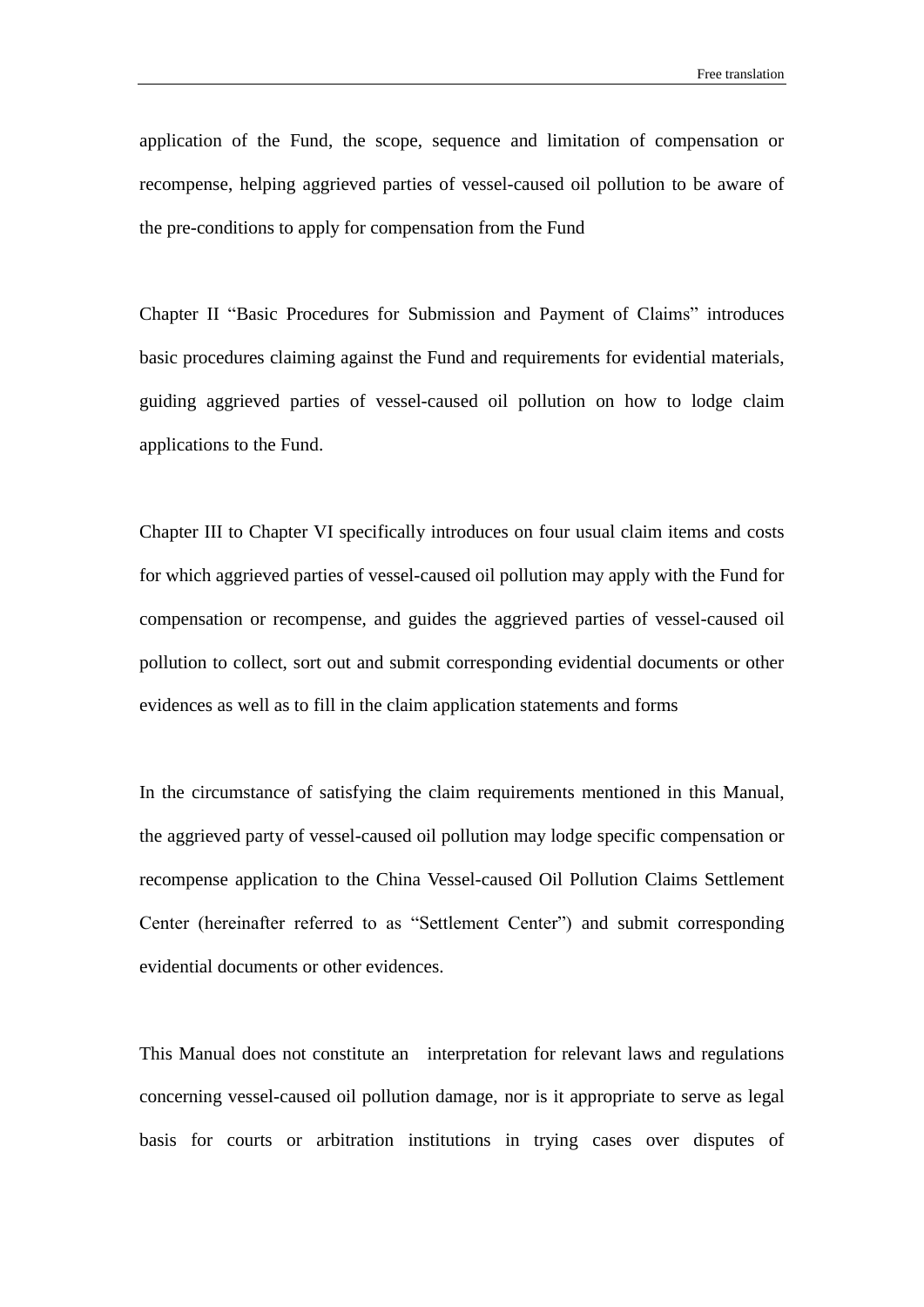application of the Fund, the scope, sequence and limitation of compensation or recompense, helping aggrieved parties of vessel-caused oil pollution to be aware of the pre-conditions to apply for compensation from the Fund

Chapter II “Basic Procedures for Submission and Payment of Claims” introduces basic procedures claiming against the Fund and requirements for evidential materials, guiding aggrieved parties of vessel-caused oil pollution on how to lodge claim applications to the Fund.

Chapter III to Chapter VI specifically introduces on four usual claim items and costs for which aggrieved parties of vessel-caused oil pollution may apply with the Fund for compensation or recompense, and guides the aggrieved parties of vessel-caused oil pollution to collect, sort out and submit corresponding evidential documents or other evidences as well as to fill in the claim application statements and forms

In the circumstance of satisfying the claim requirements mentioned in this Manual, the aggrieved party of vessel-caused oil pollution may lodge specific compensation or recompense application to the China Vessel-caused Oil Pollution Claims Settlement Center (hereinafter referred to as “Settlement Center”) and submit corresponding evidential documents or other evidences.

This Manual does not constitute an interpretation for relevant laws and regulations concerning vessel-caused oil pollution damage, nor is it appropriate to serve as legal basis for courts or arbitration institutions in trying cases over disputes of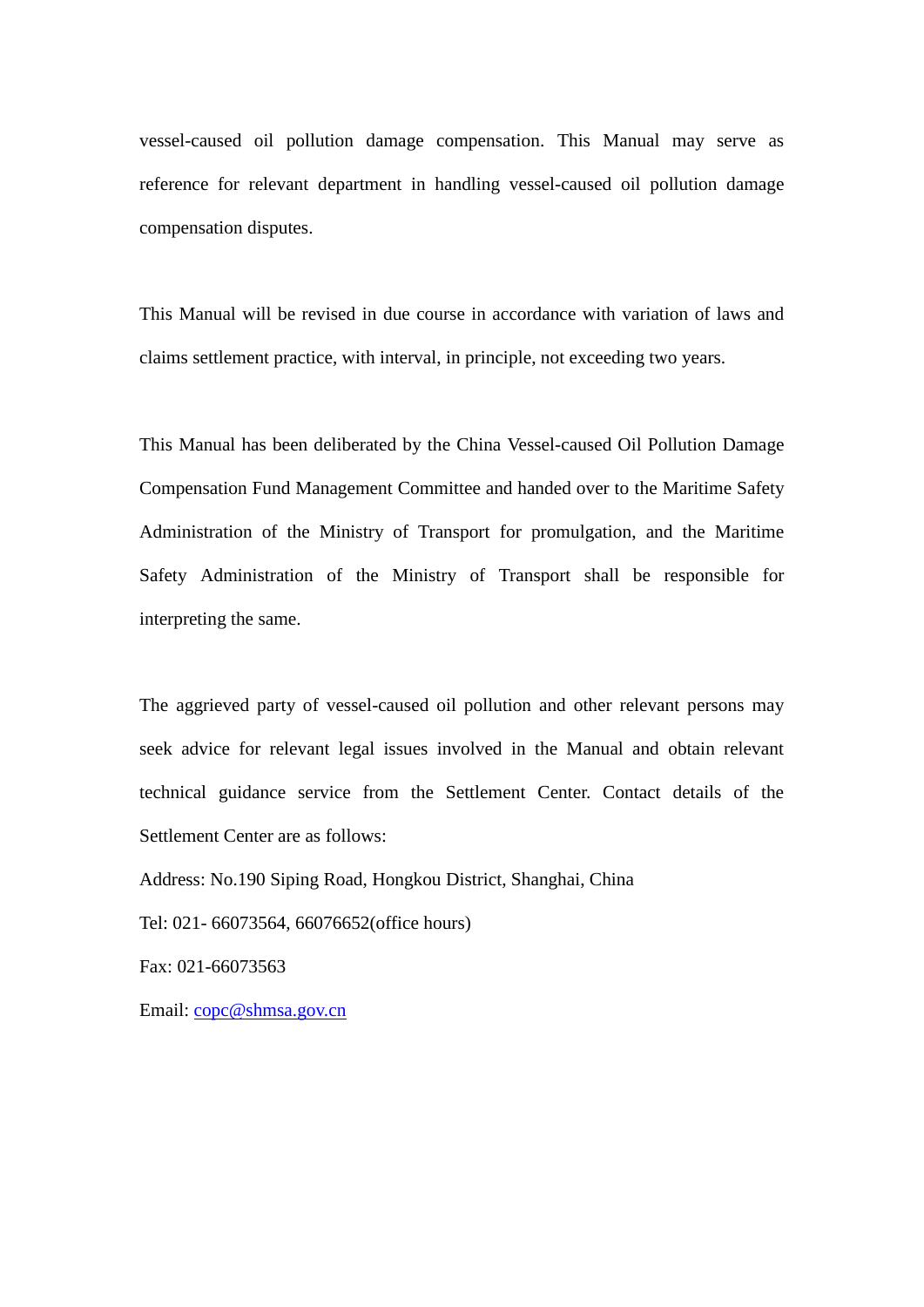vessel-caused oil pollution damage compensation. This Manual may serve as reference for relevant department in handling vessel-caused oil pollution damage compensation disputes.

This Manual will be revised in due course in accordance with variation of laws and claims settlement practice, with interval, in principle, not exceeding two years.

This Manual has been deliberated by the China Vessel-caused Oil Pollution Damage Compensation Fund Management Committee and handed over to the Maritime Safety Administration of the Ministry of Transport for promulgation, and the Maritime Safety Administration of the Ministry of Transport shall be responsible for interpreting the same.

The aggrieved party of vessel-caused oil pollution and other relevant persons may seek advice for relevant legal issues involved in the Manual and obtain relevant technical guidance service from the Settlement Center. Contact details of the Settlement Center are as follows:

Address: No.190 Siping Road, Hongkou District, Shanghai, China

Tel: 021- 66073564, 66076652(office hours)

Fax: 021-66073563

Email: copc@shmsa.gov.cn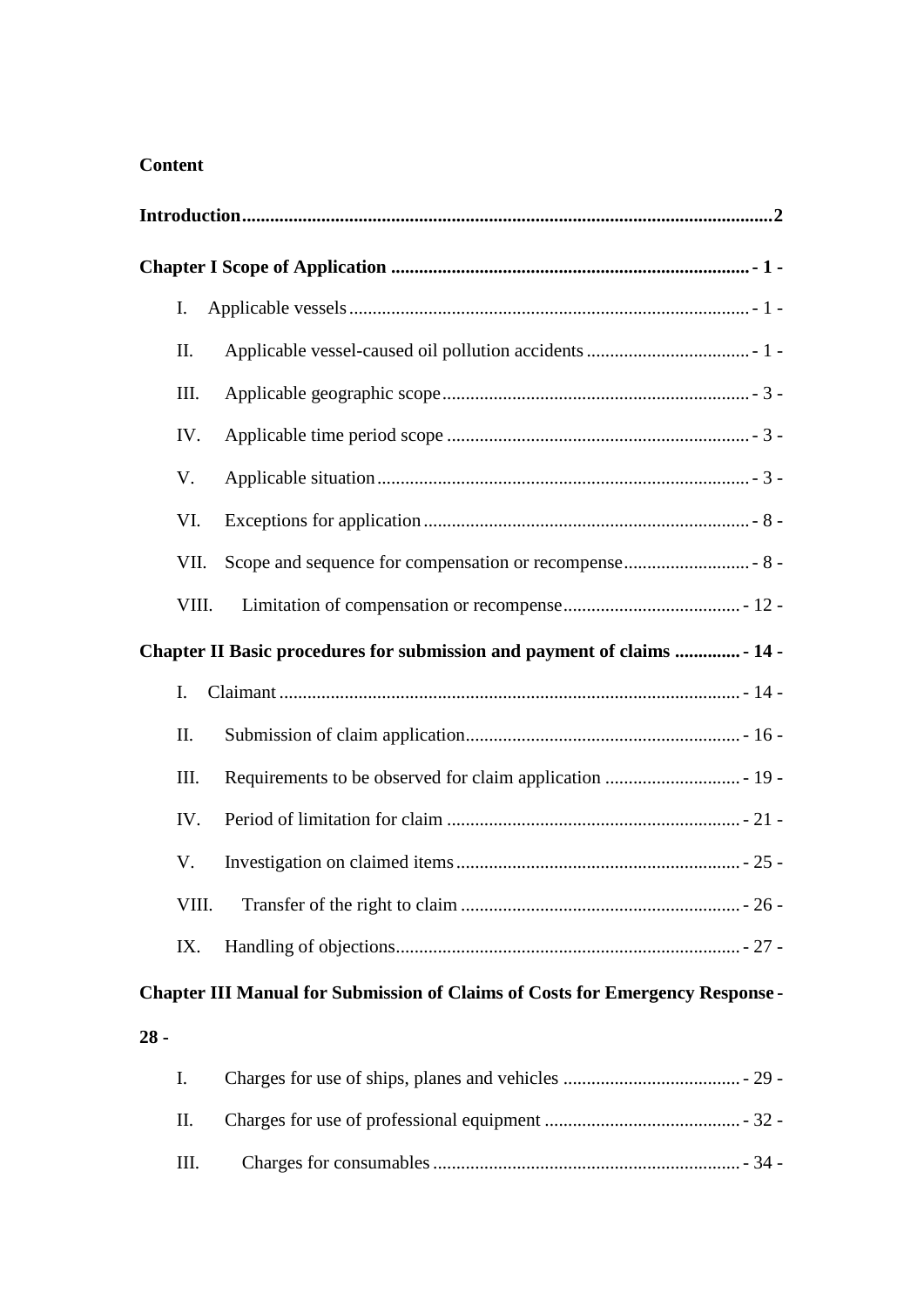**Content**

**Introduction** ........................................................................................................ **2**

**Chapter I Scope of Application** ........................................................................ **- 1 -**

I. Applicable vessels ......................................................................................... - 1 -

II. Applicable vessel-caused oil pollution accidents ......................................... - 1 -

III. Applicable geographic scope ........................................................................ - 3 -

IV. Applicable time period scope ........................................................................ - 3 -

V. Applicable situation ....................................................................................... - 3 -

VI. Exceptions for application ............................................................................ - 8 -

VII. Scope and sequence for compensation or recompense ................................ - 8 -

VIII. Limitation of compensation or recompense ............................................... - 12 -

**Chapter II Basic procedures for submission and payment of claims** .............. **- 14 -**

I. Claimant ......................................................................................................... - 14 -

II. Submission of claim application .................................................................... - 16 -

III. Requirements to be observed for claim application ..................................... - 19 -

IV. Period of limitation for claim ........................................................................ - 21 -

V. Investigation on claimed items ...................................................................... - 25 -

VIII. Transfer of the right to claim ..................................................................... - 26 -

IX. Handling of objections .................................................................................. - 27 -

**Chapter III Manual for Submission of Claims of Costs for Emergency Response - 28 -**

I. Charges for use of ships, planes and vehicles ................................................ - 29 -

II. Charges for use of professional equipment ................................................... - 32 -

III. Charges for consumables .............................................................................. - 34 -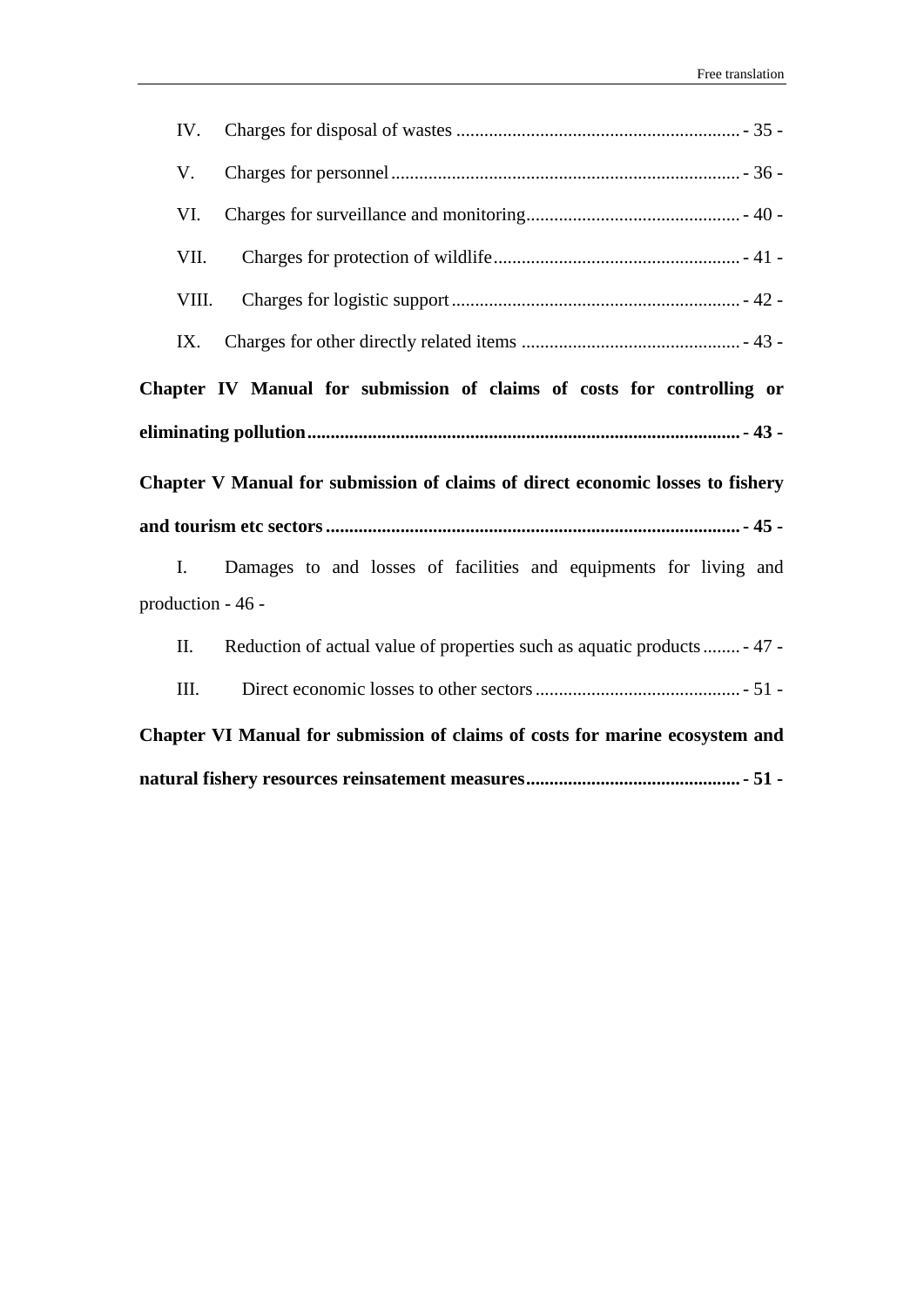IV. Charges for disposal of wastes ............................................................. - 35 -

V. Charges for personnel ............................................................................ - 36 -

VI. Charges for surveillance and monitoring .............................................. - 40 -

VII. Charges for protection of wildlife ..................................................... - 41 -

VIII. Charges for logistic support .............................................................. - 42 -

IX. Charges for other directly related items ............................................... - 43 -

**Chapter IV Manual for submission of claims of costs for controlling or eliminating pollution ............................................................................................ - 43 -**

**Chapter V Manual for submission of claims of direct economic losses to fishery and tourism etc sectors ........................................................................................ - 45 -**

I. Damages to and losses of facilities and equipments for living and production - 46 -

II. Reduction of actual value of properties such as aquatic products ........ - 47 -

III. Direct economic losses to other sectors ............................................ - 51 -

**Chapter VI Manual for submission of claims of costs for marine ecosystem and natural fishery resources reinsatement measures ............................................. - 51 -**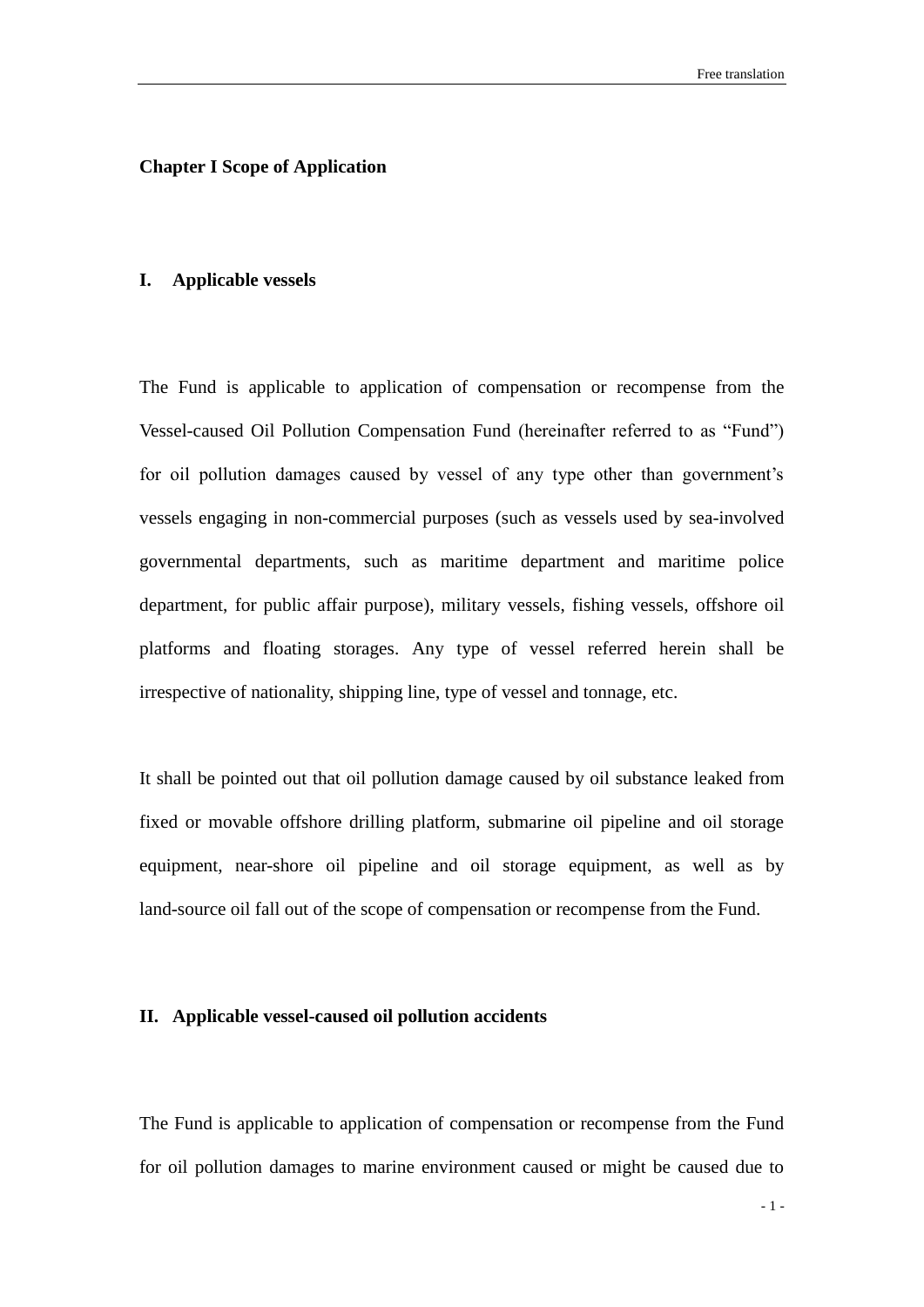## Chapter I Scope of Application

### I. Applicable vessels

The Fund is applicable to application of compensation or recompense from the Vessel-caused Oil Pollution Compensation Fund (hereinafter referred to as "Fund") for oil pollution damages caused by vessel of any type other than government's vessels engaging in non-commercial purposes (such as vessels used by sea-involved governmental departments, such as maritime department and maritime police department, for public affair purpose), military vessels, fishing vessels, offshore oil platforms and floating storages. Any type of vessel referred herein shall be irrespective of nationality, shipping line, type of vessel and tonnage, etc.

It shall be pointed out that oil pollution damage caused by oil substance leaked from fixed or movable offshore drilling platform, submarine oil pipeline and oil storage equipment, near-shore oil pipeline and oil storage equipment, as well as by land-source oil fall out of the scope of compensation or recompense from the Fund.

### II. Applicable vessel-caused oil pollution accidents

The Fund is applicable to application of compensation or recompense from the Fund for oil pollution damages to marine environment caused or might be caused due to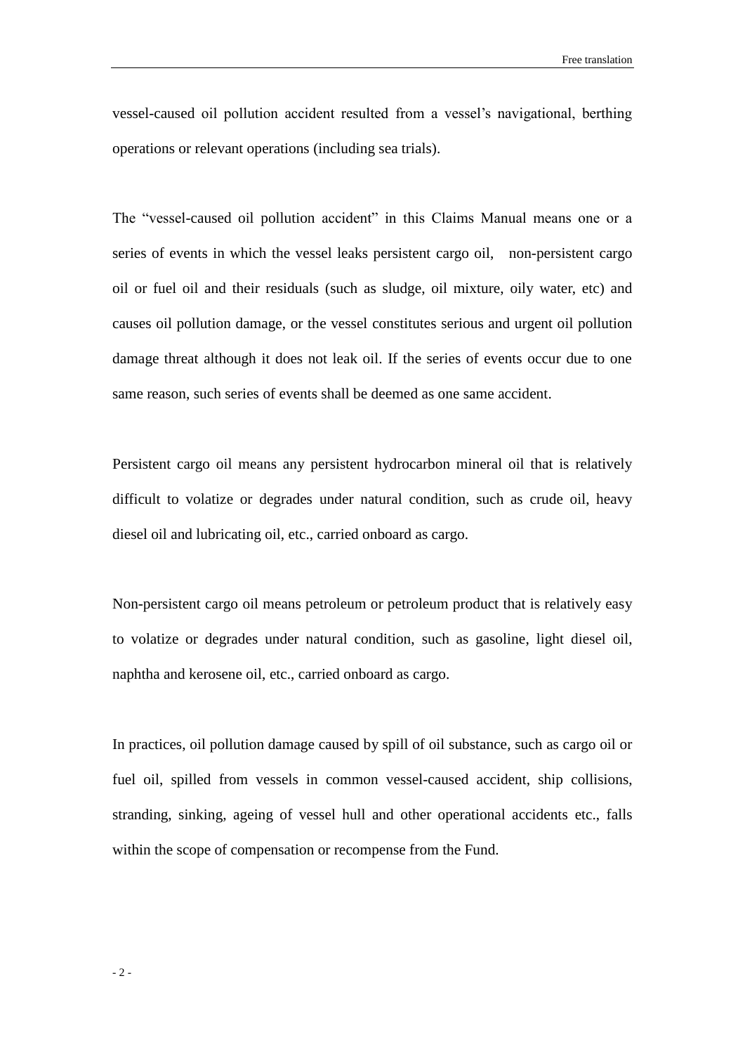vessel-caused oil pollution accident resulted from a vessel's navigational, berthing operations or relevant operations (including sea trials).

The "vessel-caused oil pollution accident" in this Claims Manual means one or a series of events in which the vessel leaks persistent cargo oil, non-persistent cargo oil or fuel oil and their residuals (such as sludge, oil mixture, oily water, etc) and causes oil pollution damage, or the vessel constitutes serious and urgent oil pollution damage threat although it does not leak oil. If the series of events occur due to one same reason, such series of events shall be deemed as one same accident.

Persistent cargo oil means any persistent hydrocarbon mineral oil that is relatively difficult to volatize or degrades under natural condition, such as crude oil, heavy diesel oil and lubricating oil, etc., carried onboard as cargo.

Non-persistent cargo oil means petroleum or petroleum product that is relatively easy to volatize or degrades under natural condition, such as gasoline, light diesel oil, naphtha and kerosene oil, etc., carried onboard as cargo.

In practices, oil pollution damage caused by spill of oil substance, such as cargo oil or fuel oil, spilled from vessels in common vessel-caused accident, ship collisions, stranding, sinking, ageing of vessel hull and other operational accidents etc., falls within the scope of compensation or recompense from the Fund.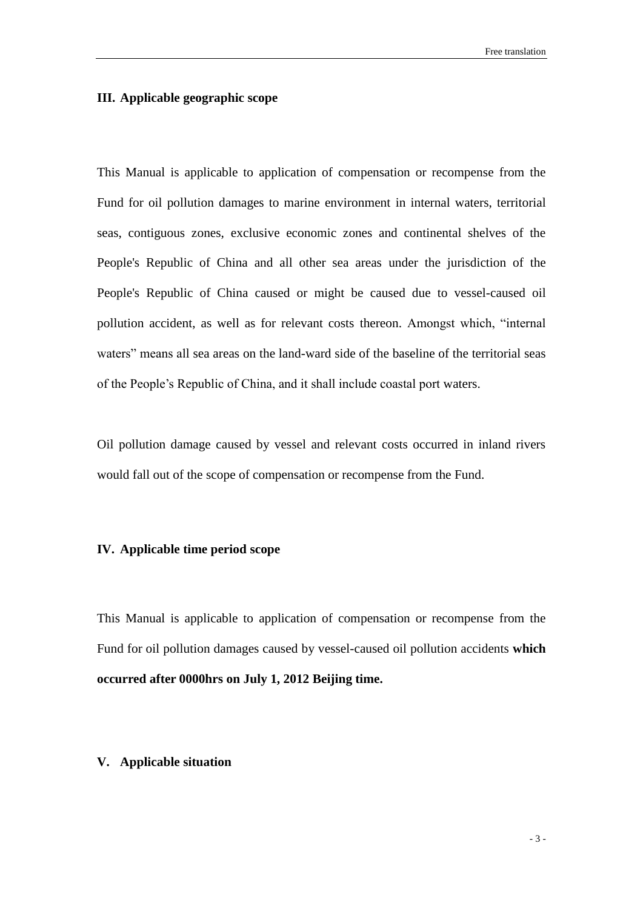## III. Applicable geographic scope

This Manual is applicable to application of compensation or recompense from the Fund for oil pollution damages to marine environment in internal waters, territorial seas, contiguous zones, exclusive economic zones and continental shelves of the People's Republic of China and all other sea areas under the jurisdiction of the People's Republic of China caused or might be caused due to vessel-caused oil pollution accident, as well as for relevant costs thereon. Amongst which, "internal waters" means all sea areas on the land-ward side of the baseline of the territorial seas of the People's Republic of China, and it shall include coastal port waters.

Oil pollution damage caused by vessel and relevant costs occurred in inland rivers would fall out of the scope of compensation or recompense from the Fund.

## IV. Applicable time period scope

This Manual is applicable to application of compensation or recompense from the Fund for oil pollution damages caused by vessel-caused oil pollution accidents **which occurred after 0000hrs on July 1, 2012 Beijing time.**

## V. Applicable situation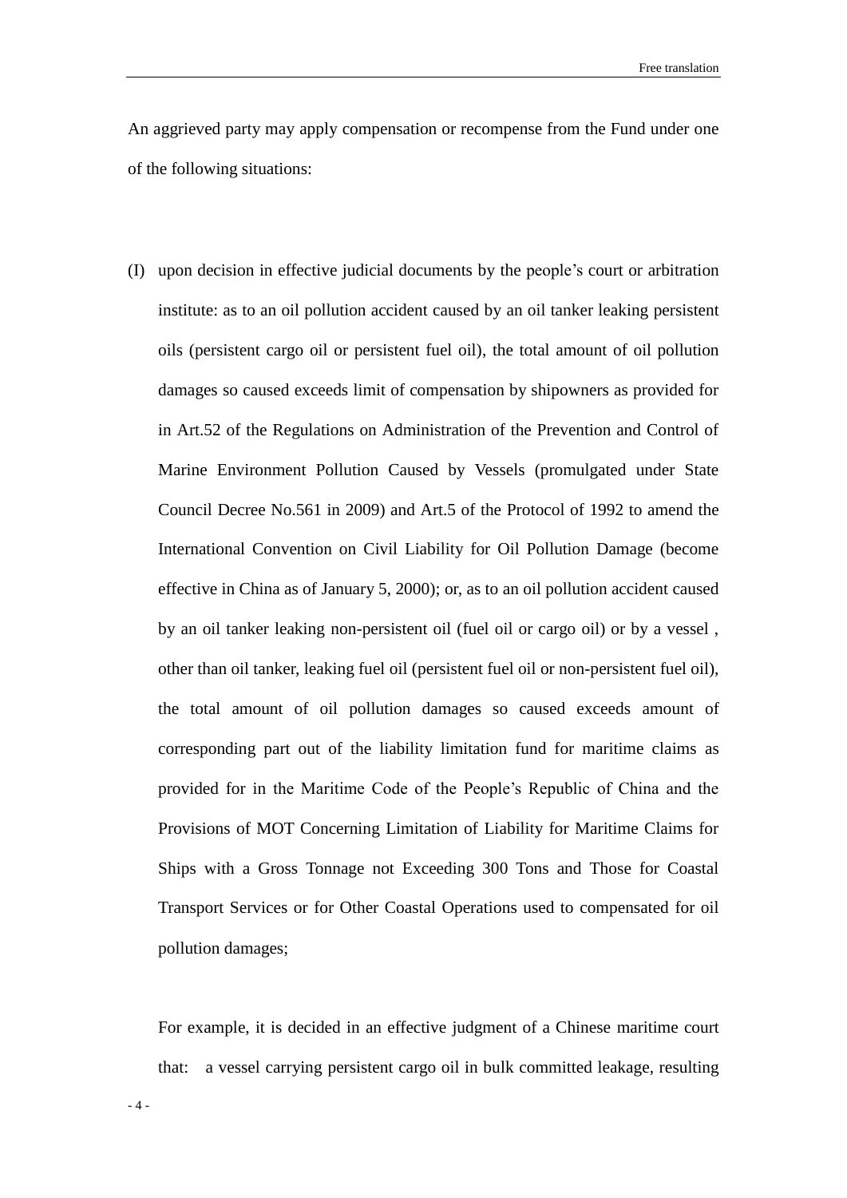An aggrieved party may apply compensation or recompense from the Fund under one of the following situations:

(I) upon decision in effective judicial documents by the people's court or arbitration institute: as to an oil pollution accident caused by an oil tanker leaking persistent oils (persistent cargo oil or persistent fuel oil), the total amount of oil pollution damages so caused exceeds limit of compensation by shipowners as provided for in Art.52 of the Regulations on Administration of the Prevention and Control of Marine Environment Pollution Caused by Vessels (promulgated under State Council Decree No.561 in 2009) and Art.5 of the Protocol of 1992 to amend the International Convention on Civil Liability for Oil Pollution Damage (become effective in China as of January 5, 2000); or, as to an oil pollution accident caused by an oil tanker leaking non-persistent oil (fuel oil or cargo oil) or by a vessel , other than oil tanker, leaking fuel oil (persistent fuel oil or non-persistent fuel oil), the total amount of oil pollution damages so caused exceeds amount of corresponding part out of the liability limitation fund for maritime claims as provided for in the Maritime Code of the People's Republic of China and the Provisions of MOT Concerning Limitation of Liability for Maritime Claims for Ships with a Gross Tonnage not Exceeding 300 Tons and Those for Coastal Transport Services or for Other Coastal Operations used to compensated for oil pollution damages;

For example, it is decided in an effective judgment of a Chinese maritime court that: a vessel carrying persistent cargo oil in bulk committed leakage, resulting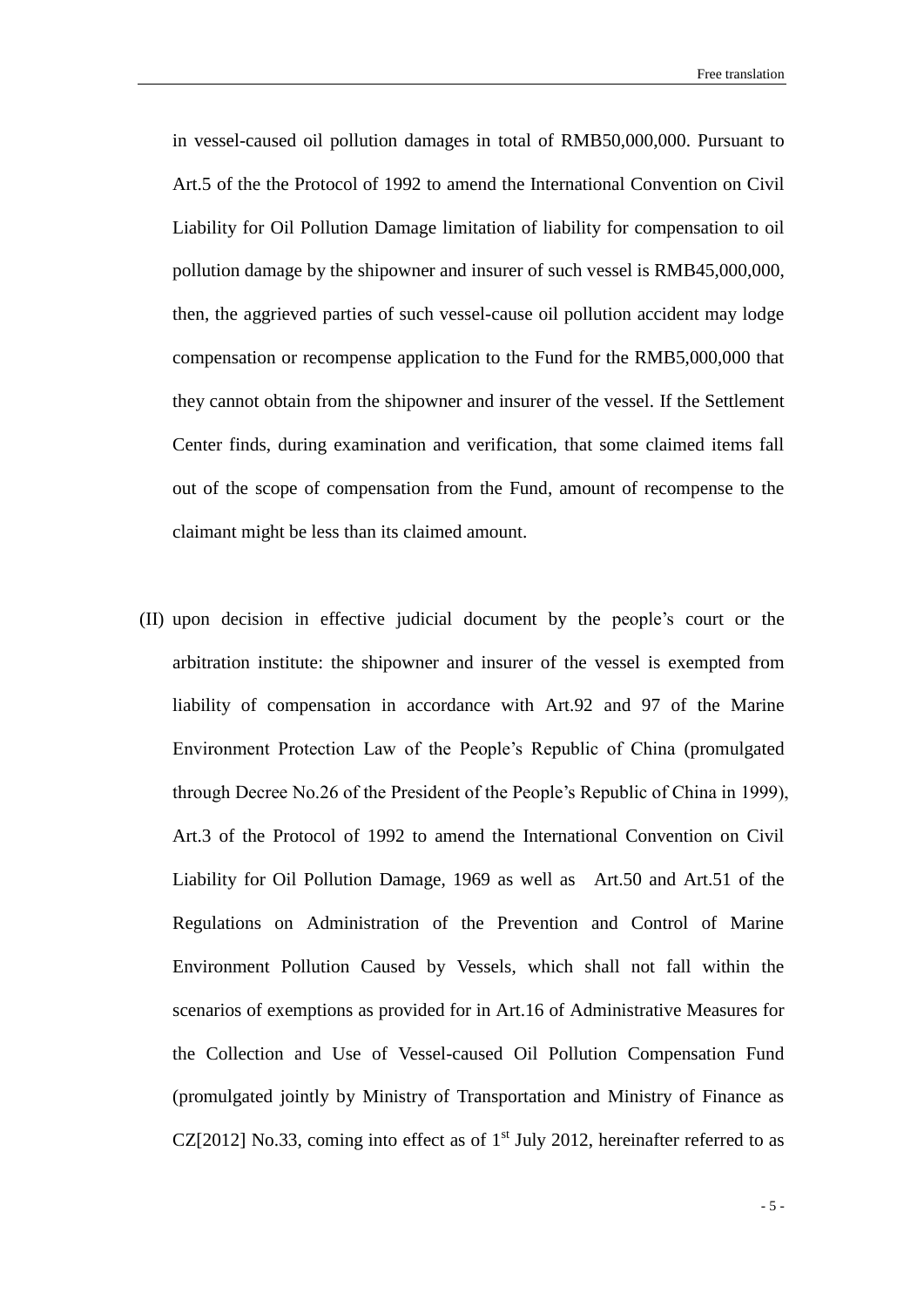in vessel-caused oil pollution damages in total of RMB50,000,000. Pursuant to Art.5 of the the Protocol of 1992 to amend the International Convention on Civil Liability for Oil Pollution Damage limitation of liability for compensation to oil pollution damage by the shipowner and insurer of such vessel is RMB45,000,000, then, the aggrieved parties of such vessel-cause oil pollution accident may lodge compensation or recompense application to the Fund for the RMB5,000,000 that they cannot obtain from the shipowner and insurer of the vessel. If the Settlement Center finds, during examination and verification, that some claimed items fall out of the scope of compensation from the Fund, amount of recompense to the claimant might be less than its claimed amount.

(II) upon decision in effective judicial document by the people's court or the arbitration institute: the shipowner and insurer of the vessel is exempted from liability of compensation in accordance with Art.92 and 97 of the Marine Environment Protection Law of the People's Republic of China (promulgated through Decree No.26 of the President of the People's Republic of China in 1999), Art.3 of the Protocol of 1992 to amend the International Convention on Civil Liability for Oil Pollution Damage, 1969 as well as Art.50 and Art.51 of the Regulations on Administration of the Prevention and Control of Marine Environment Pollution Caused by Vessels, which shall not fall within the scenarios of exemptions as provided for in Art.16 of Administrative Measures for the Collection and Use of Vessel-caused Oil Pollution Compensation Fund (promulgated jointly by Ministry of Transportation and Ministry of Finance as CZ[2012] No.33, coming into effect as of 1st July 2012, hereinafter referred to as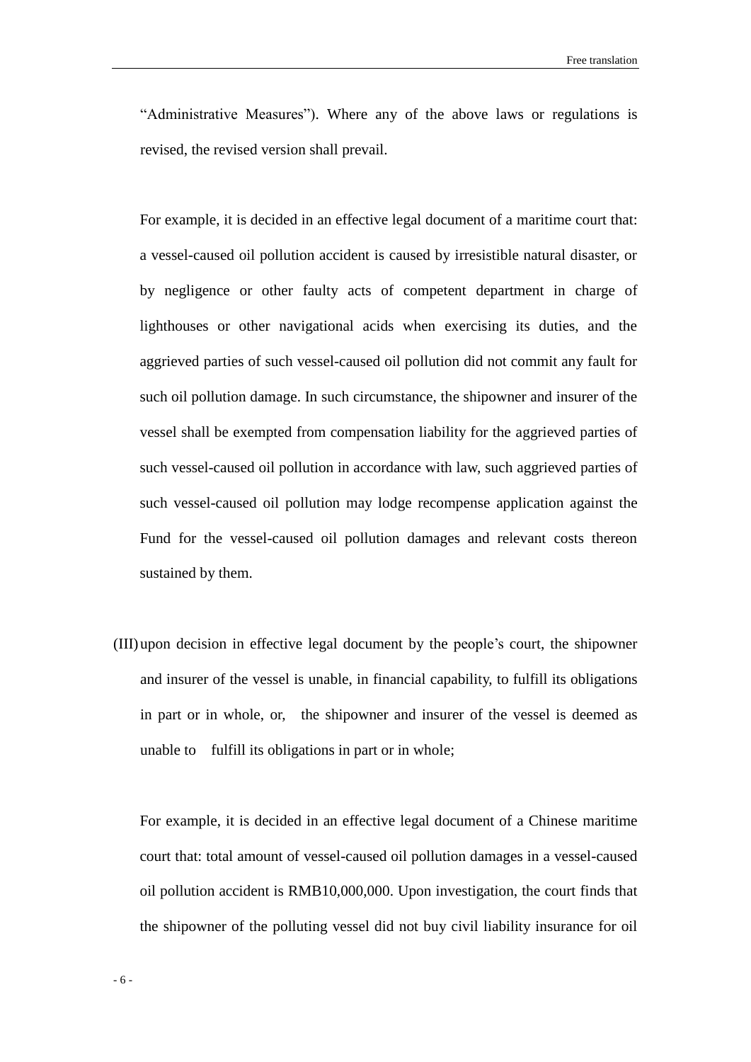"Administrative Measures"). Where any of the above laws or regulations is revised, the revised version shall prevail.

For example, it is decided in an effective legal document of a maritime court that: a vessel-caused oil pollution accident is caused by irresistible natural disaster, or by negligence or other faulty acts of competent department in charge of lighthouses or other navigational acids when exercising its duties, and the aggrieved parties of such vessel-caused oil pollution did not commit any fault for such oil pollution damage. In such circumstance, the shipowner and insurer of the vessel shall be exempted from compensation liability for the aggrieved parties of such vessel-caused oil pollution in accordance with law, such aggrieved parties of such vessel-caused oil pollution may lodge recompense application against the Fund for the vessel-caused oil pollution damages and relevant costs thereon sustained by them.

(III) upon decision in effective legal document by the people's court, the shipowner and insurer of the vessel is unable, in financial capability, to fulfill its obligations in part or in whole, or, the shipowner and insurer of the vessel is deemed as unable to fulfill its obligations in part or in whole;

For example, it is decided in an effective legal document of a Chinese maritime court that: total amount of vessel-caused oil pollution damages in a vessel-caused oil pollution accident is RMB10,000,000. Upon investigation, the court finds that the shipowner of the polluting vessel did not buy civil liability insurance for oil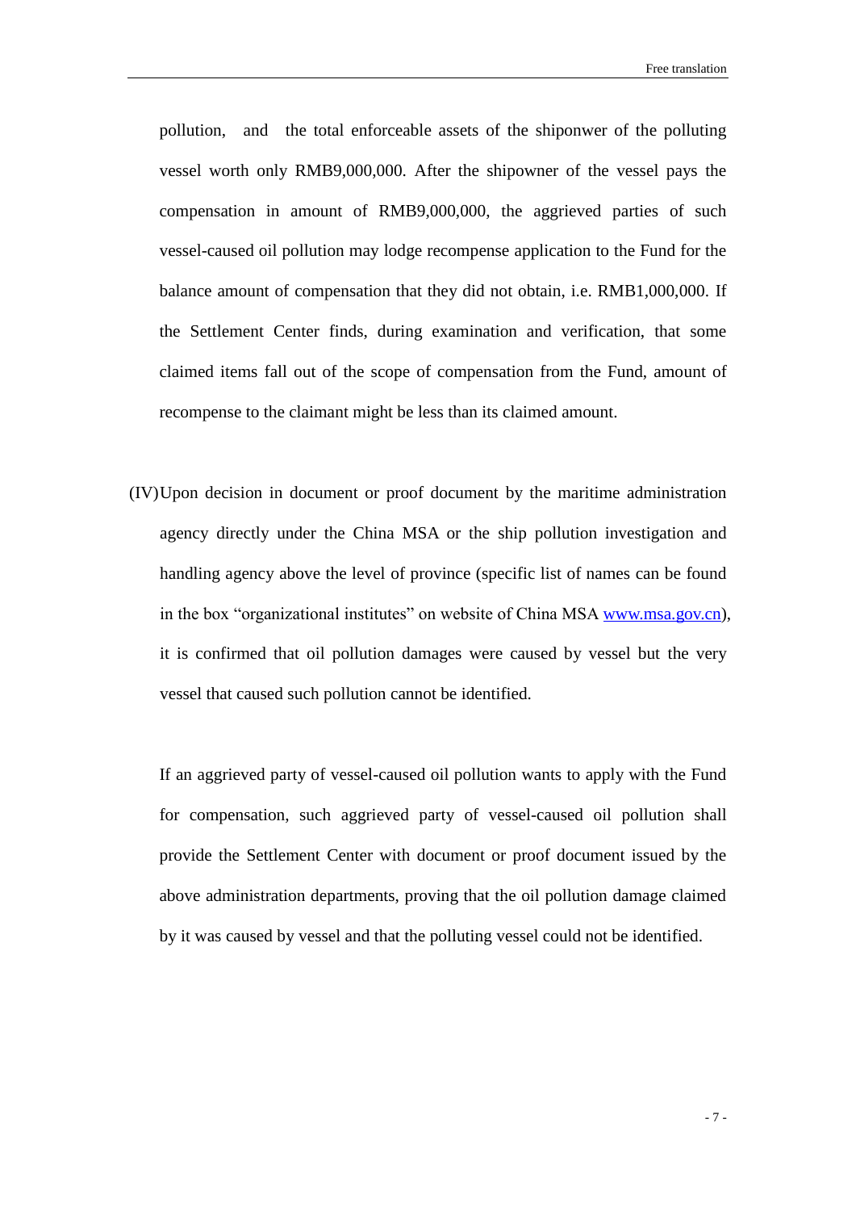pollution, and the total enforceable assets of the shiponwer of the polluting vessel worth only RMB9,000,000. After the shipowner of the vessel pays the compensation in amount of RMB9,000,000, the aggrieved parties of such vessel-caused oil pollution may lodge recompense application to the Fund for the balance amount of compensation that they did not obtain, i.e. RMB1,000,000. If the Settlement Center finds, during examination and verification, that some claimed items fall out of the scope of compensation from the Fund, amount of recompense to the claimant might be less than its claimed amount.

(IV) Upon decision in document or proof document by the maritime administration agency directly under the China MSA or the ship pollution investigation and handling agency above the level of province (specific list of names can be found in the box "organizational institutes" on website of China MSA [www.msa.gov.cn](http://www.msa.gov.cn)), it is confirmed that oil pollution damages were caused by vessel but the very vessel that caused such pollution cannot be identified.

If an aggrieved party of vessel-caused oil pollution wants to apply with the Fund for compensation, such aggrieved party of vessel-caused oil pollution shall provide the Settlement Center with document or proof document issued by the above administration departments, proving that the oil pollution damage claimed by it was caused by vessel and that the polluting vessel could not be identified.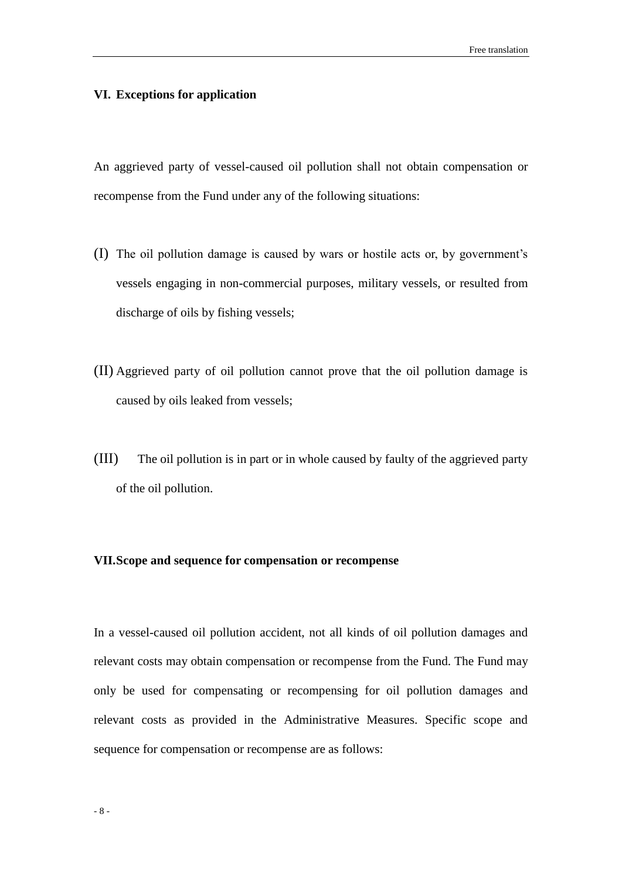## VI. Exceptions for application

An aggrieved party of vessel-caused oil pollution shall not obtain compensation or recompense from the Fund under any of the following situations:

(I) The oil pollution damage is caused by wars or hostile acts or, by government's vessels engaging in non-commercial purposes, military vessels, or resulted from discharge of oils by fishing vessels;

(II) Aggrieved party of oil pollution cannot prove that the oil pollution damage is caused by oils leaked from vessels;

(III) The oil pollution is in part or in whole caused by faulty of the aggrieved party of the oil pollution.

## VII. Scope and sequence for compensation or recompense

In a vessel-caused oil pollution accident, not all kinds of oil pollution damages and relevant costs may obtain compensation or recompense from the Fund. The Fund may only be used for compensating or recompensing for oil pollution damages and relevant costs as provided in the Administrative Measures. Specific scope and sequence for compensation or recompense are as follows: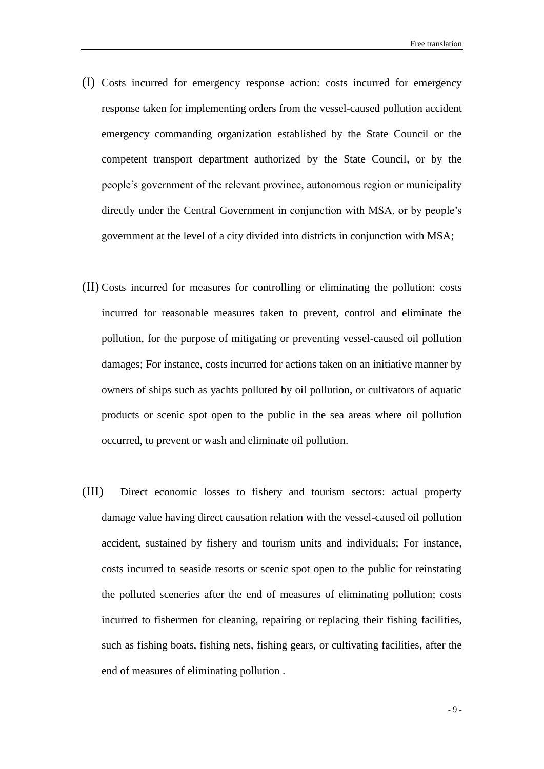(I) Costs incurred for emergency response action: costs incurred for emergency response taken for implementing orders from the vessel-caused pollution accident emergency commanding organization established by the State Council or the competent transport department authorized by the State Council, or by the people's government of the relevant province, autonomous region or municipality directly under the Central Government in conjunction with MSA, or by people's government at the level of a city divided into districts in conjunction with MSA;

(II) Costs incurred for measures for controlling or eliminating the pollution: costs incurred for reasonable measures taken to prevent, control and eliminate the pollution, for the purpose of mitigating or preventing vessel-caused oil pollution damages; For instance, costs incurred for actions taken on an initiative manner by owners of ships such as yachts polluted by oil pollution, or cultivators of aquatic products or scenic spot open to the public in the sea areas where oil pollution occurred, to prevent or wash and eliminate oil pollution.

(III) Direct economic losses to fishery and tourism sectors: actual property damage value having direct causation relation with the vessel-caused oil pollution accident, sustained by fishery and tourism units and individuals; For instance, costs incurred to seaside resorts or scenic spot open to the public for reinstating the polluted sceneries after the end of measures of eliminating pollution; costs incurred to fishermen for cleaning, repairing or replacing their fishing facilities, such as fishing boats, fishing nets, fishing gears, or cultivating facilities, after the end of measures of eliminating pollution .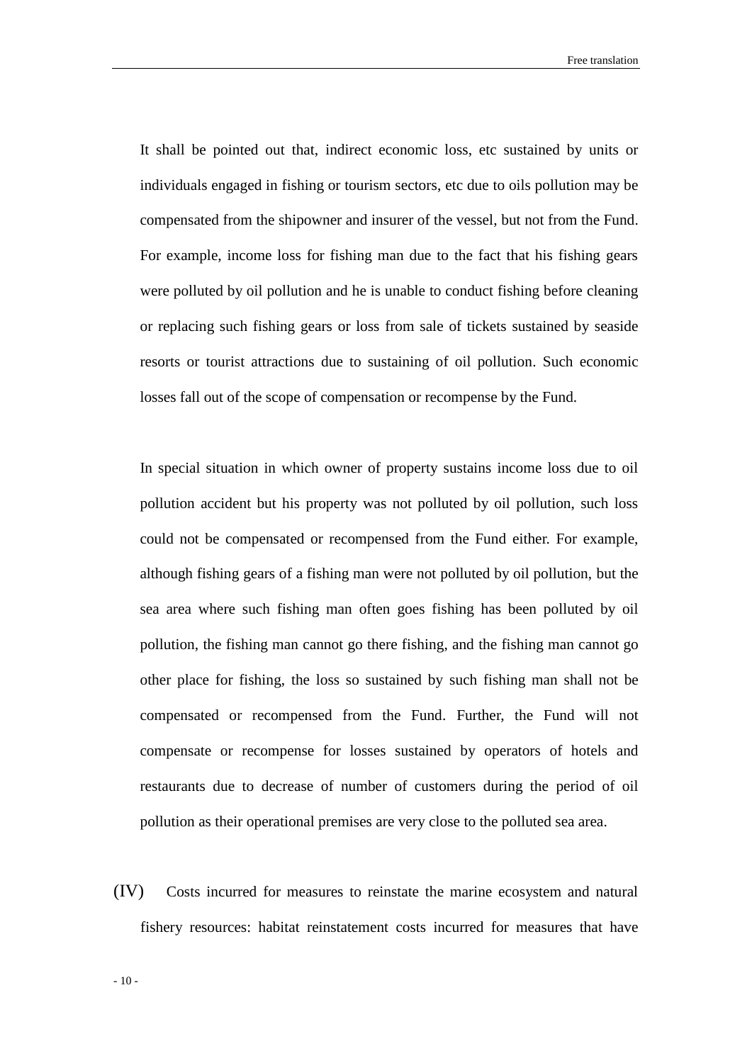It shall be pointed out that, indirect economic loss, etc sustained by units or individuals engaged in fishing or tourism sectors, etc due to oils pollution may be compensated from the shipowner and insurer of the vessel, but not from the Fund. For example, income loss for fishing man due to the fact that his fishing gears were polluted by oil pollution and he is unable to conduct fishing before cleaning or replacing such fishing gears or loss from sale of tickets sustained by seaside resorts or tourist attractions due to sustaining of oil pollution. Such economic losses fall out of the scope of compensation or recompense by the Fund.

In special situation in which owner of property sustains income loss due to oil pollution accident but his property was not polluted by oil pollution, such loss could not be compensated or recompensed from the Fund either. For example, although fishing gears of a fishing man were not polluted by oil pollution, but the sea area where such fishing man often goes fishing has been polluted by oil pollution, the fishing man cannot go there fishing, and the fishing man cannot go other place for fishing, the loss so sustained by such fishing man shall not be compensated or recompensed from the Fund. Further, the Fund will not compensate or recompense for losses sustained by operators of hotels and restaurants due to decrease of number of customers during the period of oil pollution as their operational premises are very close to the polluted sea area.

(IV) Costs incurred for measures to reinstate the marine ecosystem and natural fishery resources: habitat reinstatement costs incurred for measures that have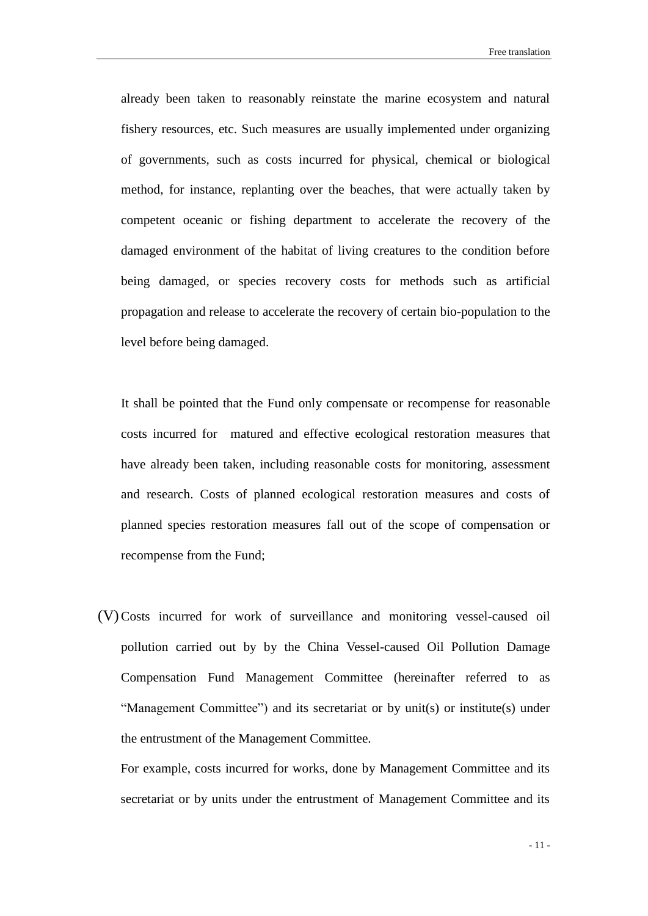already been taken to reasonably reinstate the marine ecosystem and natural fishery resources, etc. Such measures are usually implemented under organizing of governments, such as costs incurred for physical, chemical or biological method, for instance, replanting over the beaches, that were actually taken by competent oceanic or fishing department to accelerate the recovery of the damaged environment of the habitat of living creatures to the condition before being damaged, or species recovery costs for methods such as artificial propagation and release to accelerate the recovery of certain bio-population to the level before being damaged.

It shall be pointed that the Fund only compensate or recompense for reasonable costs incurred for matured and effective ecological restoration measures that have already been taken, including reasonable costs for monitoring, assessment and research. Costs of planned ecological restoration measures and costs of planned species restoration measures fall out of the scope of compensation or recompense from the Fund;

(V) Costs incurred for work of surveillance and monitoring vessel-caused oil pollution carried out by by the China Vessel-caused Oil Pollution Damage Compensation Fund Management Committee (hereinafter referred to as "Management Committee") and its secretariat or by unit(s) or institute(s) under the entrustment of the Management Committee.

For example, costs incurred for works, done by Management Committee and its secretariat or by units under the entrustment of Management Committee and its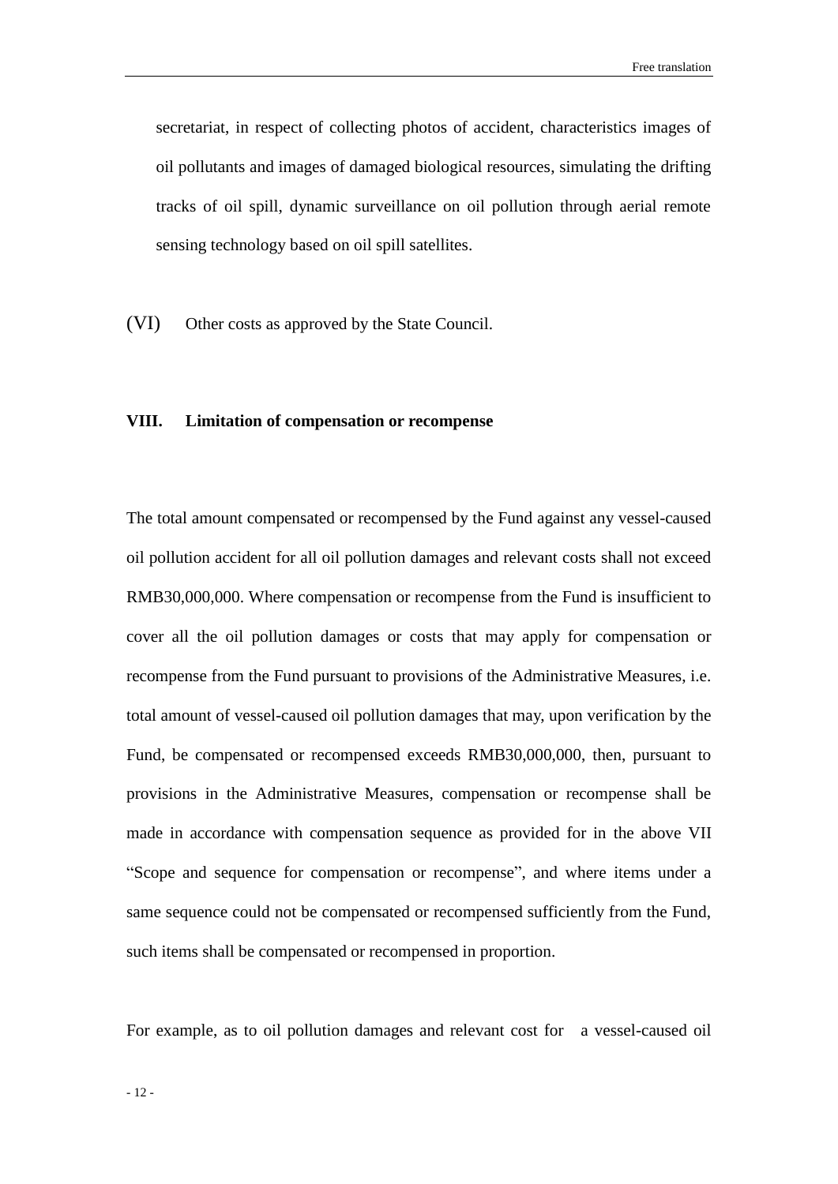secretariat, in respect of collecting photos of accident, characteristics images of oil pollutants and images of damaged biological resources, simulating the drifting tracks of oil spill, dynamic surveillance on oil pollution through aerial remote sensing technology based on oil spill satellites.

(VI) Other costs as approved by the State Council.

## VIII. Limitation of compensation or recompense

The total amount compensated or recompensed by the Fund against any vessel-caused oil pollution accident for all oil pollution damages and relevant costs shall not exceed RMB30,000,000. Where compensation or recompense from the Fund is insufficient to cover all the oil pollution damages or costs that may apply for compensation or recompense from the Fund pursuant to provisions of the Administrative Measures, i.e. total amount of vessel-caused oil pollution damages that may, upon verification by the Fund, be compensated or recompensed exceeds RMB30,000,000, then, pursuant to provisions in the Administrative Measures, compensation or recompense shall be made in accordance with compensation sequence as provided for in the above VII "Scope and sequence for compensation or recompense", and where items under a same sequence could not be compensated or recompensed sufficiently from the Fund, such items shall be compensated or recompensed in proportion.

For example, as to oil pollution damages and relevant cost for a vessel-caused oil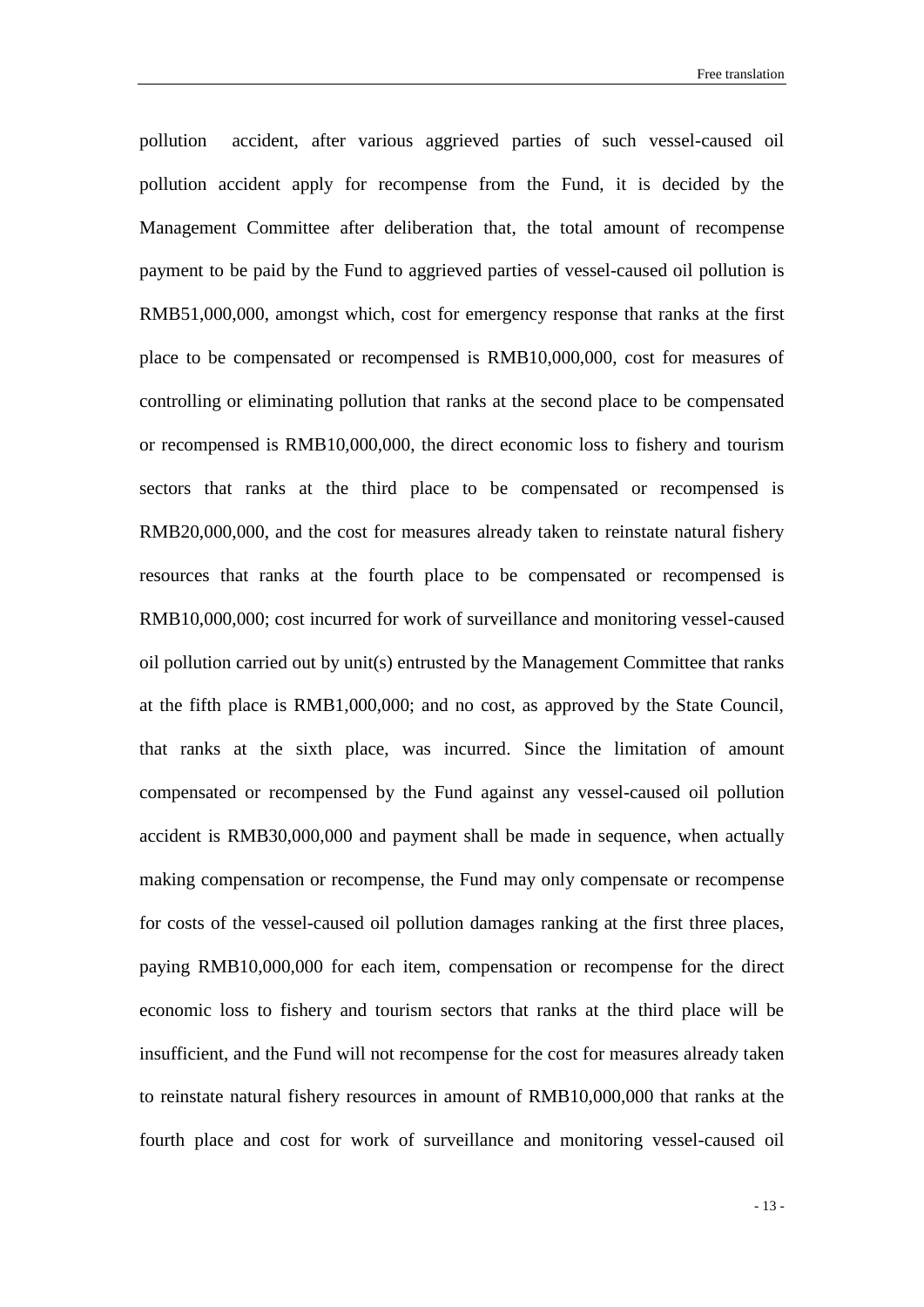pollution accident, after various aggrieved parties of such vessel-caused oil pollution accident apply for recompense from the Fund, it is decided by the Management Committee after deliberation that, the total amount of recompense payment to be paid by the Fund to aggrieved parties of vessel-caused oil pollution is RMB51,000,000, amongst which, cost for emergency response that ranks at the first place to be compensated or recompensed is RMB10,000,000, cost for measures of controlling or eliminating pollution that ranks at the second place to be compensated or recompensed is RMB10,000,000, the direct economic loss to fishery and tourism sectors that ranks at the third place to be compensated or recompensed is RMB20,000,000, and the cost for measures already taken to reinstate natural fishery resources that ranks at the fourth place to be compensated or recompensed is RMB10,000,000; cost incurred for work of surveillance and monitoring vessel-caused oil pollution carried out by unit(s) entrusted by the Management Committee that ranks at the fifth place is RMB1,000,000; and no cost, as approved by the State Council, that ranks at the sixth place, was incurred. Since the limitation of amount compensated or recompensed by the Fund against any vessel-caused oil pollution accident is RMB30,000,000 and payment shall be made in sequence, when actually making compensation or recompense, the Fund may only compensate or recompense for costs of the vessel-caused oil pollution damages ranking at the first three places, paying RMB10,000,000 for each item, compensation or recompense for the direct economic loss to fishery and tourism sectors that ranks at the third place will be insufficient, and the Fund will not recompense for the cost for measures already taken to reinstate natural fishery resources in amount of RMB10,000,000 that ranks at the fourth place and cost for work of surveillance and monitoring vessel-caused oil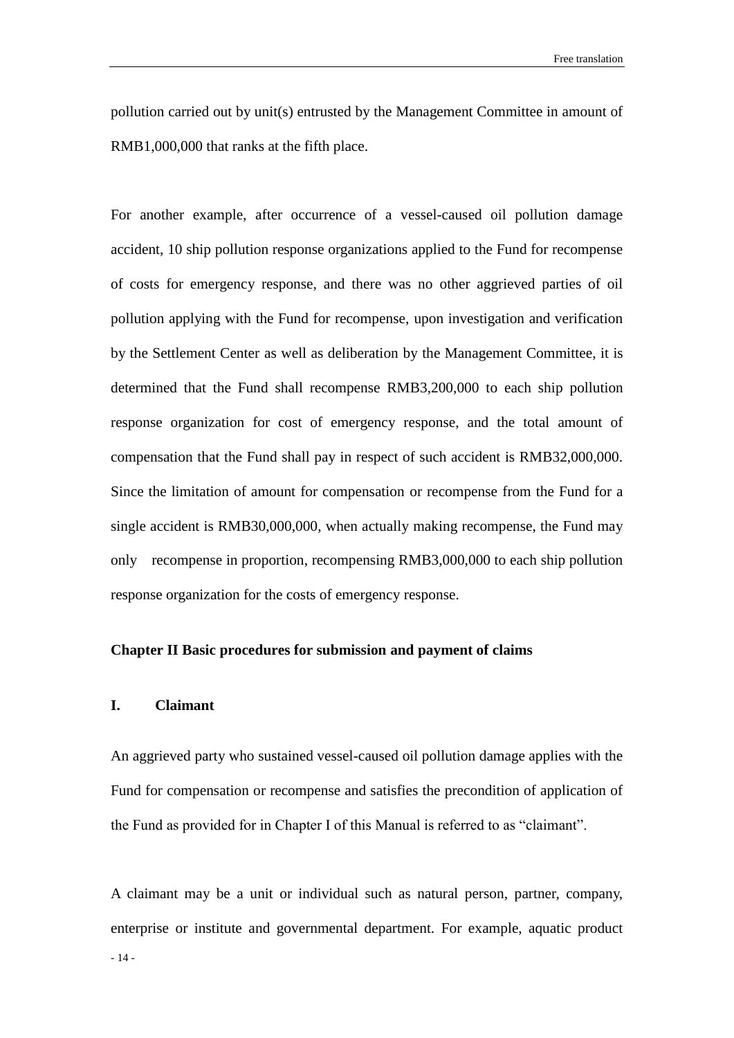pollution carried out by unit(s) entrusted by the Management Committee in amount of RMB1,000,000 that ranks at the fifth place.

For another example, after occurrence of a vessel-caused oil pollution damage accident, 10 ship pollution response organizations applied to the Fund for recompense of costs for emergency response, and there was no other aggrieved parties of oil pollution applying with the Fund for recompense, upon investigation and verification by the Settlement Center as well as deliberation by the Management Committee, it is determined that the Fund shall recompense RMB3,200,000 to each ship pollution response organization for cost of emergency response, and the total amount of compensation that the Fund shall pay in respect of such accident is RMB32,000,000. Since the limitation of amount for compensation or recompense from the Fund for a single accident is RMB30,000,000, when actually making recompense, the Fund may only recompense in proportion, recompensing RMB3,000,000 to each ship pollution response organization for the costs of emergency response.

## Chapter II Basic procedures for submission and payment of claims

### I. Claimant

An aggrieved party who sustained vessel-caused oil pollution damage applies with the Fund for compensation or recompense and satisfies the precondition of application of the Fund as provided for in Chapter I of this Manual is referred to as "claimant".

A claimant may be a unit or individual such as natural person, partner, company, enterprise or institute and governmental department. For example, aquatic product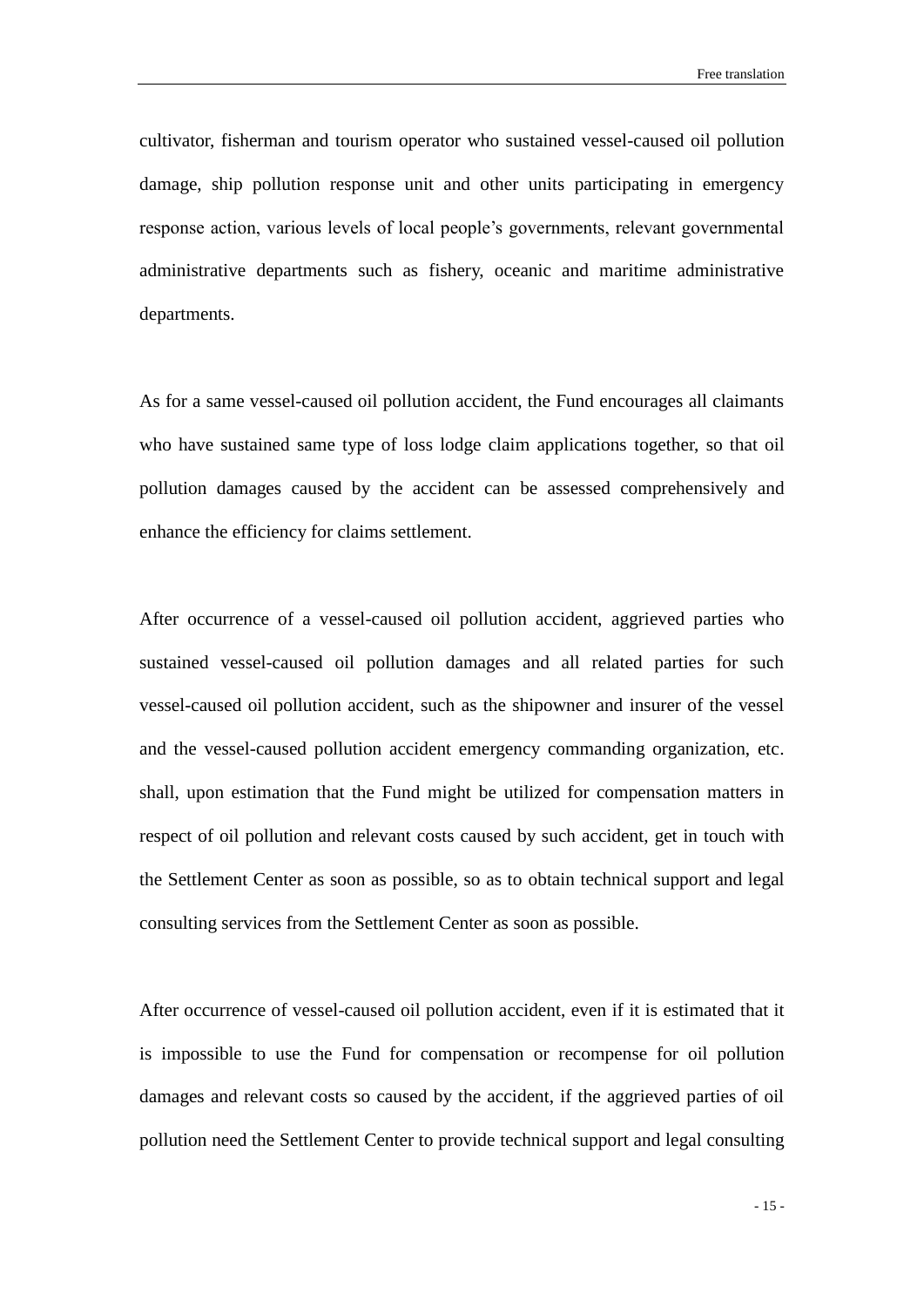cultivator, fisherman and tourism operator who sustained vessel-caused oil pollution damage, ship pollution response unit and other units participating in emergency response action, various levels of local people's governments, relevant governmental administrative departments such as fishery, oceanic and maritime administrative departments.

As for a same vessel-caused oil pollution accident, the Fund encourages all claimants who have sustained same type of loss lodge claim applications together, so that oil pollution damages caused by the accident can be assessed comprehensively and enhance the efficiency for claims settlement.

After occurrence of a vessel-caused oil pollution accident, aggrieved parties who sustained vessel-caused oil pollution damages and all related parties for such vessel-caused oil pollution accident, such as the shipowner and insurer of the vessel and the vessel-caused pollution accident emergency commanding organization, etc. shall, upon estimation that the Fund might be utilized for compensation matters in respect of oil pollution and relevant costs caused by such accident, get in touch with the Settlement Center as soon as possible, so as to obtain technical support and legal consulting services from the Settlement Center as soon as possible.

After occurrence of vessel-caused oil pollution accident, even if it is estimated that it is impossible to use the Fund for compensation or recompense for oil pollution damages and relevant costs so caused by the accident, if the aggrieved parties of oil pollution need the Settlement Center to provide technical support and legal consulting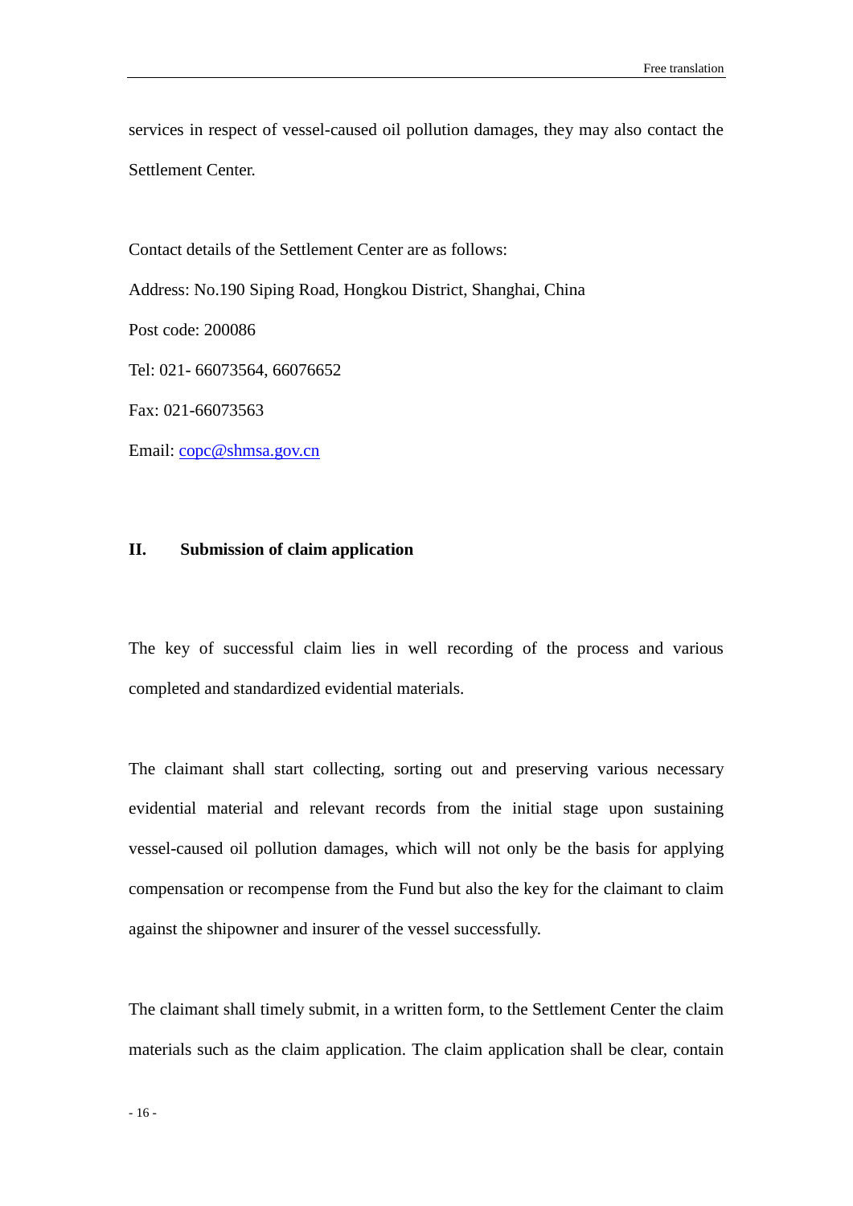services in respect of vessel-caused oil pollution damages, they may also contact the Settlement Center.

Contact details of the Settlement Center are as follows:

Address: No.190 Siping Road, Hongkou District, Shanghai, China

Post code: 200086

Tel: 021- 66073564, 66076652

Fax: 021-66073563

Email: copc@shmsa.gov.cn

## II. Submission of claim application

The key of successful claim lies in well recording of the process and various completed and standardized evidential materials.

The claimant shall start collecting, sorting out and preserving various necessary evidential material and relevant records from the initial stage upon sustaining vessel-caused oil pollution damages, which will not only be the basis for applying compensation or recompense from the Fund but also the key for the claimant to claim against the shipowner and insurer of the vessel successfully.

The claimant shall timely submit, in a written form, to the Settlement Center the claim materials such as the claim application. The claim application shall be clear, contain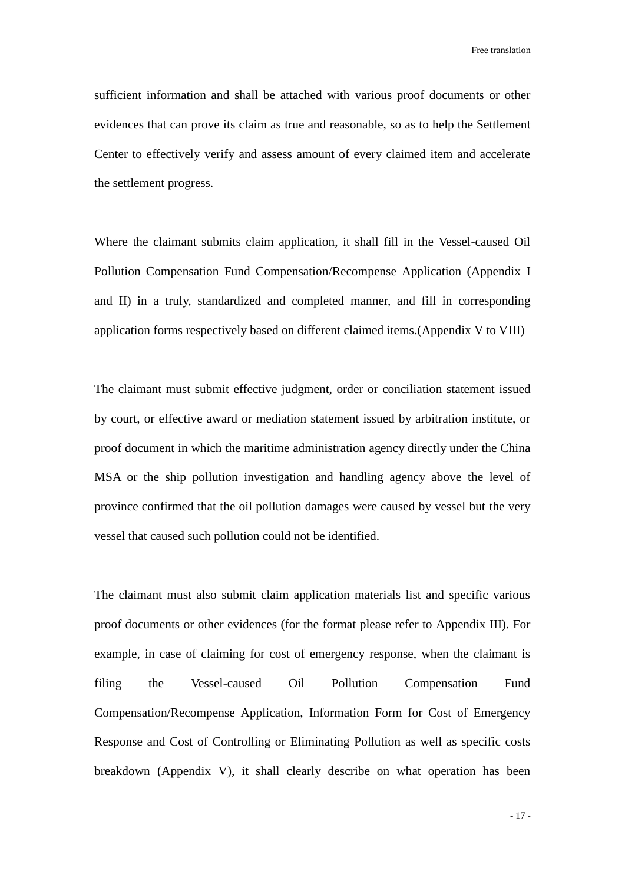sufficient information and shall be attached with various proof documents or other evidences that can prove its claim as true and reasonable, so as to help the Settlement Center to effectively verify and assess amount of every claimed item and accelerate the settlement progress.

Where the claimant submits claim application, it shall fill in the Vessel-caused Oil Pollution Compensation Fund Compensation/Recompense Application (Appendix I and II) in a truly, standardized and completed manner, and fill in corresponding application forms respectively based on different claimed items.(Appendix V to VIII)

The claimant must submit effective judgment, order or conciliation statement issued by court, or effective award or mediation statement issued by arbitration institute, or proof document in which the maritime administration agency directly under the China MSA or the ship pollution investigation and handling agency above the level of province confirmed that the oil pollution damages were caused by vessel but the very vessel that caused such pollution could not be identified.

The claimant must also submit claim application materials list and specific various proof documents or other evidences (for the format please refer to Appendix III). For example, in case of claiming for cost of emergency response, when the claimant is filing the Vessel-caused Oil Pollution Compensation Fund Compensation/Recompense Application, Information Form for Cost of Emergency Response and Cost of Controlling or Eliminating Pollution as well as specific costs breakdown (Appendix V), it shall clearly describe on what operation has been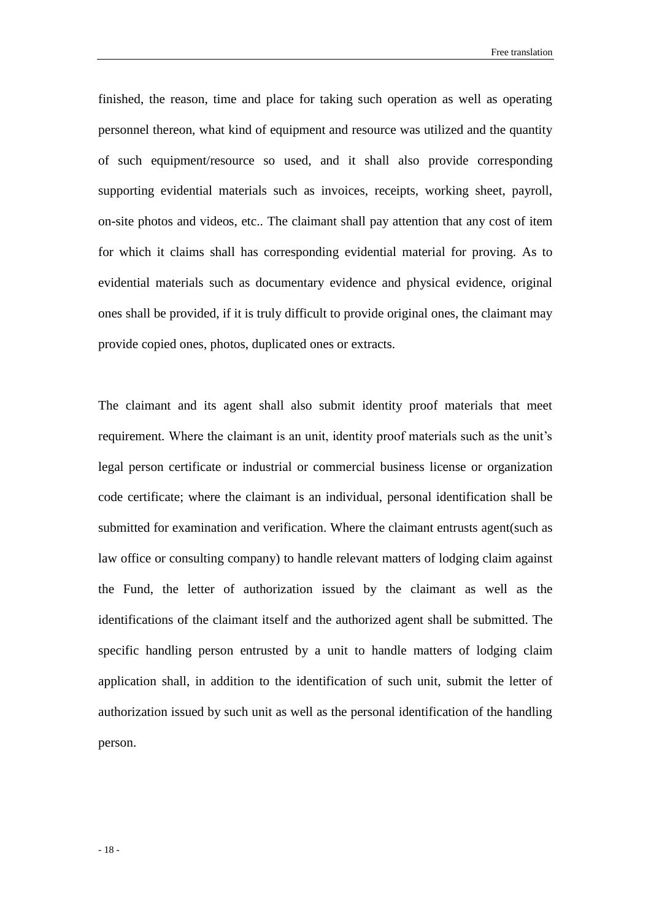finished, the reason, time and place for taking such operation as well as operating personnel thereon, what kind of equipment and resource was utilized and the quantity of such equipment/resource so used, and it shall also provide corresponding supporting evidential materials such as invoices, receipts, working sheet, payroll, on-site photos and videos, etc.. The claimant shall pay attention that any cost of item for which it claims shall has corresponding evidential material for proving. As to evidential materials such as documentary evidence and physical evidence, original ones shall be provided, if it is truly difficult to provide original ones, the claimant may provide copied ones, photos, duplicated ones or extracts.

The claimant and its agent shall also submit identity proof materials that meet requirement. Where the claimant is an unit, identity proof materials such as the unit's legal person certificate or industrial or commercial business license or organization code certificate; where the claimant is an individual, personal identification shall be submitted for examination and verification. Where the claimant entrusts agent(such as law office or consulting company) to handle relevant matters of lodging claim against the Fund, the letter of authorization issued by the claimant as well as the identifications of the claimant itself and the authorized agent shall be submitted. The specific handling person entrusted by a unit to handle matters of lodging claim application shall, in addition to the identification of such unit, submit the letter of authorization issued by such unit as well as the personal identification of the handling person.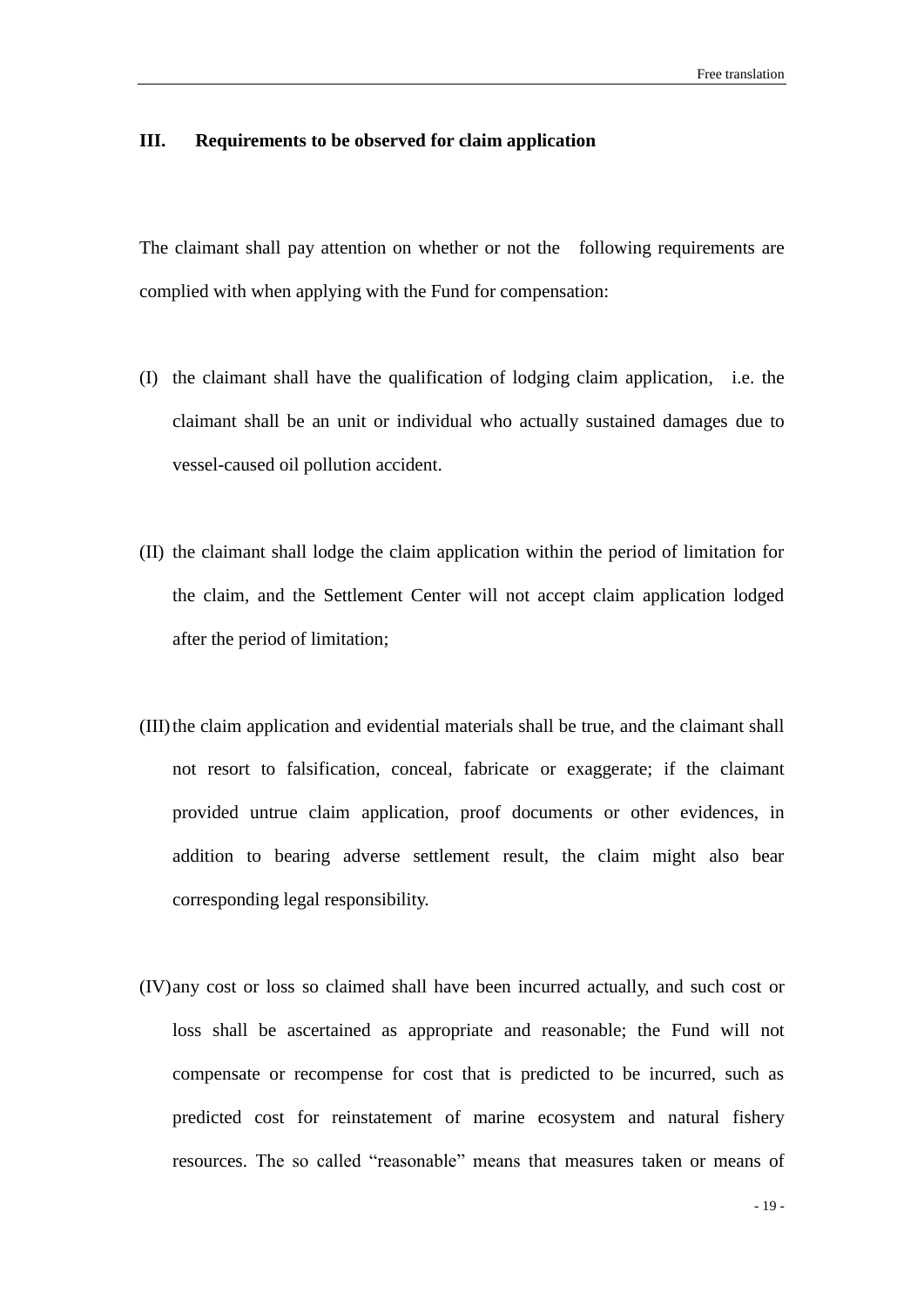## III. Requirements to be observed for claim application

The claimant shall pay attention on whether or not the following requirements are complied with when applying with the Fund for compensation:

(I) the claimant shall have the qualification of lodging claim application, i.e. the claimant shall be an unit or individual who actually sustained damages due to vessel-caused oil pollution accident.

(II) the claimant shall lodge the claim application within the period of limitation for the claim, and the Settlement Center will not accept claim application lodged after the period of limitation;

(III) the claim application and evidential materials shall be true, and the claimant shall not resort to falsification, conceal, fabricate or exaggerate; if the claimant provided untrue claim application, proof documents or other evidences, in addition to bearing adverse settlement result, the claim might also bear corresponding legal responsibility.

(IV) any cost or loss so claimed shall have been incurred actually, and such cost or loss shall be ascertained as appropriate and reasonable; the Fund will not compensate or recompense for cost that is predicted to be incurred, such as predicted cost for reinstatement of marine ecosystem and natural fishery resources. The so called "reasonable" means that measures taken or means of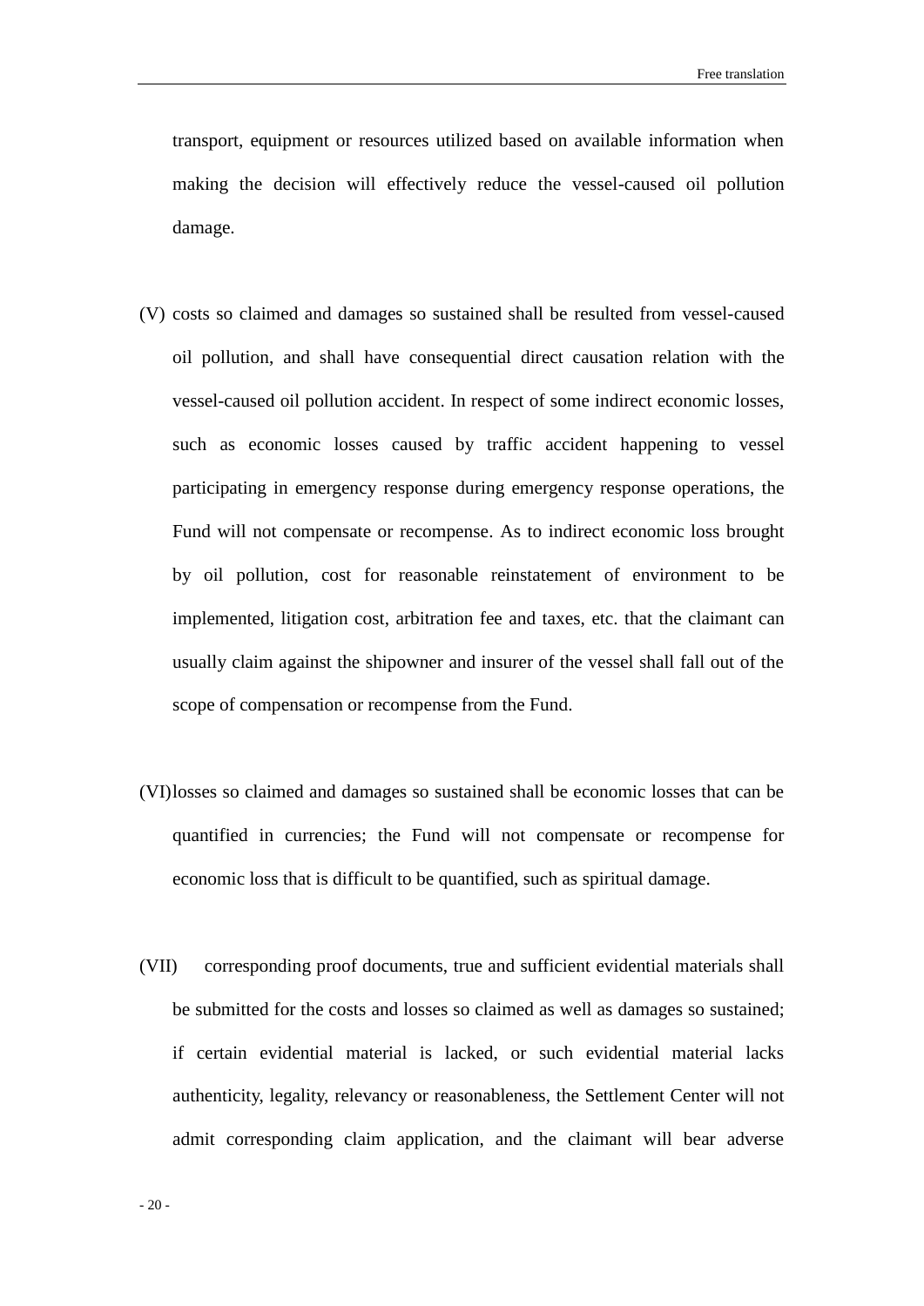transport, equipment or resources utilized based on available information when making the decision will effectively reduce the vessel-caused oil pollution damage.

(V) costs so claimed and damages so sustained shall be resulted from vessel-caused oil pollution, and shall have consequential direct causation relation with the vessel-caused oil pollution accident. In respect of some indirect economic losses, such as economic losses caused by traffic accident happening to vessel participating in emergency response during emergency response operations, the Fund will not compensate or recompense. As to indirect economic loss brought by oil pollution, cost for reasonable reinstatement of environment to be implemented, litigation cost, arbitration fee and taxes, etc. that the claimant can usually claim against the shipowner and insurer of the vessel shall fall out of the scope of compensation or recompense from the Fund.

(VI) losses so claimed and damages so sustained shall be economic losses that can be quantified in currencies; the Fund will not compensate or recompense for economic loss that is difficult to be quantified, such as spiritual damage.

(VII) corresponding proof documents, true and sufficient evidential materials shall be submitted for the costs and losses so claimed as well as damages so sustained; if certain evidential material is lacked, or such evidential material lacks authenticity, legality, relevancy or reasonableness, the Settlement Center will not admit corresponding claim application, and the claimant will bear adverse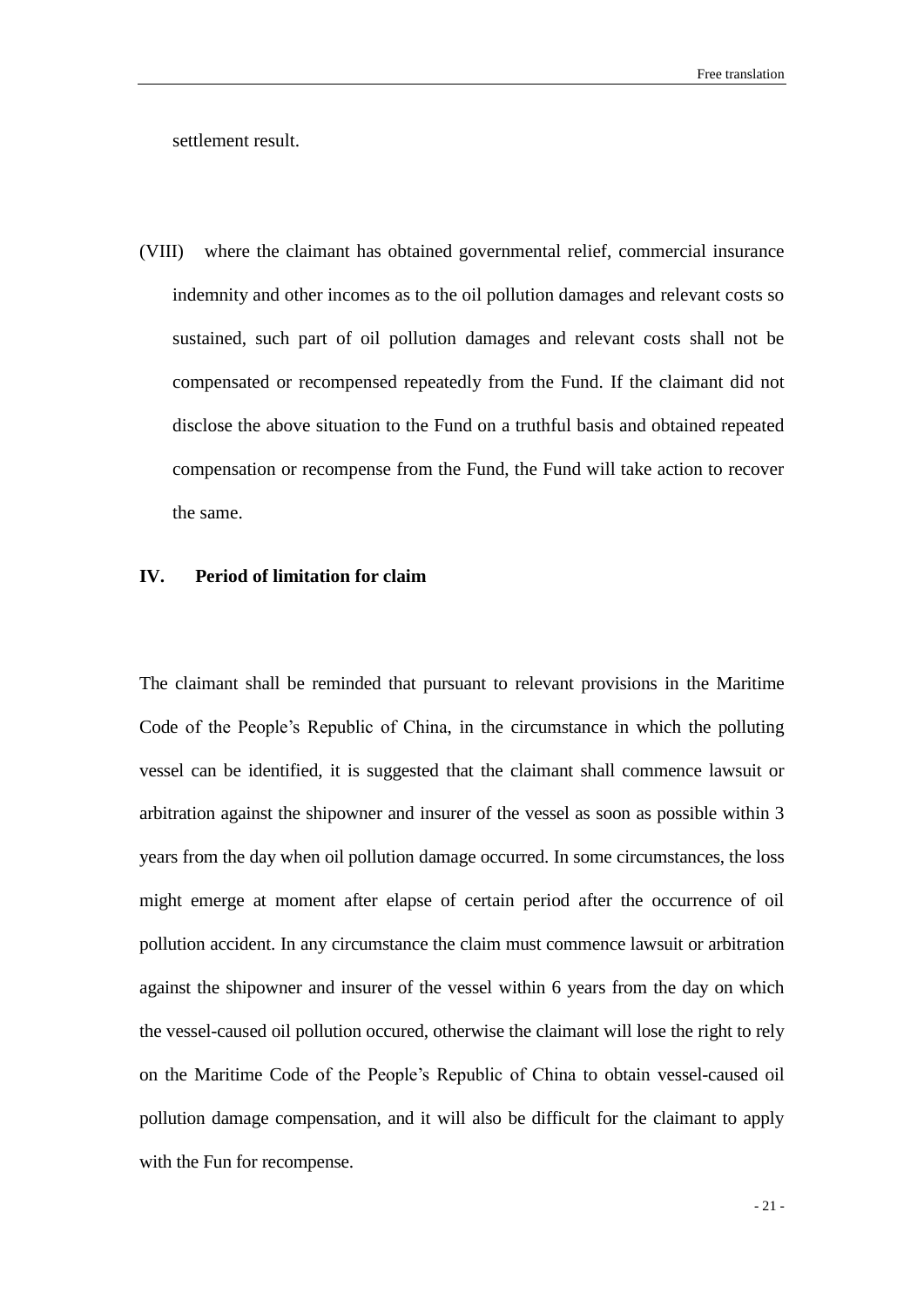settlement result.

(VIII) where the claimant has obtained governmental relief, commercial insurance indemnity and other incomes as to the oil pollution damages and relevant costs so sustained, such part of oil pollution damages and relevant costs shall not be compensated or recompensed repeatedly from the Fund. If the claimant did not disclose the above situation to the Fund on a truthful basis and obtained repeated compensation or recompense from the Fund, the Fund will take action to recover the same.

## IV. Period of limitation for claim

The claimant shall be reminded that pursuant to relevant provisions in the Maritime Code of the People's Republic of China, in the circumstance in which the polluting vessel can be identified, it is suggested that the claimant shall commence lawsuit or arbitration against the shipowner and insurer of the vessel as soon as possible within 3 years from the day when oil pollution damage occurred. In some circumstances, the loss might emerge at moment after elapse of certain period after the occurrence of oil pollution accident. In any circumstance the claim must commence lawsuit or arbitration against the shipowner and insurer of the vessel within 6 years from the day on which the vessel-caused oil pollution occured, otherwise the claimant will lose the right to rely on the Maritime Code of the People's Republic of China to obtain vessel-caused oil pollution damage compensation, and it will also be difficult for the claimant to apply with the Fun for recompense.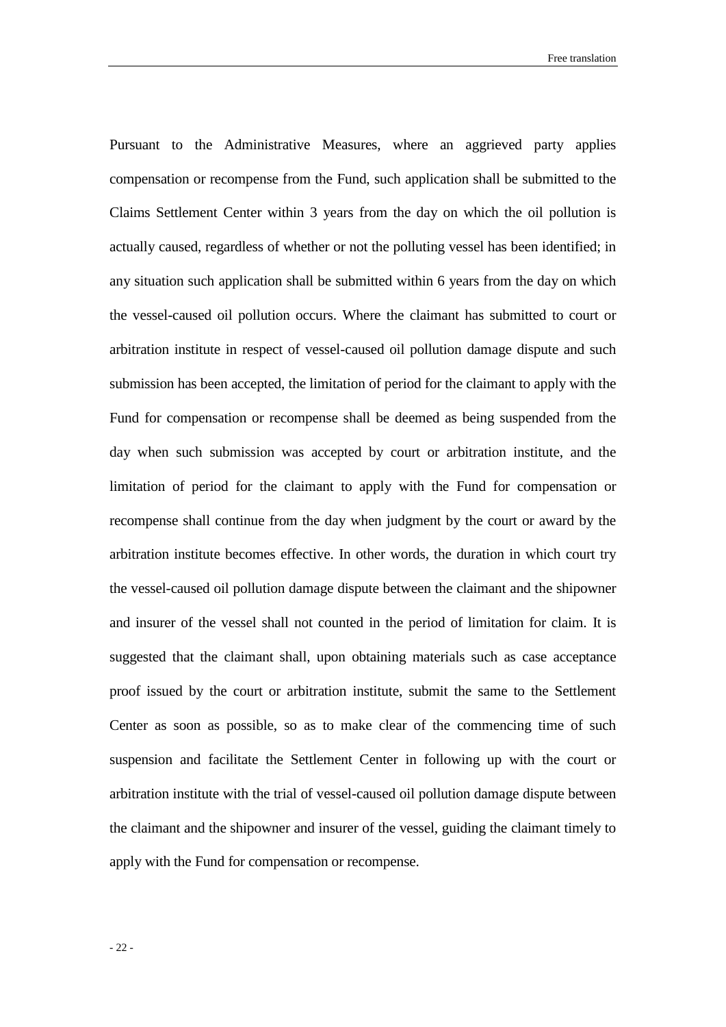Pursuant to the Administrative Measures, where an aggrieved party applies compensation or recompense from the Fund, such application shall be submitted to the Claims Settlement Center within 3 years from the day on which the oil pollution is actually caused, regardless of whether or not the polluting vessel has been identified; in any situation such application shall be submitted within 6 years from the day on which the vessel-caused oil pollution occurs. Where the claimant has submitted to court or arbitration institute in respect of vessel-caused oil pollution damage dispute and such submission has been accepted, the limitation of period for the claimant to apply with the Fund for compensation or recompense shall be deemed as being suspended from the day when such submission was accepted by court or arbitration institute, and the limitation of period for the claimant to apply with the Fund for compensation or recompense shall continue from the day when judgment by the court or award by the arbitration institute becomes effective. In other words, the duration in which court try the vessel-caused oil pollution damage dispute between the claimant and the shipowner and insurer of the vessel shall not counted in the period of limitation for claim. It is suggested that the claimant shall, upon obtaining materials such as case acceptance proof issued by the court or arbitration institute, submit the same to the Settlement Center as soon as possible, so as to make clear of the commencing time of such suspension and facilitate the Settlement Center in following up with the court or arbitration institute with the trial of vessel-caused oil pollution damage dispute between the claimant and the shipowner and insurer of the vessel, guiding the claimant timely to apply with the Fund for compensation or recompense.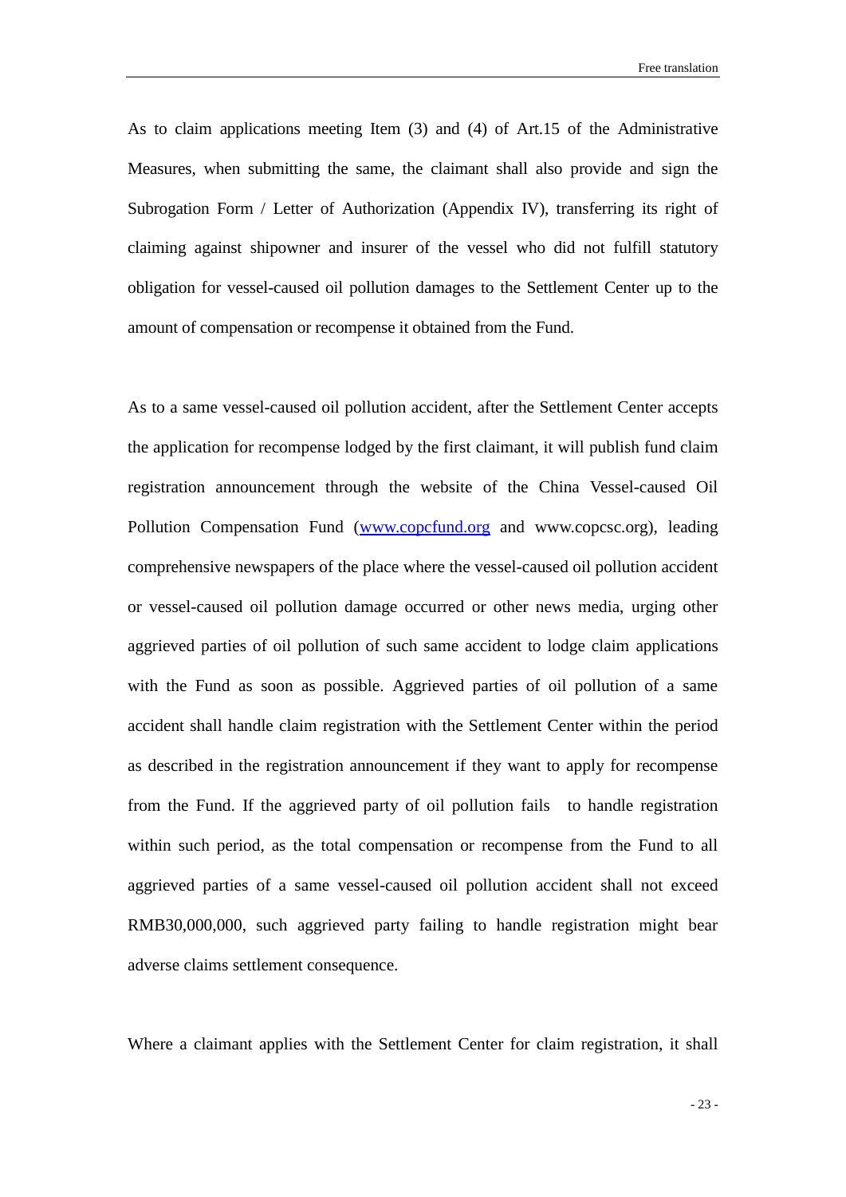As to claim applications meeting Item (3) and (4) of Art.15 of the Administrative Measures, when submitting the same, the claimant shall also provide and sign the Subrogation Form / Letter of Authorization (Appendix IV), transferring its right of claiming against shipowner and insurer of the vessel who did not fulfill statutory obligation for vessel-caused oil pollution damages to the Settlement Center up to the amount of compensation or recompense it obtained from the Fund.

As to a same vessel-caused oil pollution accident, after the Settlement Center accepts the application for recompense lodged by the first claimant, it will publish fund claim registration announcement through the website of the China Vessel-caused Oil Pollution Compensation Fund (www.copcfund.org and www.copcsc.org), leading comprehensive newspapers of the place where the vessel-caused oil pollution accident or vessel-caused oil pollution damage occurred or other news media, urging other aggrieved parties of oil pollution of such same accident to lodge claim applications with the Fund as soon as possible. Aggrieved parties of oil pollution of a same accident shall handle claim registration with the Settlement Center within the period as described in the registration announcement if they want to apply for recompense from the Fund. If the aggrieved party of oil pollution fails to handle registration within such period, as the total compensation or recompense from the Fund to all aggrieved parties of a same vessel-caused oil pollution accident shall not exceed RMB30,000,000, such aggrieved party failing to handle registration might bear adverse claims settlement consequence.

Where a claimant applies with the Settlement Center for claim registration, it shall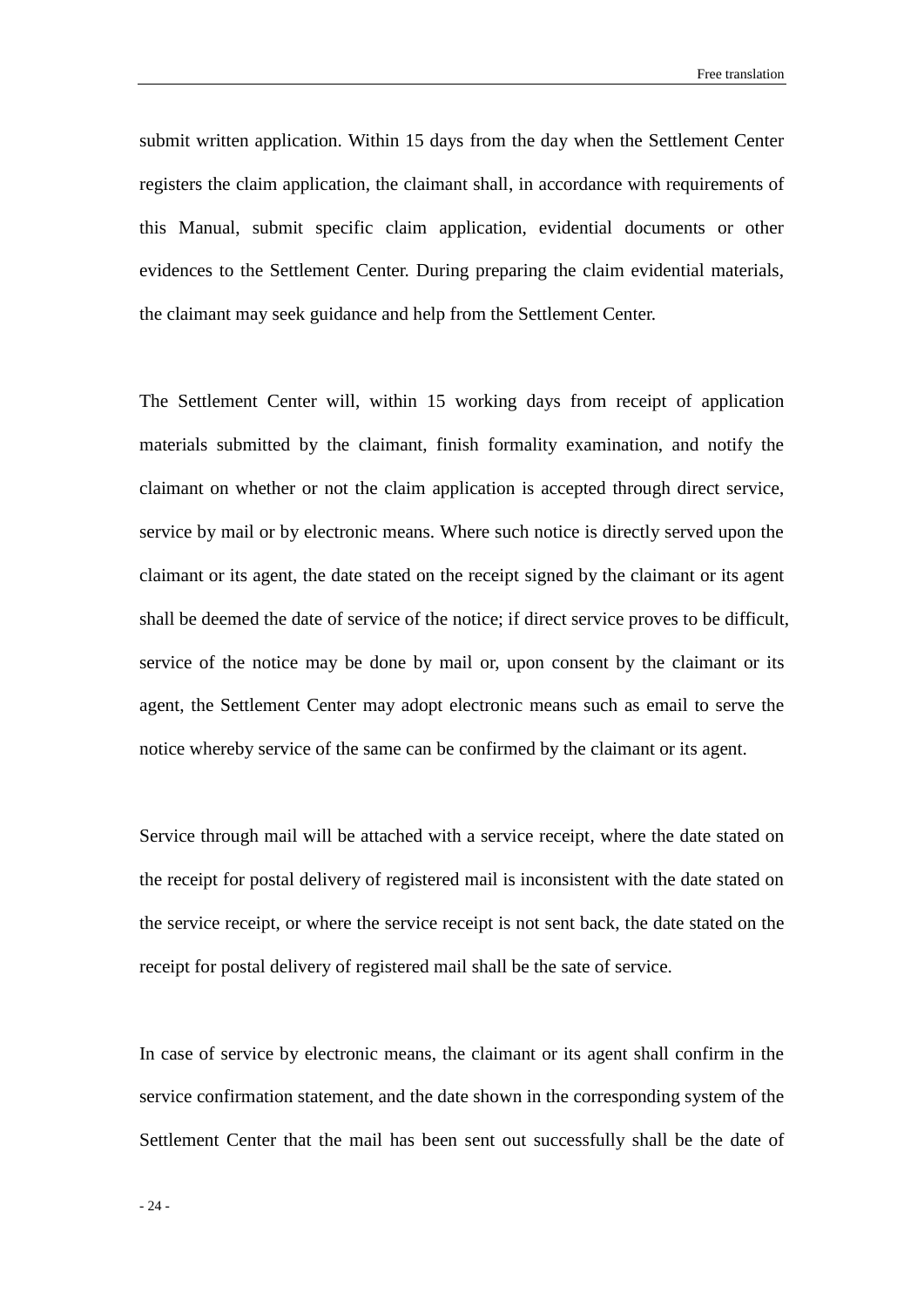submit written application. Within 15 days from the day when the Settlement Center registers the claim application, the claimant shall, in accordance with requirements of this Manual, submit specific claim application, evidential documents or other evidences to the Settlement Center. During preparing the claim evidential materials, the claimant may seek guidance and help from the Settlement Center.

The Settlement Center will, within 15 working days from receipt of application materials submitted by the claimant, finish formality examination, and notify the claimant on whether or not the claim application is accepted through direct service, service by mail or by electronic means. Where such notice is directly served upon the claimant or its agent, the date stated on the receipt signed by the claimant or its agent shall be deemed the date of service of the notice; if direct service proves to be difficult, service of the notice may be done by mail or, upon consent by the claimant or its agent, the Settlement Center may adopt electronic means such as email to serve the notice whereby service of the same can be confirmed by the claimant or its agent.

Service through mail will be attached with a service receipt, where the date stated on the receipt for postal delivery of registered mail is inconsistent with the date stated on the service receipt, or where the service receipt is not sent back, the date stated on the receipt for postal delivery of registered mail shall be the sate of service.

In case of service by electronic means, the claimant or its agent shall confirm in the service confirmation statement, and the date shown in the corresponding system of the Settlement Center that the mail has been sent out successfully shall be the date of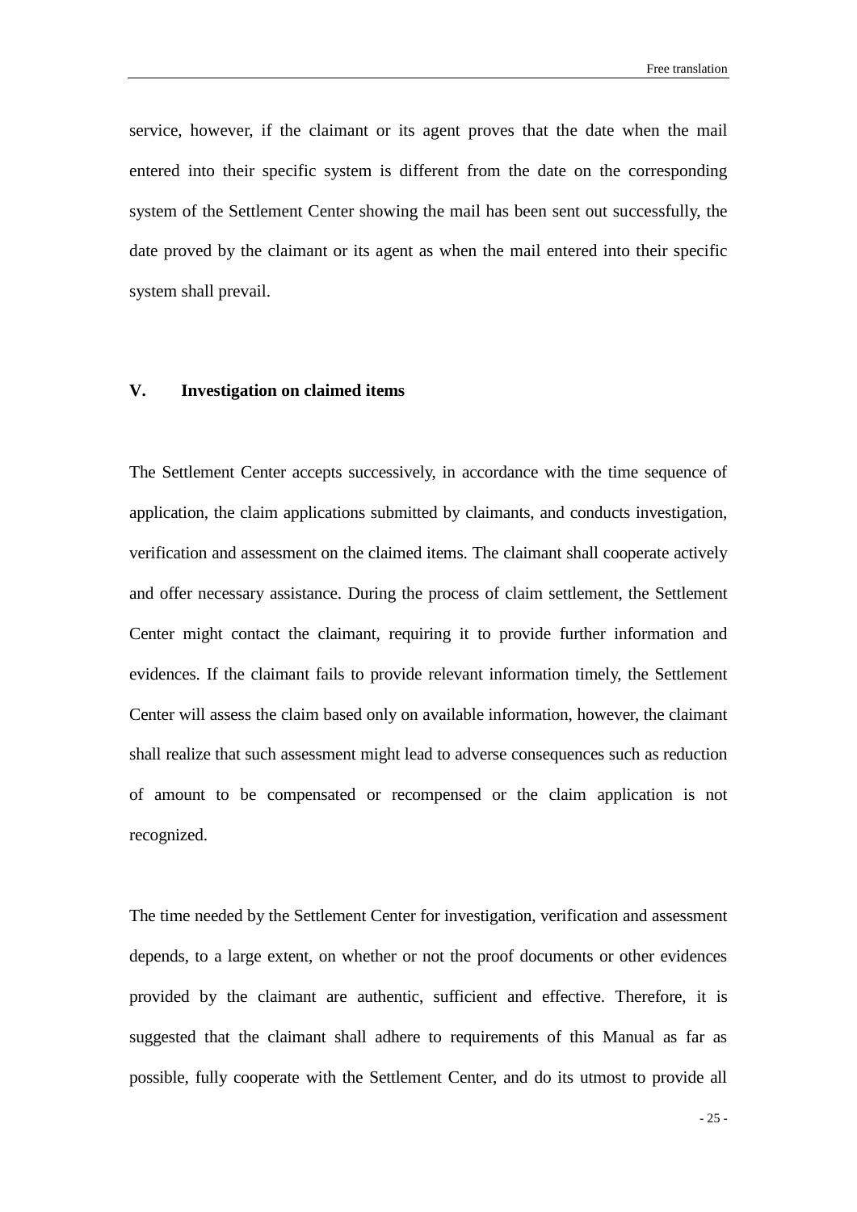service, however, if the claimant or its agent proves that the date when the mail entered into their specific system is different from the date on the corresponding system of the Settlement Center showing the mail has been sent out successfully, the date proved by the claimant or its agent as when the mail entered into their specific system shall prevail.

## V. Investigation on claimed items

The Settlement Center accepts successively, in accordance with the time sequence of application, the claim applications submitted by claimants, and conducts investigation, verification and assessment on the claimed items. The claimant shall cooperate actively and offer necessary assistance. During the process of claim settlement, the Settlement Center might contact the claimant, requiring it to provide further information and evidences. If the claimant fails to provide relevant information timely, the Settlement Center will assess the claim based only on available information, however, the claimant shall realize that such assessment might lead to adverse consequences such as reduction of amount to be compensated or recompensed or the claim application is not recognized.

The time needed by the Settlement Center for investigation, verification and assessment depends, to a large extent, on whether or not the proof documents or other evidences provided by the claimant are authentic, sufficient and effective. Therefore, it is suggested that the claimant shall adhere to requirements of this Manual as far as possible, fully cooperate with the Settlement Center, and do its utmost to provide all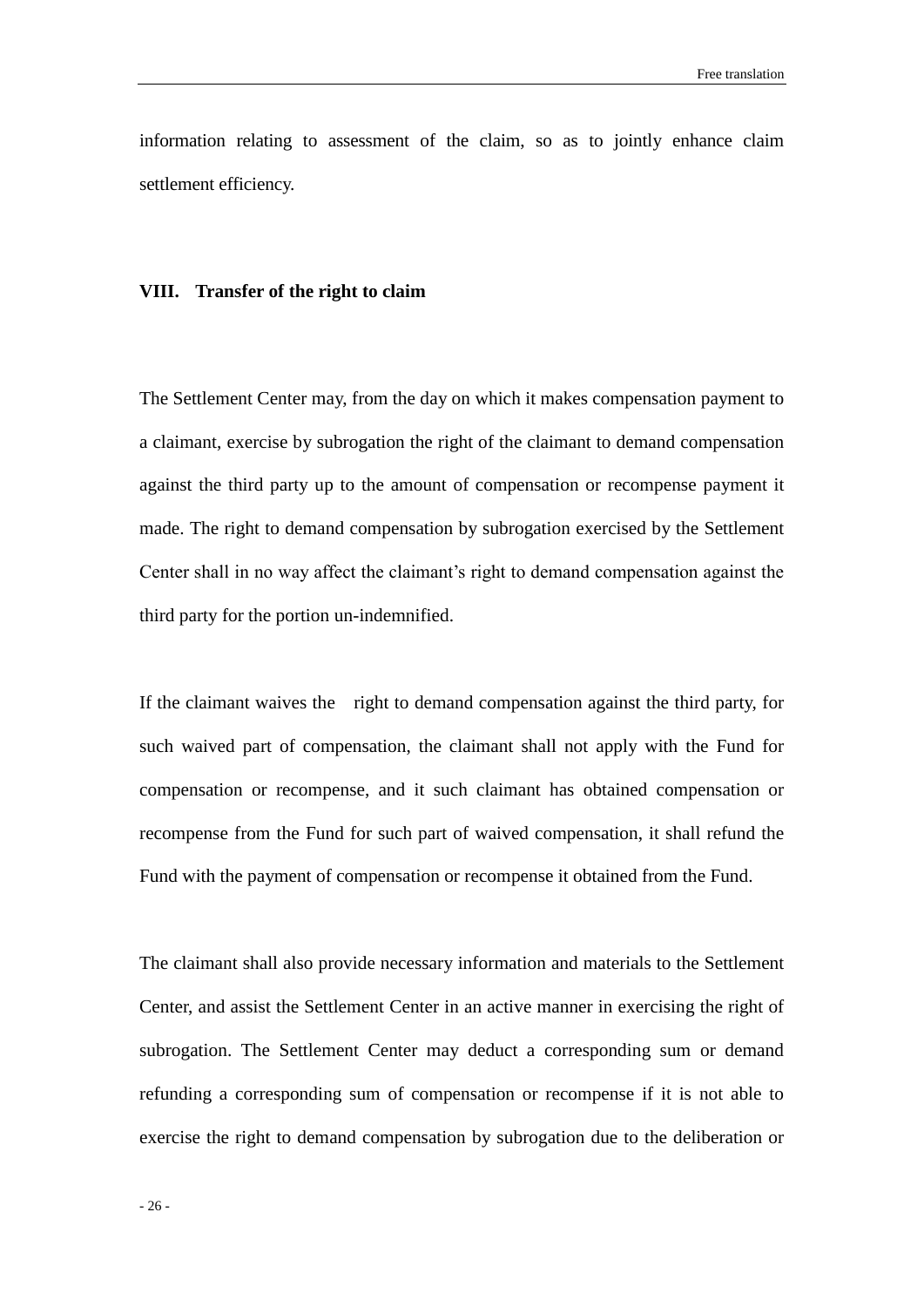information relating to assessment of the claim, so as to jointly enhance claim settlement efficiency.

## VIII. Transfer of the right to claim

The Settlement Center may, from the day on which it makes compensation payment to a claimant, exercise by subrogation the right of the claimant to demand compensation against the third party up to the amount of compensation or recompense payment it made. The right to demand compensation by subrogation exercised by the Settlement Center shall in no way affect the claimant's right to demand compensation against the third party for the portion un-indemnified.

If the claimant waives the right to demand compensation against the third party, for such waived part of compensation, the claimant shall not apply with the Fund for compensation or recompense, and it such claimant has obtained compensation or recompense from the Fund for such part of waived compensation, it shall refund the Fund with the payment of compensation or recompense it obtained from the Fund.

The claimant shall also provide necessary information and materials to the Settlement Center, and assist the Settlement Center in an active manner in exercising the right of subrogation. The Settlement Center may deduct a corresponding sum or demand refunding a corresponding sum of compensation or recompense if it is not able to exercise the right to demand compensation by subrogation due to the deliberation or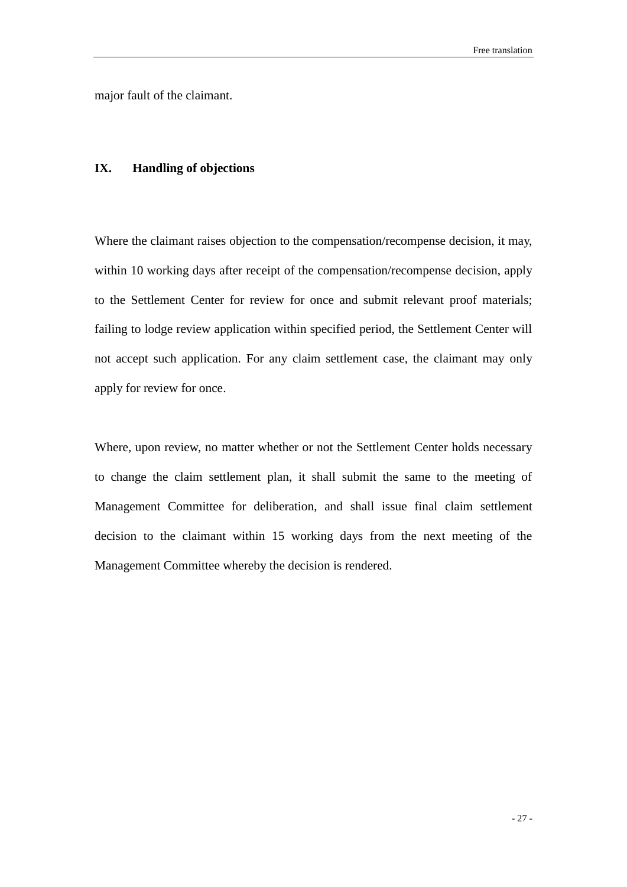major fault of the claimant.

## IX. Handling of objections

Where the claimant raises objection to the compensation/recompense decision, it may, within 10 working days after receipt of the compensation/recompense decision, apply to the Settlement Center for review for once and submit relevant proof materials; failing to lodge review application within specified period, the Settlement Center will not accept such application. For any claim settlement case, the claimant may only apply for review for once.

Where, upon review, no matter whether or not the Settlement Center holds necessary to change the claim settlement plan, it shall submit the same to the meeting of Management Committee for deliberation, and shall issue final claim settlement decision to the claimant within 15 working days from the next meeting of the Management Committee whereby the decision is rendered.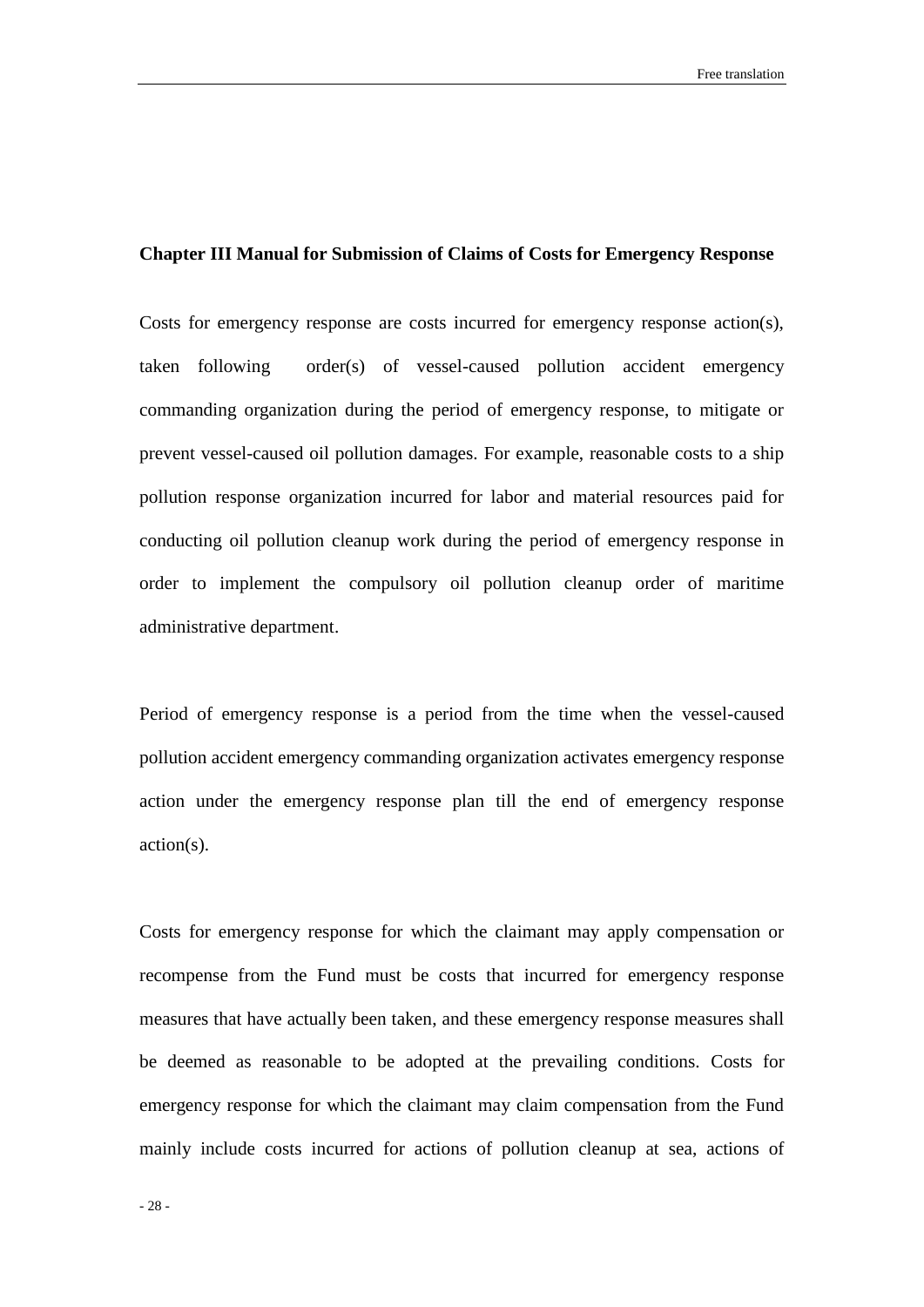## Chapter III Manual for Submission of Claims of Costs for Emergency Response

Costs for emergency response are costs incurred for emergency response action(s), taken following order(s) of vessel-caused pollution accident emergency commanding organization during the period of emergency response, to mitigate or prevent vessel-caused oil pollution damages. For example, reasonable costs to a ship pollution response organization incurred for labor and material resources paid for conducting oil pollution cleanup work during the period of emergency response in order to implement the compulsory oil pollution cleanup order of maritime administrative department.

Period of emergency response is a period from the time when the vessel-caused pollution accident emergency commanding organization activates emergency response action under the emergency response plan till the end of emergency response action(s).

Costs for emergency response for which the claimant may apply compensation or recompense from the Fund must be costs that incurred for emergency response measures that have actually been taken, and these emergency response measures shall be deemed as reasonable to be adopted at the prevailing conditions. Costs for emergency response for which the claimant may claim compensation from the Fund mainly include costs incurred for actions of pollution cleanup at sea, actions of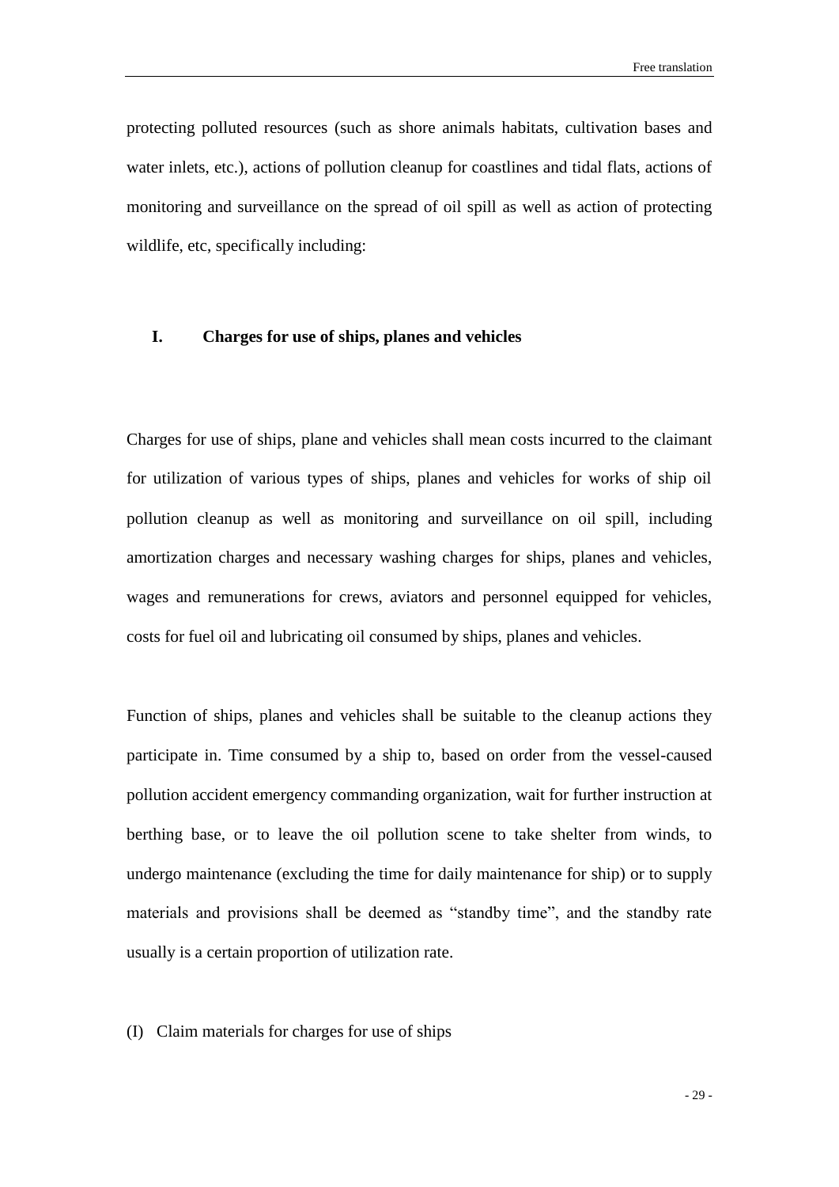protecting polluted resources (such as shore animals habitats, cultivation bases and water inlets, etc.), actions of pollution cleanup for coastlines and tidal flats, actions of monitoring and surveillance on the spread of oil spill as well as action of protecting wildlife, etc, specifically including:

## I. Charges for use of ships, planes and vehicles

Charges for use of ships, plane and vehicles shall mean costs incurred to the claimant for utilization of various types of ships, planes and vehicles for works of ship oil pollution cleanup as well as monitoring and surveillance on oil spill, including amortization charges and necessary washing charges for ships, planes and vehicles, wages and remunerations for crews, aviators and personnel equipped for vehicles, costs for fuel oil and lubricating oil consumed by ships, planes and vehicles.

Function of ships, planes and vehicles shall be suitable to the cleanup actions they participate in. Time consumed by a ship to, based on order from the vessel-caused pollution accident emergency commanding organization, wait for further instruction at berthing base, or to leave the oil pollution scene to take shelter from winds, to undergo maintenance (excluding the time for daily maintenance for ship) or to supply materials and provisions shall be deemed as "standby time", and the standby rate usually is a certain proportion of utilization rate.

(I) Claim materials for charges for use of ships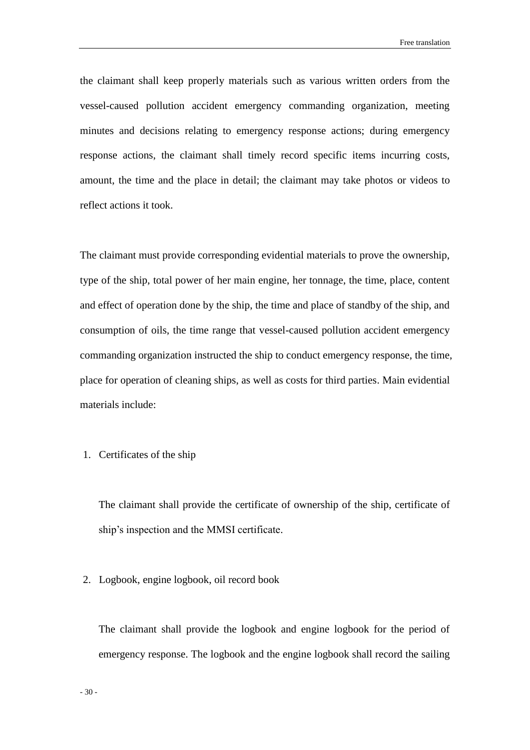the claimant shall keep properly materials such as various written orders from the vessel-caused pollution accident emergency commanding organization, meeting minutes and decisions relating to emergency response actions; during emergency response actions, the claimant shall timely record specific items incurring costs, amount, the time and the place in detail; the claimant may take photos or videos to reflect actions it took.

The claimant must provide corresponding evidential materials to prove the ownership, type of the ship, total power of her main engine, her tonnage, the time, place, content and effect of operation done by the ship, the time and place of standby of the ship, and consumption of oils, the time range that vessel-caused pollution accident emergency commanding organization instructed the ship to conduct emergency response, the time, place for operation of cleaning ships, as well as costs for third parties. Main evidential materials include:

1. Certificates of the ship

   The claimant shall provide the certificate of ownership of the ship, certificate of ship's inspection and the MMSI certificate.

2. Logbook, engine logbook, oil record book

   The claimant shall provide the logbook and engine logbook for the period of emergency response. The logbook and the engine logbook shall record the sailing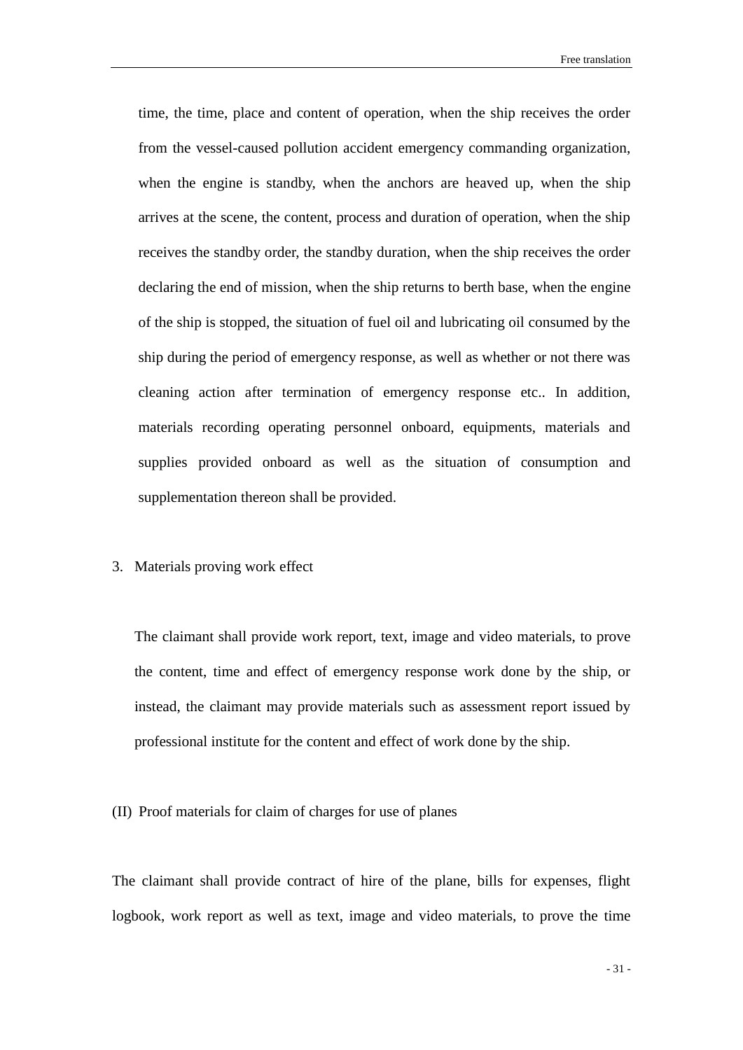time, the time, place and content of operation, when the ship receives the order from the vessel-caused pollution accident emergency commanding organization, when the engine is standby, when the anchors are heaved up, when the ship arrives at the scene, the content, process and duration of operation, when the ship receives the standby order, the standby duration, when the ship receives the order declaring the end of mission, when the ship returns to berth base, when the engine of the ship is stopped, the situation of fuel oil and lubricating oil consumed by the ship during the period of emergency response, as well as whether or not there was cleaning action after termination of emergency response etc.. In addition, materials recording operating personnel onboard, equipments, materials and supplies provided onboard as well as the situation of consumption and supplementation thereon shall be provided.

3. Materials proving work effect

The claimant shall provide work report, text, image and video materials, to prove the content, time and effect of emergency response work done by the ship, or instead, the claimant may provide materials such as assessment report issued by professional institute for the content and effect of work done by the ship.

(II) Proof materials for claim of charges for use of planes

The claimant shall provide contract of hire of the plane, bills for expenses, flight logbook, work report as well as text, image and video materials, to prove the time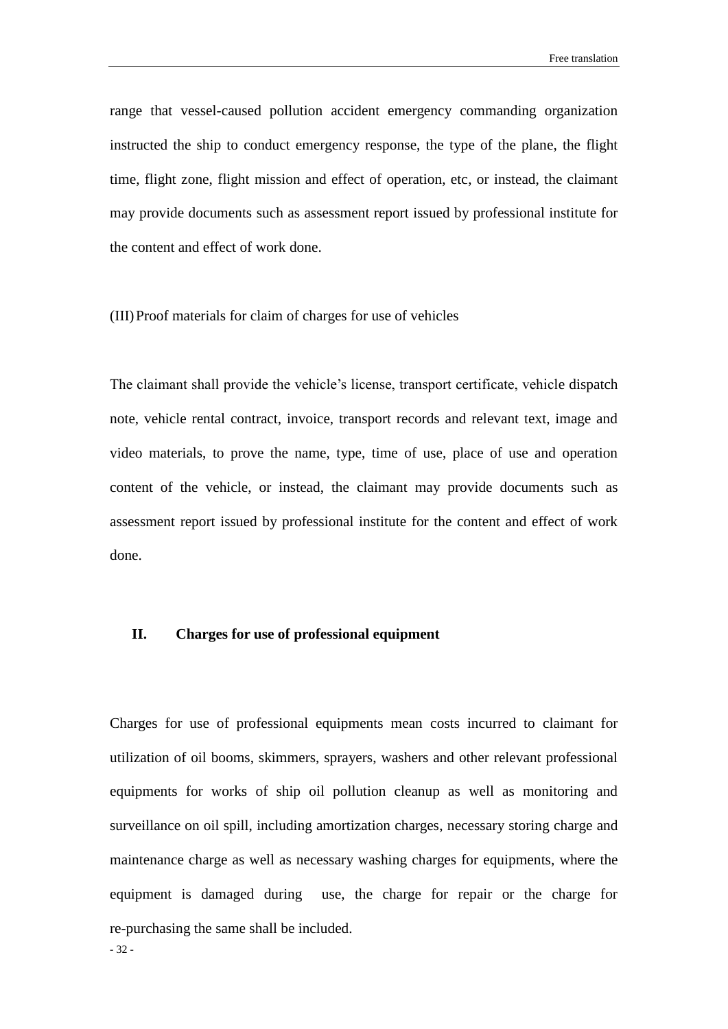range that vessel-caused pollution accident emergency commanding organization instructed the ship to conduct emergency response, the type of the plane, the flight time, flight zone, flight mission and effect of operation, etc, or instead, the claimant may provide documents such as assessment report issued by professional institute for the content and effect of work done.

(III) Proof materials for claim of charges for use of vehicles

The claimant shall provide the vehicle's license, transport certificate, vehicle dispatch note, vehicle rental contract, invoice, transport records and relevant text, image and video materials, to prove the name, type, time of use, place of use and operation content of the vehicle, or instead, the claimant may provide documents such as assessment report issued by professional institute for the content and effect of work done.

## II. Charges for use of professional equipment

Charges for use of professional equipments mean costs incurred to claimant for utilization of oil booms, skimmers, sprayers, washers and other relevant professional equipments for works of ship oil pollution cleanup as well as monitoring and surveillance on oil spill, including amortization charges, necessary storing charge and maintenance charge as well as necessary washing charges for equipments, where the equipment is damaged during use, the charge for repair or the charge for re-purchasing the same shall be included.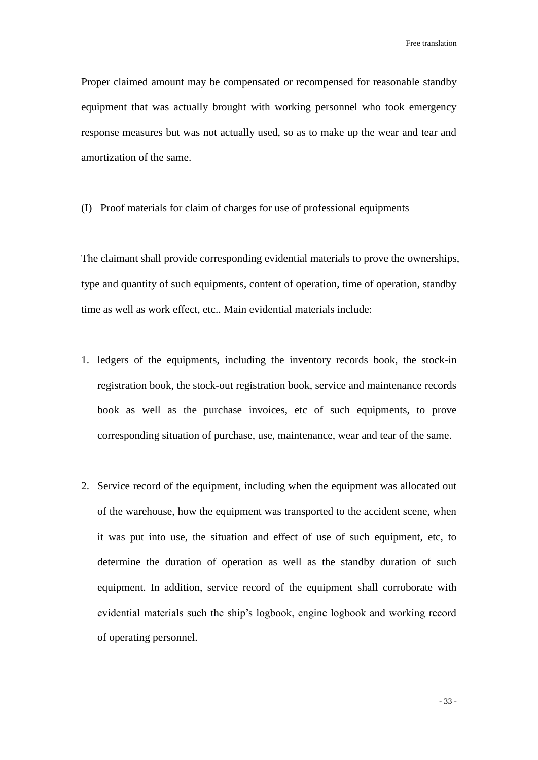Proper claimed amount may be compensated or recompensed for reasonable standby equipment that was actually brought with working personnel who took emergency response measures but was not actually used, so as to make up the wear and tear and amortization of the same.

### (I) Proof materials for claim of charges for use of professional equipments

The claimant shall provide corresponding evidential materials to prove the ownerships, type and quantity of such equipments, content of operation, time of operation, standby time as well as work effect, etc.. Main evidential materials include:

1. ledgers of the equipments, including the inventory records book, the stock-in registration book, the stock-out registration book, service and maintenance records book as well as the purchase invoices, etc of such equipments, to prove corresponding situation of purchase, use, maintenance, wear and tear of the same.

2. Service record of the equipment, including when the equipment was allocated out of the warehouse, how the equipment was transported to the accident scene, when it was put into use, the situation and effect of use of such equipment, etc, to determine the duration of operation as well as the standby duration of such equipment. In addition, service record of the equipment shall corroborate with evidential materials such the ship's logbook, engine logbook and working record of operating personnel.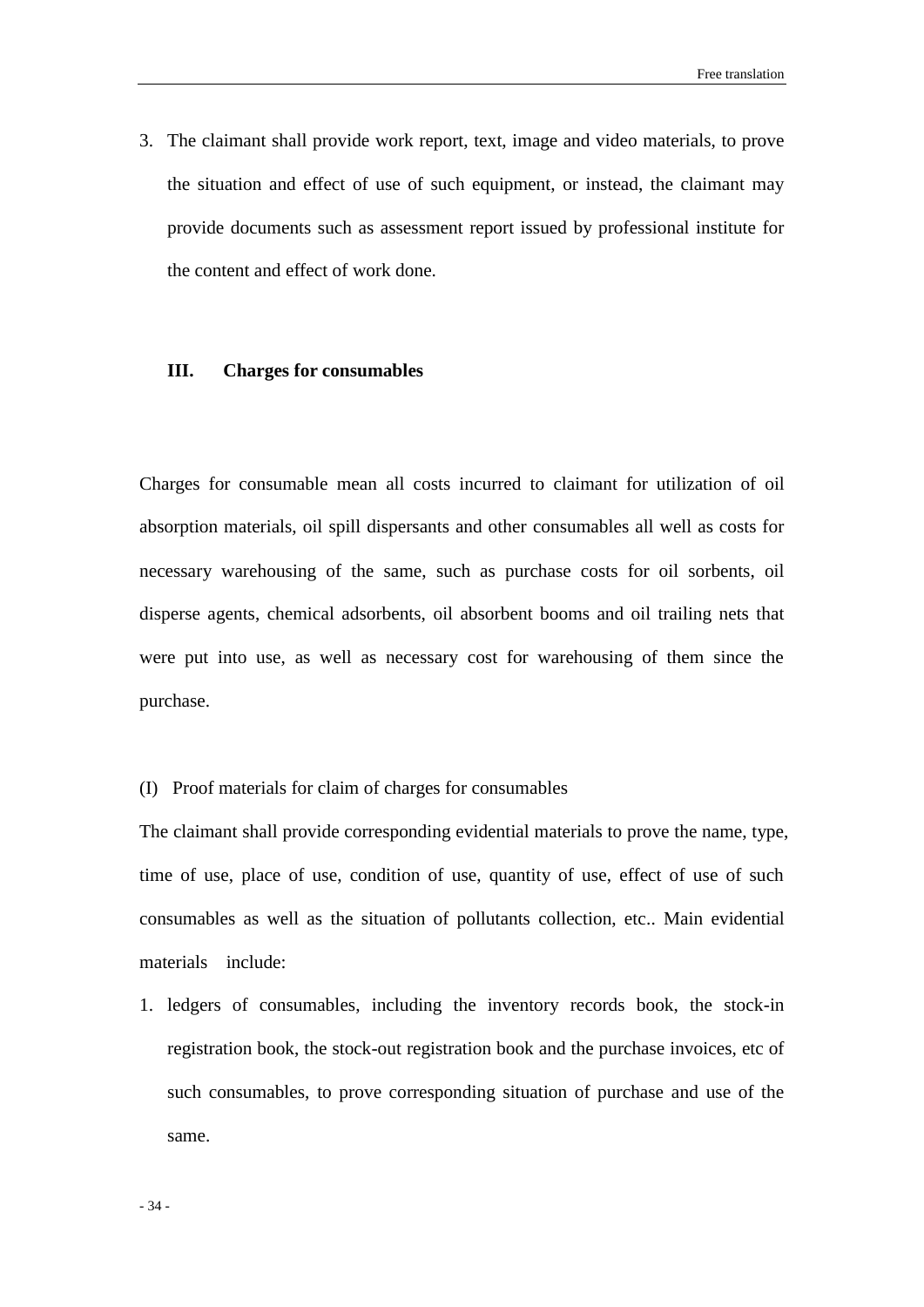3. The claimant shall provide work report, text, image and video materials, to prove the situation and effect of use of such equipment, or instead, the claimant may provide documents such as assessment report issued by professional institute for the content and effect of work done.

### III. Charges for consumables

Charges for consumable mean all costs incurred to claimant for utilization of oil absorption materials, oil spill dispersants and other consumables all well as costs for necessary warehousing of the same, such as purchase costs for oil sorbents, oil disperse agents, chemical adsorbents, oil absorbent booms and oil trailing nets that were put into use, as well as necessary cost for warehousing of them since the purchase.

(I) Proof materials for claim of charges for consumables

The claimant shall provide corresponding evidential materials to prove the name, type, time of use, place of use, condition of use, quantity of use, effect of use of such consumables as well as the situation of pollutants collection, etc.. Main evidential materials include:

1. ledgers of consumables, including the inventory records book, the stock-in registration book, the stock-out registration book and the purchase invoices, etc of such consumables, to prove corresponding situation of purchase and use of the same.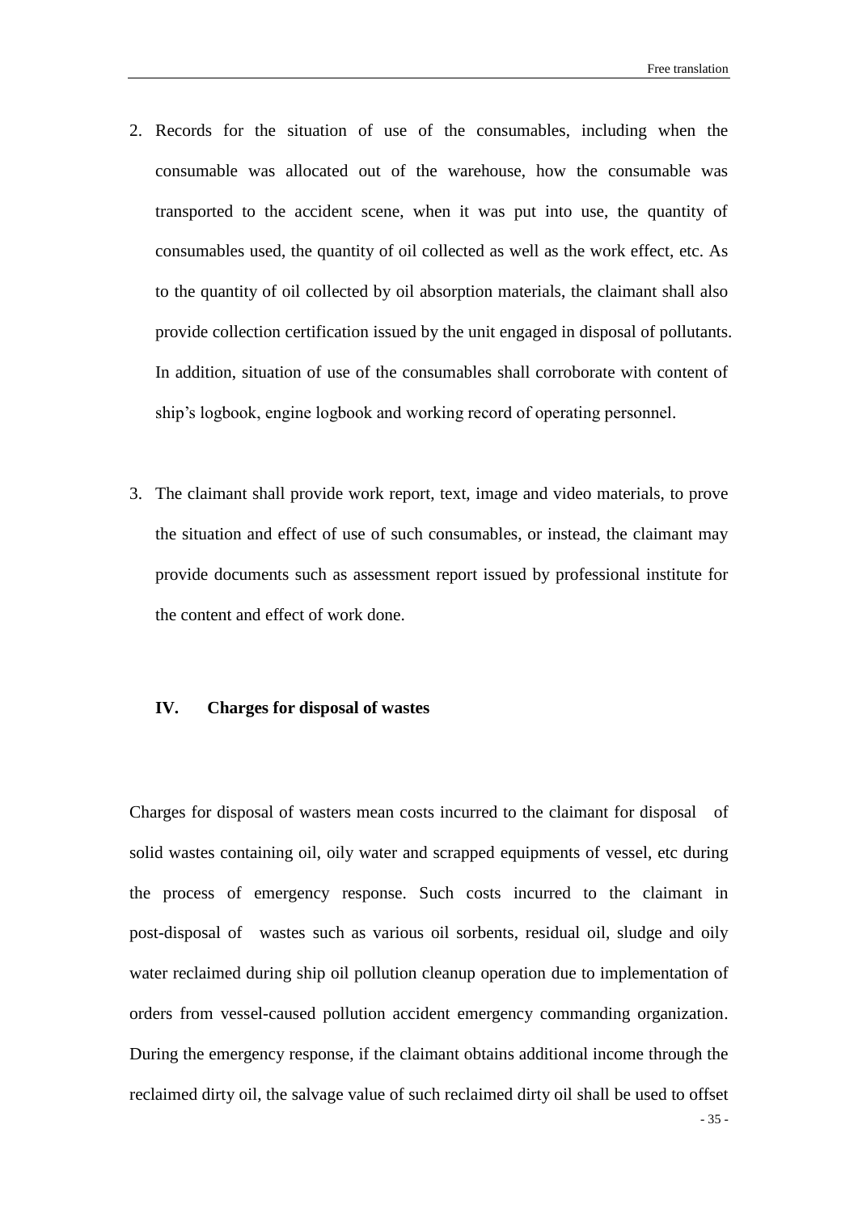2. Records for the situation of use of the consumables, including when the consumable was allocated out of the warehouse, how the consumable was transported to the accident scene, when it was put into use, the quantity of consumables used, the quantity of oil collected as well as the work effect, etc. As to the quantity of oil collected by oil absorption materials, the claimant shall also provide collection certification issued by the unit engaged in disposal of pollutants. In addition, situation of use of the consumables shall corroborate with content of ship's logbook, engine logbook and working record of operating personnel.

3. The claimant shall provide work report, text, image and video materials, to prove the situation and effect of use of such consumables, or instead, the claimant may provide documents such as assessment report issued by professional institute for the content and effect of work done.

**IV. Charges for disposal of wastes**

Charges for disposal of wasters mean costs incurred to the claimant for disposal of solid wastes containing oil, oily water and scrapped equipments of vessel, etc during the process of emergency response. Such costs incurred to the claimant in post-disposal of wastes such as various oil sorbents, residual oil, sludge and oily water reclaimed during ship oil pollution cleanup operation due to implementation of orders from vessel-caused pollution accident emergency commanding organization. During the emergency response, if the claimant obtains additional income through the reclaimed dirty oil, the salvage value of such reclaimed dirty oil shall be used to offset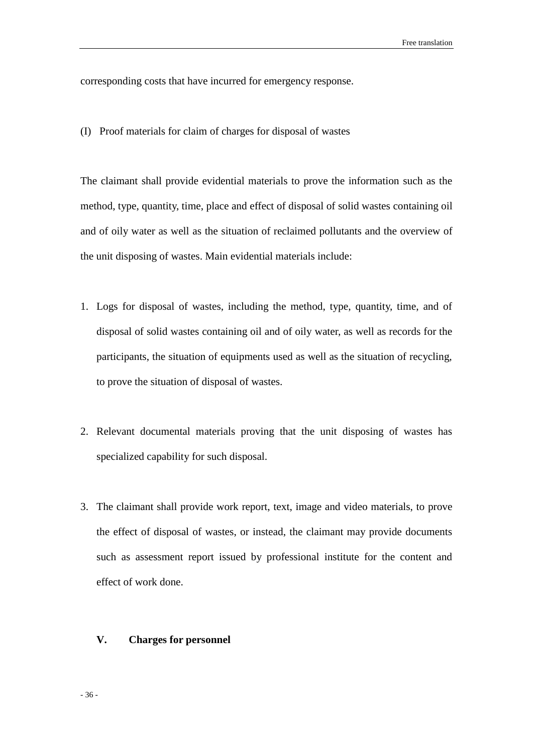corresponding costs that have incurred for emergency response.

(I) Proof materials for claim of charges for disposal of wastes

The claimant shall provide evidential materials to prove the information such as the method, type, quantity, time, place and effect of disposal of solid wastes containing oil and of oily water as well as the situation of reclaimed pollutants and the overview of the unit disposing of wastes. Main evidential materials include:

1. Logs for disposal of wastes, including the method, type, quantity, time, and of disposal of solid wastes containing oil and of oily water, as well as records for the participants, the situation of equipments used as well as the situation of recycling, to prove the situation of disposal of wastes.

2. Relevant documental materials proving that the unit disposing of wastes has specialized capability for such disposal.

3. The claimant shall provide work report, text, image and video materials, to prove the effect of disposal of wastes, or instead, the claimant may provide documents such as assessment report issued by professional institute for the content and effect of work done.

## V. Charges for personnel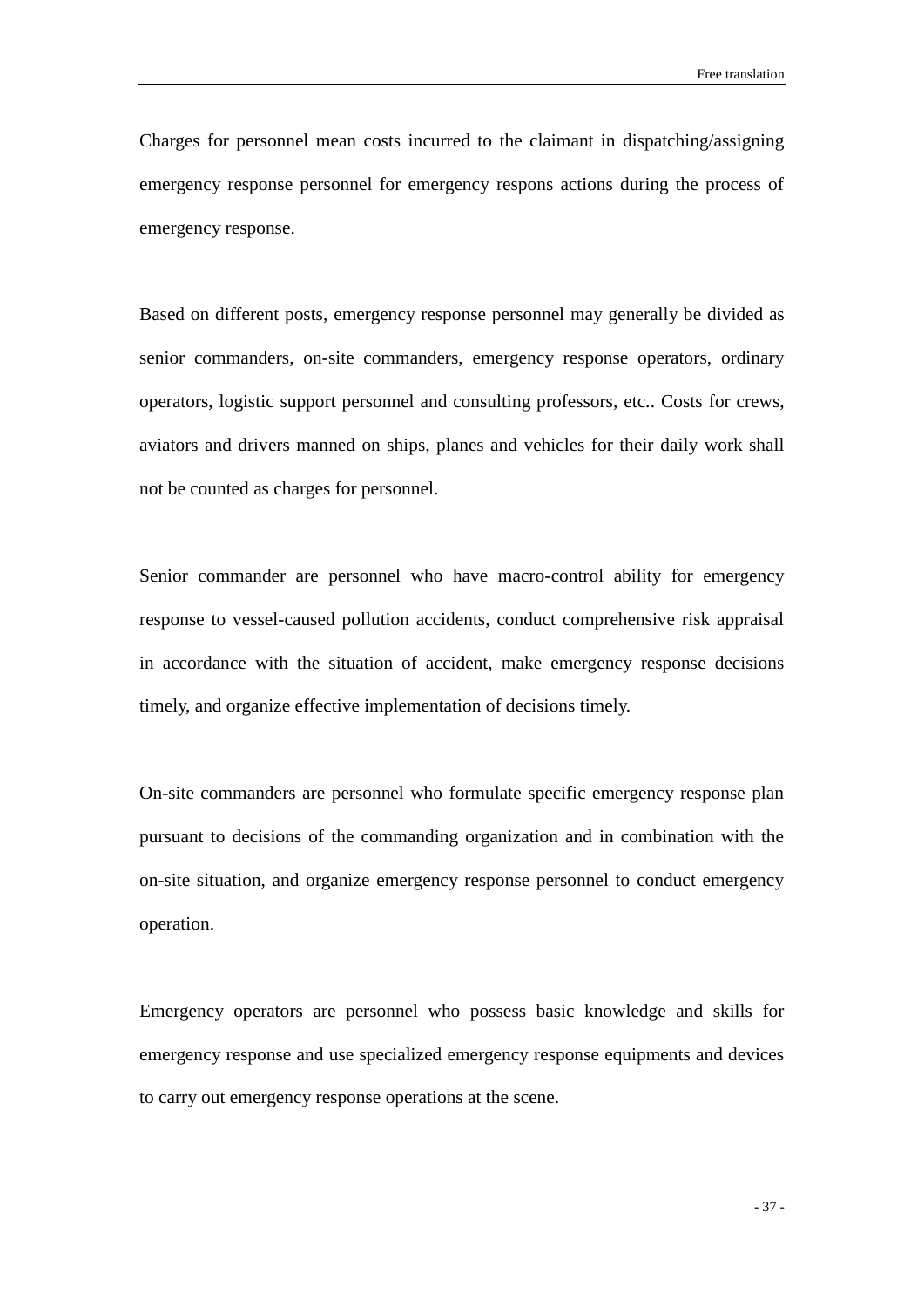Charges for personnel mean costs incurred to the claimant in dispatching/assigning emergency response personnel for emergency respons actions during the process of emergency response.

Based on different posts, emergency response personnel may generally be divided as senior commanders, on-site commanders, emergency response operators, ordinary operators, logistic support personnel and consulting professors, etc.. Costs for crews, aviators and drivers manned on ships, planes and vehicles for their daily work shall not be counted as charges for personnel.

Senior commander are personnel who have macro-control ability for emergency response to vessel-caused pollution accidents, conduct comprehensive risk appraisal in accordance with the situation of accident, make emergency response decisions timely, and organize effective implementation of decisions timely.

On-site commanders are personnel who formulate specific emergency response plan pursuant to decisions of the commanding organization and in combination with the on-site situation, and organize emergency response personnel to conduct emergency operation.

Emergency operators are personnel who possess basic knowledge and skills for emergency response and use specialized emergency response equipments and devices to carry out emergency response operations at the scene.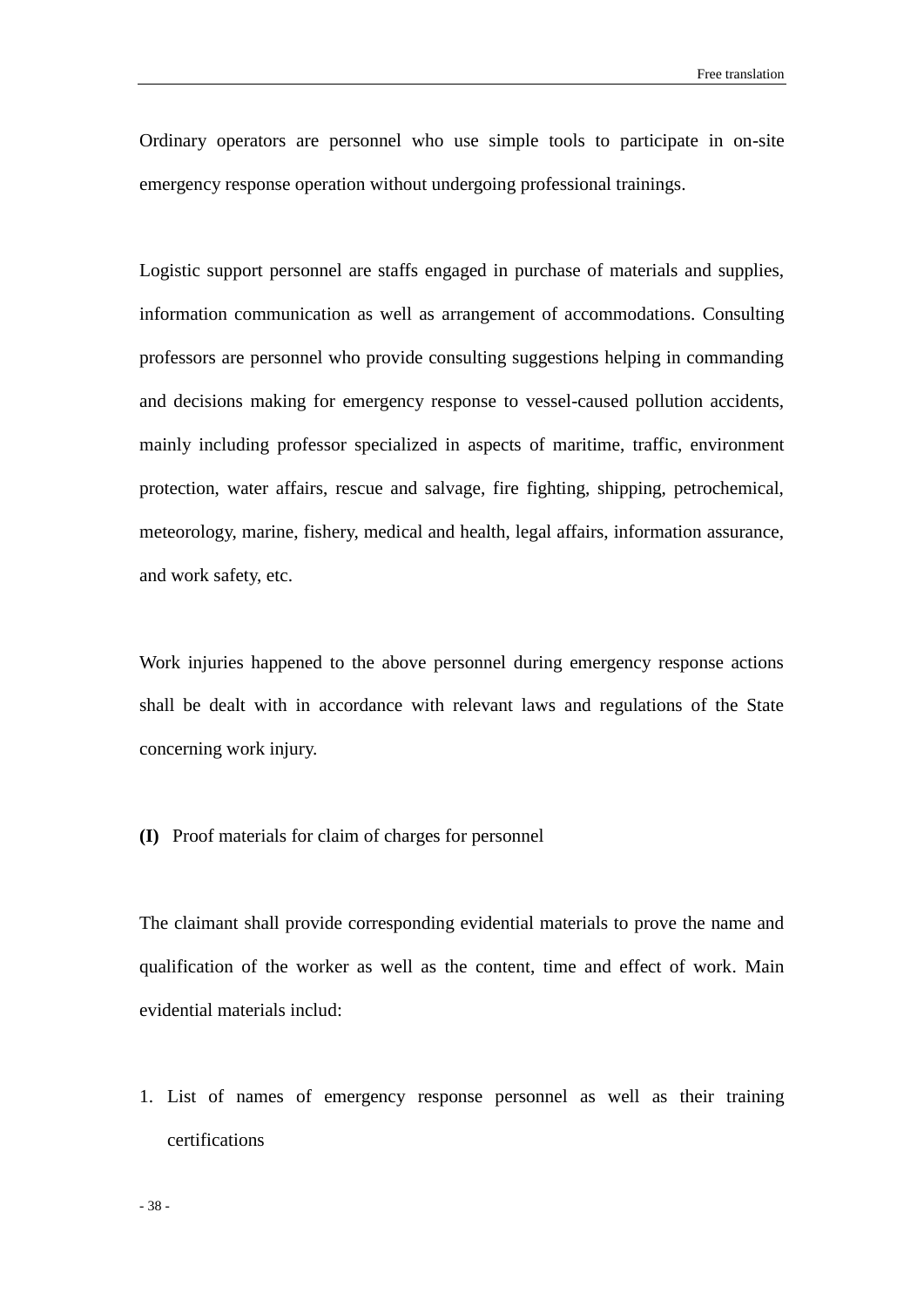Ordinary operators are personnel who use simple tools to participate in on-site emergency response operation without undergoing professional trainings.

Logistic support personnel are staffs engaged in purchase of materials and supplies, information communication as well as arrangement of accommodations. Consulting professors are personnel who provide consulting suggestions helping in commanding and decisions making for emergency response to vessel-caused pollution accidents, mainly including professor specialized in aspects of maritime, traffic, environment protection, water affairs, rescue and salvage, fire fighting, shipping, petrochemical, meteorology, marine, fishery, medical and health, legal affairs, information assurance, and work safety, etc.

Work injuries happened to the above personnel during emergency response actions shall be dealt with in accordance with relevant laws and regulations of the State concerning work injury.

**(I)** Proof materials for claim of charges for personnel

The claimant shall provide corresponding evidential materials to prove the name and qualification of the worker as well as the content, time and effect of work. Main evidential materials includ:

1. List of names of emergency response personnel as well as their training certifications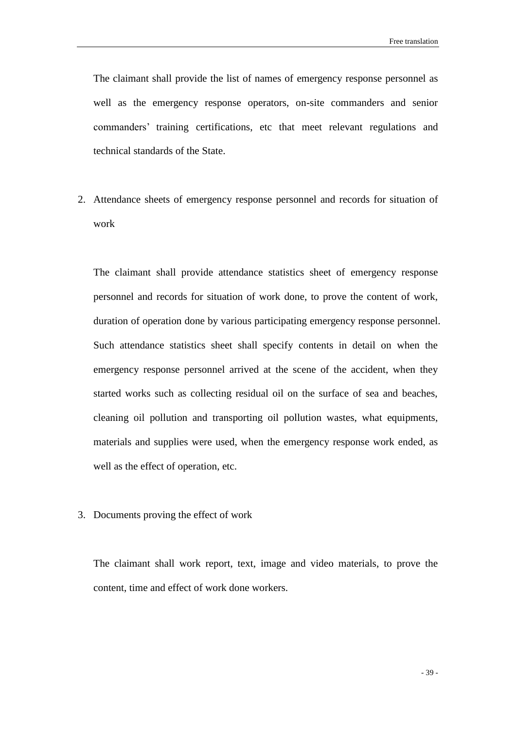The claimant shall provide the list of names of emergency response personnel as well as the emergency response operators, on-site commanders and senior commanders' training certifications, etc that meet relevant regulations and technical standards of the State.

2. Attendance sheets of emergency response personnel and records for situation of work

   The claimant shall provide attendance statistics sheet of emergency response personnel and records for situation of work done, to prove the content of work, duration of operation done by various participating emergency response personnel. Such attendance statistics sheet shall specify contents in detail on when the emergency response personnel arrived at the scene of the accident, when they started works such as collecting residual oil on the surface of sea and beaches, cleaning oil pollution and transporting oil pollution wastes, what equipments, materials and supplies were used, when the emergency response work ended, as well as the effect of operation, etc.

3. Documents proving the effect of work

   The claimant shall work report, text, image and video materials, to prove the content, time and effect of work done workers.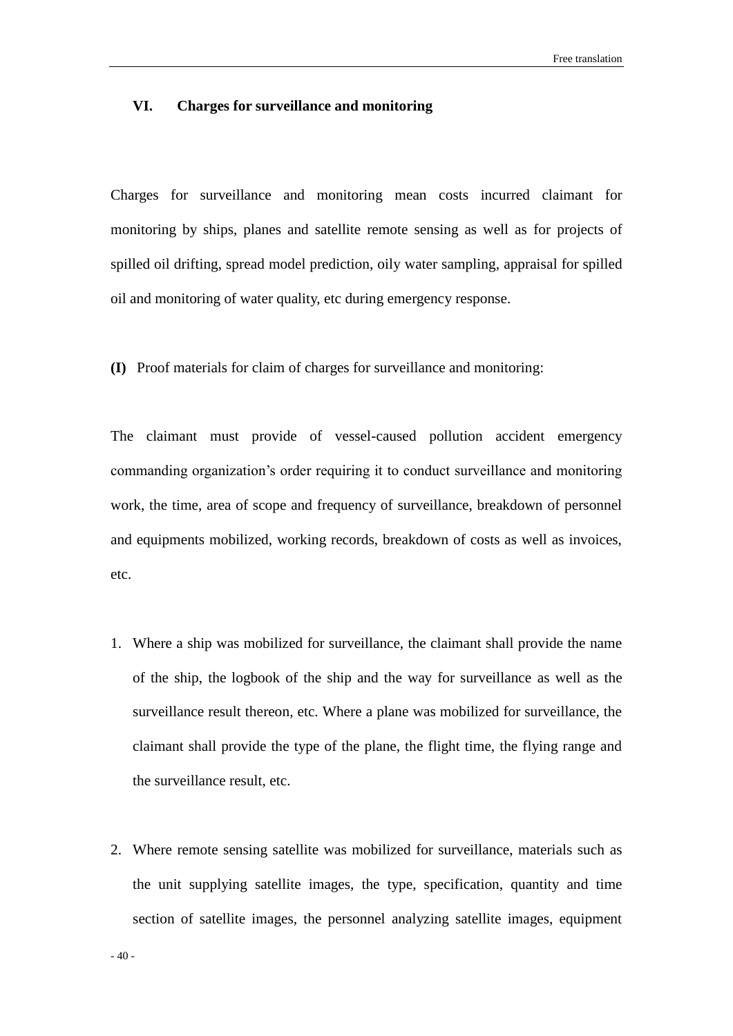## VI. Charges for surveillance and monitoring

Charges for surveillance and monitoring mean costs incurred claimant for monitoring by ships, planes and satellite remote sensing as well as for projects of spilled oil drifting, spread model prediction, oily water sampling, appraisal for spilled oil and monitoring of water quality, etc during emergency response.

**(I)** Proof materials for claim of charges for surveillance and monitoring:

The claimant must provide of vessel-caused pollution accident emergency commanding organization's order requiring it to conduct surveillance and monitoring work, the time, area of scope and frequency of surveillance, breakdown of personnel and equipments mobilized, working records, breakdown of costs as well as invoices, etc.

1. Where a ship was mobilized for surveillance, the claimant shall provide the name of the ship, the logbook of the ship and the way for surveillance as well as the surveillance result thereon, etc. Where a plane was mobilized for surveillance, the claimant shall provide the type of the plane, the flight time, the flying range and the surveillance result, etc.

2. Where remote sensing satellite was mobilized for surveillance, materials such as the unit supplying satellite images, the type, specification, quantity and time section of satellite images, the personnel analyzing satellite images, equipment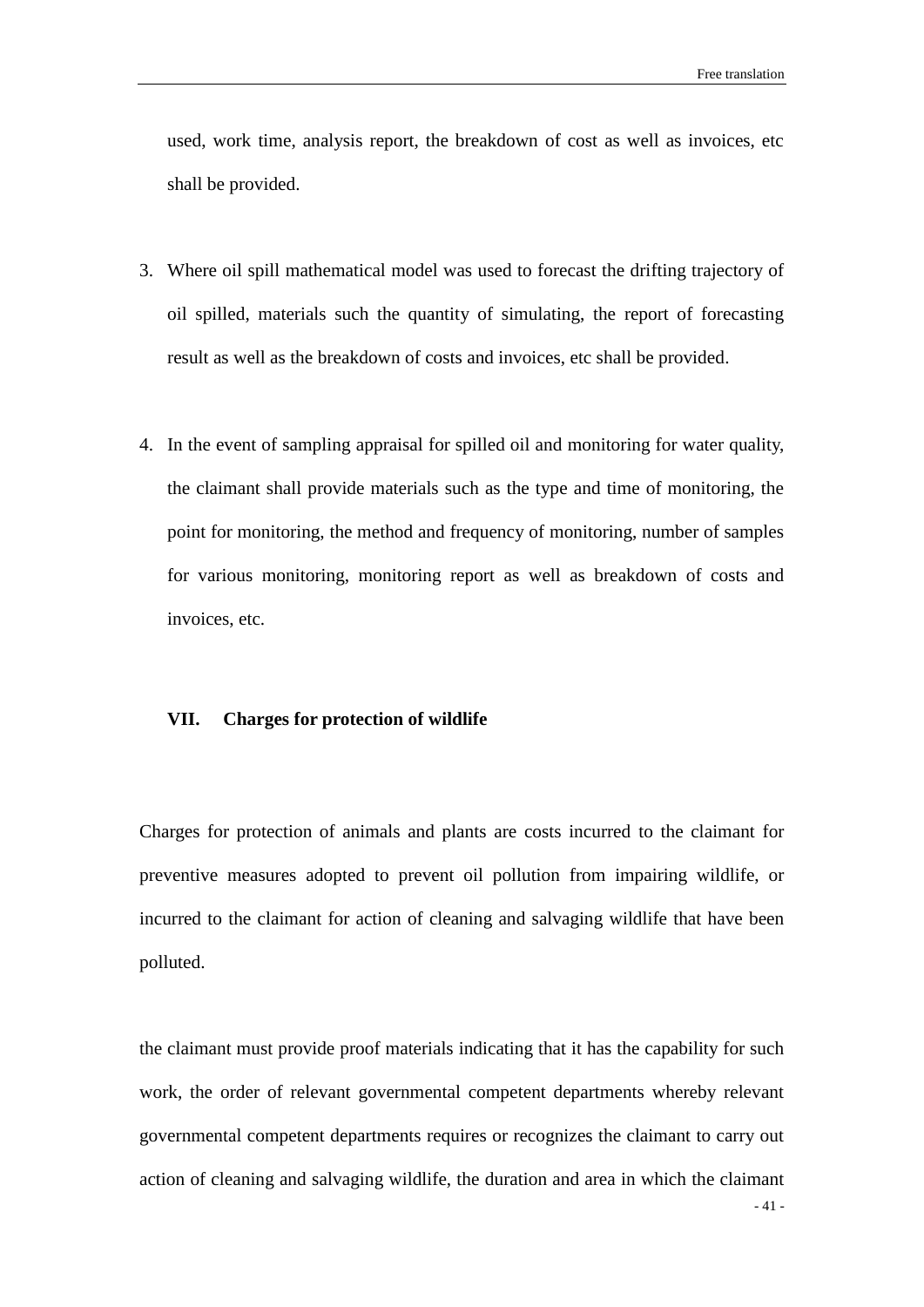used, work time, analysis report, the breakdown of cost as well as invoices, etc shall be provided.

3. Where oil spill mathematical model was used to forecast the drifting trajectory of oil spilled, materials such the quantity of simulating, the report of forecasting result as well as the breakdown of costs and invoices, etc shall be provided.

4. In the event of sampling appraisal for spilled oil and monitoring for water quality, the claimant shall provide materials such as the type and time of monitoring, the point for monitoring, the method and frequency of monitoring, number of samples for various monitoring, monitoring report as well as breakdown of costs and invoices, etc.

### VII. Charges for protection of wildlife

Charges for protection of animals and plants are costs incurred to the claimant for preventive measures adopted to prevent oil pollution from impairing wildlife, or incurred to the claimant for action of cleaning and salvaging wildlife that have been polluted.

the claimant must provide proof materials indicating that it has the capability for such work, the order of relevant governmental competent departments whereby relevant governmental competent departments requires or recognizes the claimant to carry out action of cleaning and salvaging wildlife, the duration and area in which the claimant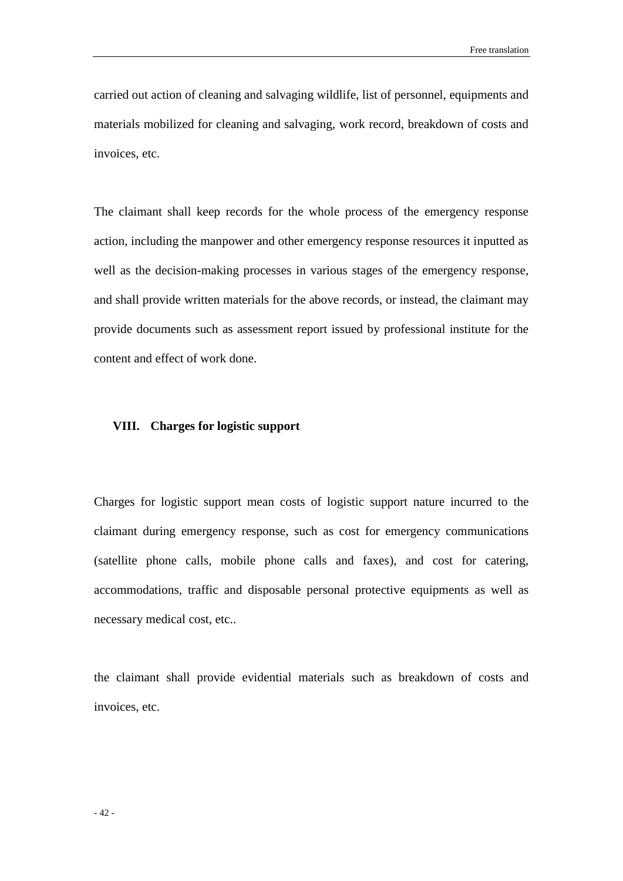carried out action of cleaning and salvaging wildlife, list of personnel, equipments and materials mobilized for cleaning and salvaging, work record, breakdown of costs and invoices, etc.

The claimant shall keep records for the whole process of the emergency response action, including the manpower and other emergency response resources it inputted as well as the decision-making processes in various stages of the emergency response, and shall provide written materials for the above records, or instead, the claimant may provide documents such as assessment report issued by professional institute for the content and effect of work done.

### VIII. Charges for logistic support

Charges for logistic support mean costs of logistic support nature incurred to the claimant during emergency response, such as cost for emergency communications (satellite phone calls, mobile phone calls and faxes), and cost for catering, accommodations, traffic and disposable personal protective equipments as well as necessary medical cost, etc..

the claimant shall provide evidential materials such as breakdown of costs and invoices, etc.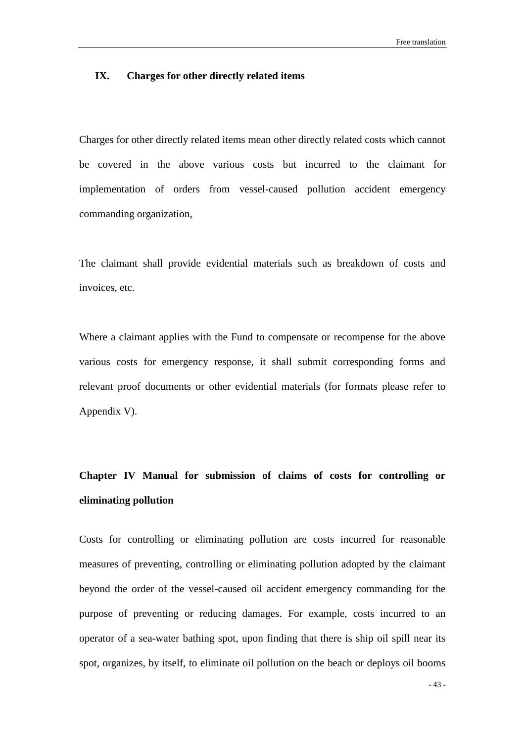### IX. Charges for other directly related items

Charges for other directly related items mean other directly related costs which cannot be covered in the above various costs but incurred to the claimant for implementation of orders from vessel-caused pollution accident emergency commanding organization,

The claimant shall provide evidential materials such as breakdown of costs and invoices, etc.

Where a claimant applies with the Fund to compensate or recompense for the above various costs for emergency response, it shall submit corresponding forms and relevant proof documents or other evidential materials (for formats please refer to Appendix V).

## Chapter IV Manual for submission of claims of costs for controlling or eliminating pollution

Costs for controlling or eliminating pollution are costs incurred for reasonable measures of preventing, controlling or eliminating pollution adopted by the claimant beyond the order of the vessel-caused oil accident emergency commanding for the purpose of preventing or reducing damages. For example, costs incurred to an operator of a sea-water bathing spot, upon finding that there is ship oil spill near its spot, organizes, by itself, to eliminate oil pollution on the beach or deploys oil booms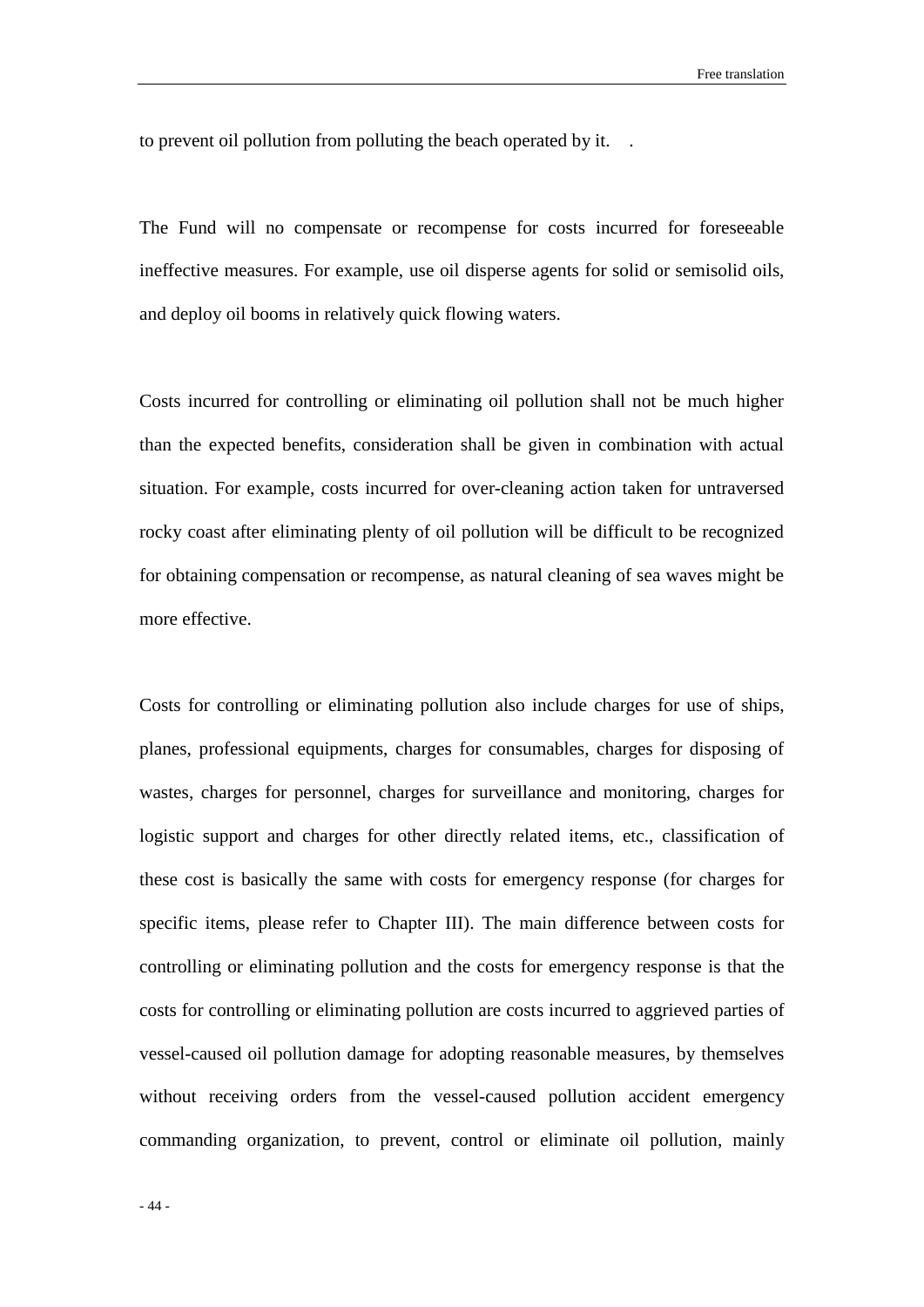to prevent oil pollution from polluting the beach operated by it.　.

The Fund will no compensate or recompense for costs incurred for foreseeable ineffective measures. For example, use oil disperse agents for solid or semisolid oils, and deploy oil booms in relatively quick flowing waters.

Costs incurred for controlling or eliminating oil pollution shall not be much higher than the expected benefits, consideration shall be given in combination with actual situation. For example, costs incurred for over-cleaning action taken for untraversed rocky coast after eliminating plenty of oil pollution will be difficult to be recognized for obtaining compensation or recompense, as natural cleaning of sea waves might be more effective.

Costs for controlling or eliminating pollution also include charges for use of ships, planes, professional equipments, charges for consumables, charges for disposing of wastes, charges for personnel, charges for surveillance and monitoring, charges for logistic support and charges for other directly related items, etc., classification of these cost is basically the same with costs for emergency response (for charges for specific items, please refer to Chapter III). The main difference between costs for controlling or eliminating pollution and the costs for emergency response is that the costs for controlling or eliminating pollution are costs incurred to aggrieved parties of vessel-caused oil pollution damage for adopting reasonable measures, by themselves without receiving orders from the vessel-caused pollution accident emergency commanding organization, to prevent, control or eliminate oil pollution, mainly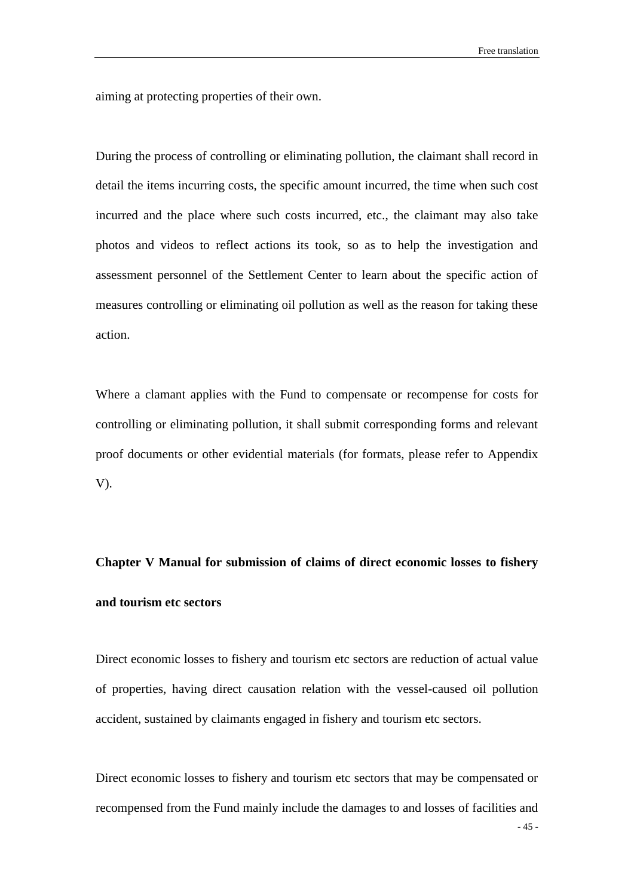aiming at protecting properties of their own.

During the process of controlling or eliminating pollution, the claimant shall record in detail the items incurring costs, the specific amount incurred, the time when such cost incurred and the place where such costs incurred, etc., the claimant may also take photos and videos to reflect actions its took, so as to help the investigation and assessment personnel of the Settlement Center to learn about the specific action of measures controlling or eliminating oil pollution as well as the reason for taking these action.

Where a clamant applies with the Fund to compensate or recompense for costs for controlling or eliminating pollution, it shall submit corresponding forms and relevant proof documents or other evidential materials (for formats, please refer to Appendix V).

## Chapter V Manual for submission of claims of direct economic losses to fishery and tourism etc sectors

Direct economic losses to fishery and tourism etc sectors are reduction of actual value of properties, having direct causation relation with the vessel-caused oil pollution accident, sustained by claimants engaged in fishery and tourism etc sectors.

Direct economic losses to fishery and tourism etc sectors that may be compensated or recompensed from the Fund mainly include the damages to and losses of facilities and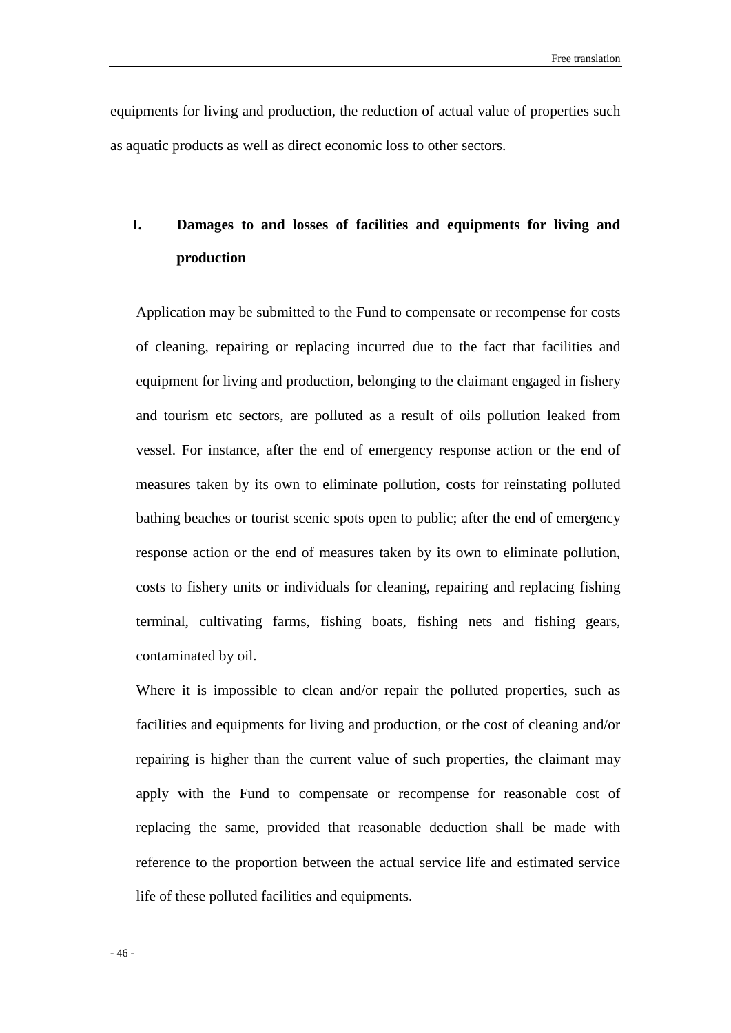equipments for living and production, the reduction of actual value of properties such as aquatic products as well as direct economic loss to other sectors.

## I. Damages to and losses of facilities and equipments for living and production

Application may be submitted to the Fund to compensate or recompense for costs of cleaning, repairing or replacing incurred due to the fact that facilities and equipment for living and production, belonging to the claimant engaged in fishery and tourism etc sectors, are polluted as a result of oils pollution leaked from vessel. For instance, after the end of emergency response action or the end of measures taken by its own to eliminate pollution, costs for reinstating polluted bathing beaches or tourist scenic spots open to public; after the end of emergency response action or the end of measures taken by its own to eliminate pollution, costs to fishery units or individuals for cleaning, repairing and replacing fishing terminal, cultivating farms, fishing boats, fishing nets and fishing gears, contaminated by oil.

Where it is impossible to clean and/or repair the polluted properties, such as facilities and equipments for living and production, or the cost of cleaning and/or repairing is higher than the current value of such properties, the claimant may apply with the Fund to compensate or recompense for reasonable cost of replacing the same, provided that reasonable deduction shall be made with reference to the proportion between the actual service life and estimated service life of these polluted facilities and equipments.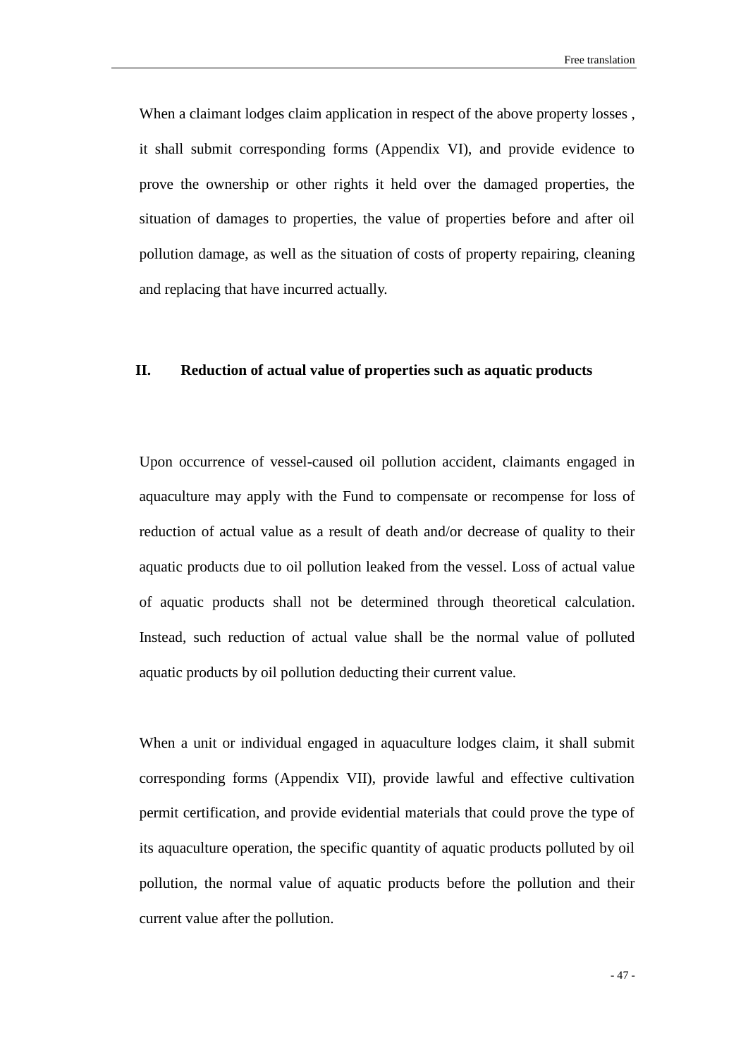When a claimant lodges claim application in respect of the above property losses , it shall submit corresponding forms (Appendix VI), and provide evidence to prove the ownership or other rights it held over the damaged properties, the situation of damages to properties, the value of properties before and after oil pollution damage, as well as the situation of costs of property repairing, cleaning and replacing that have incurred actually.

## II. Reduction of actual value of properties such as aquatic products

Upon occurrence of vessel-caused oil pollution accident, claimants engaged in aquaculture may apply with the Fund to compensate or recompense for loss of reduction of actual value as a result of death and/or decrease of quality to their aquatic products due to oil pollution leaked from the vessel. Loss of actual value of aquatic products shall not be determined through theoretical calculation. Instead, such reduction of actual value shall be the normal value of polluted aquatic products by oil pollution deducting their current value.

When a unit or individual engaged in aquaculture lodges claim, it shall submit corresponding forms (Appendix VII), provide lawful and effective cultivation permit certification, and provide evidential materials that could prove the type of its aquaculture operation, the specific quantity of aquatic products polluted by oil pollution, the normal value of aquatic products before the pollution and their current value after the pollution.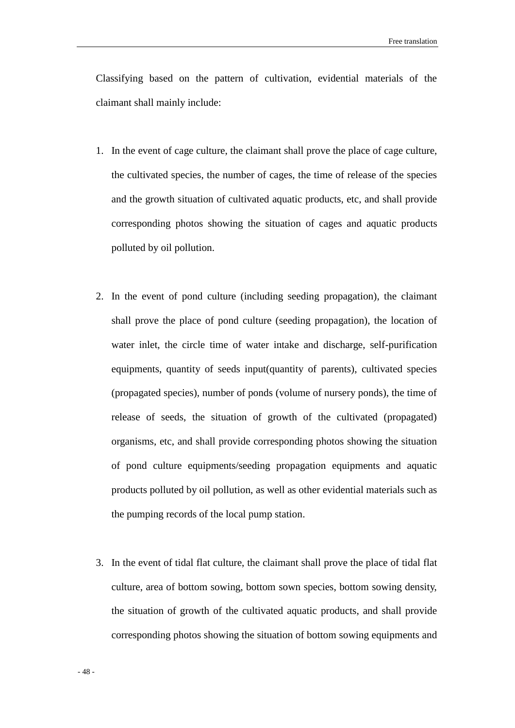Classifying based on the pattern of cultivation, evidential materials of the claimant shall mainly include:

1. In the event of cage culture, the claimant shall prove the place of cage culture, the cultivated species, the number of cages, the time of release of the species and the growth situation of cultivated aquatic products, etc, and shall provide corresponding photos showing the situation of cages and aquatic products polluted by oil pollution.

2. In the event of pond culture (including seeding propagation), the claimant shall prove the place of pond culture (seeding propagation), the location of water inlet, the circle time of water intake and discharge, self-purification equipments, quantity of seeds input(quantity of parents), cultivated species (propagated species), number of ponds (volume of nursery ponds), the time of release of seeds, the situation of growth of the cultivated (propagated) organisms, etc, and shall provide corresponding photos showing the situation of pond culture equipments/seeding propagation equipments and aquatic products polluted by oil pollution, as well as other evidential materials such as the pumping records of the local pump station.

3. In the event of tidal flat culture, the claimant shall prove the place of tidal flat culture, area of bottom sowing, bottom sown species, bottom sowing density, the situation of growth of the cultivated aquatic products, and shall provide corresponding photos showing the situation of bottom sowing equipments and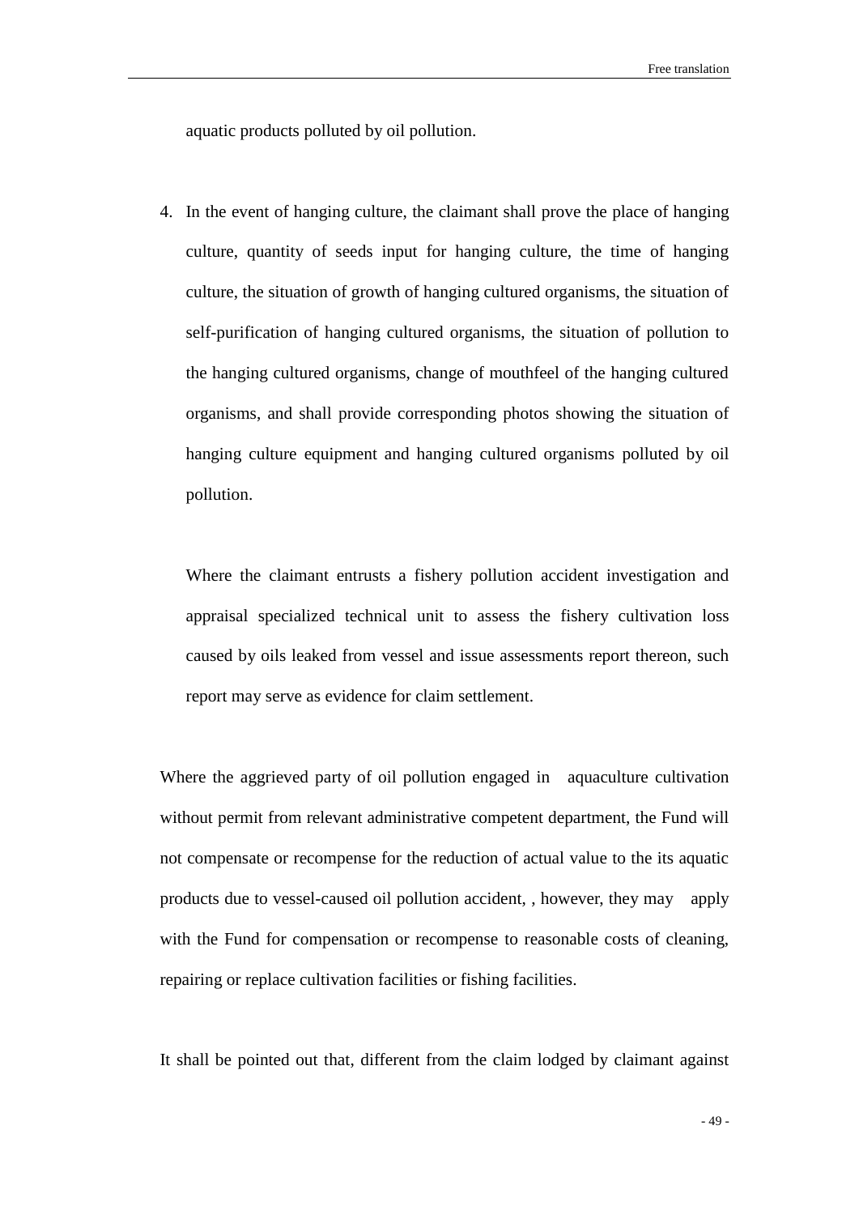aquatic products polluted by oil pollution.

4. In the event of hanging culture, the claimant shall prove the place of hanging culture, quantity of seeds input for hanging culture, the time of hanging culture, the situation of growth of hanging cultured organisms, the situation of self-purification of hanging cultured organisms, the situation of pollution to the hanging cultured organisms, change of mouthfeel of the hanging cultured organisms, and shall provide corresponding photos showing the situation of hanging culture equipment and hanging cultured organisms polluted by oil pollution.

   Where the claimant entrusts a fishery pollution accident investigation and appraisal specialized technical unit to assess the fishery cultivation loss caused by oils leaked from vessel and issue assessments report thereon, such report may serve as evidence for claim settlement.

Where the aggrieved party of oil pollution engaged in aquaculture cultivation without permit from relevant administrative competent department, the Fund will not compensate or recompense for the reduction of actual value to the its aquatic products due to vessel-caused oil pollution accident, , however, they may apply with the Fund for compensation or recompense to reasonable costs of cleaning, repairing or replace cultivation facilities or fishing facilities.

It shall be pointed out that, different from the claim lodged by claimant against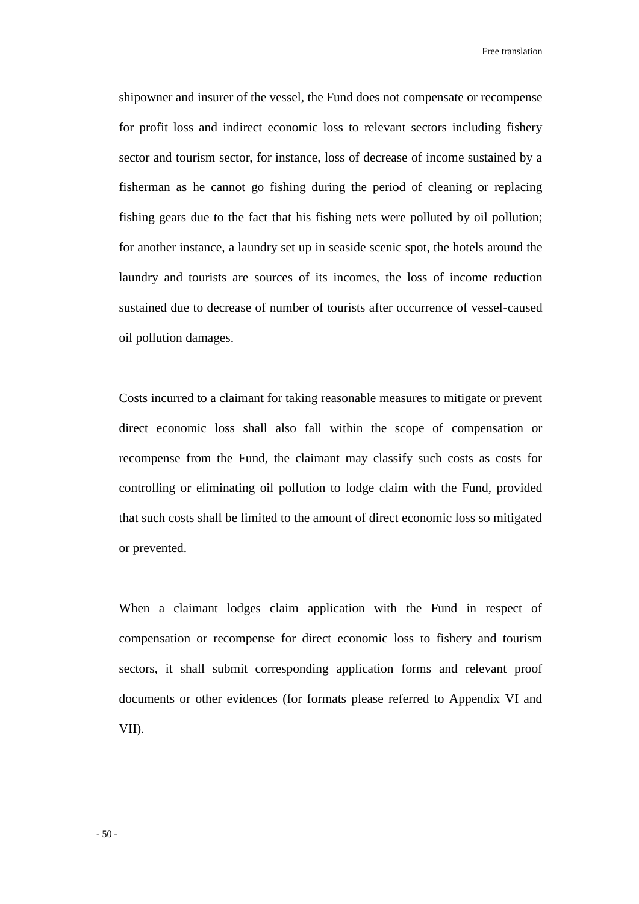shipowner and insurer of the vessel, the Fund does not compensate or recompense for profit loss and indirect economic loss to relevant sectors including fishery sector and tourism sector, for instance, loss of decrease of income sustained by a fisherman as he cannot go fishing during the period of cleaning or replacing fishing gears due to the fact that his fishing nets were polluted by oil pollution; for another instance, a laundry set up in seaside scenic spot, the hotels around the laundry and tourists are sources of its incomes, the loss of income reduction sustained due to decrease of number of tourists after occurrence of vessel-caused oil pollution damages.

Costs incurred to a claimant for taking reasonable measures to mitigate or prevent direct economic loss shall also fall within the scope of compensation or recompense from the Fund, the claimant may classify such costs as costs for controlling or eliminating oil pollution to lodge claim with the Fund, provided that such costs shall be limited to the amount of direct economic loss so mitigated or prevented.

When a claimant lodges claim application with the Fund in respect of compensation or recompense for direct economic loss to fishery and tourism sectors, it shall submit corresponding application forms and relevant proof documents or other evidences (for formats please referred to Appendix VI and VII).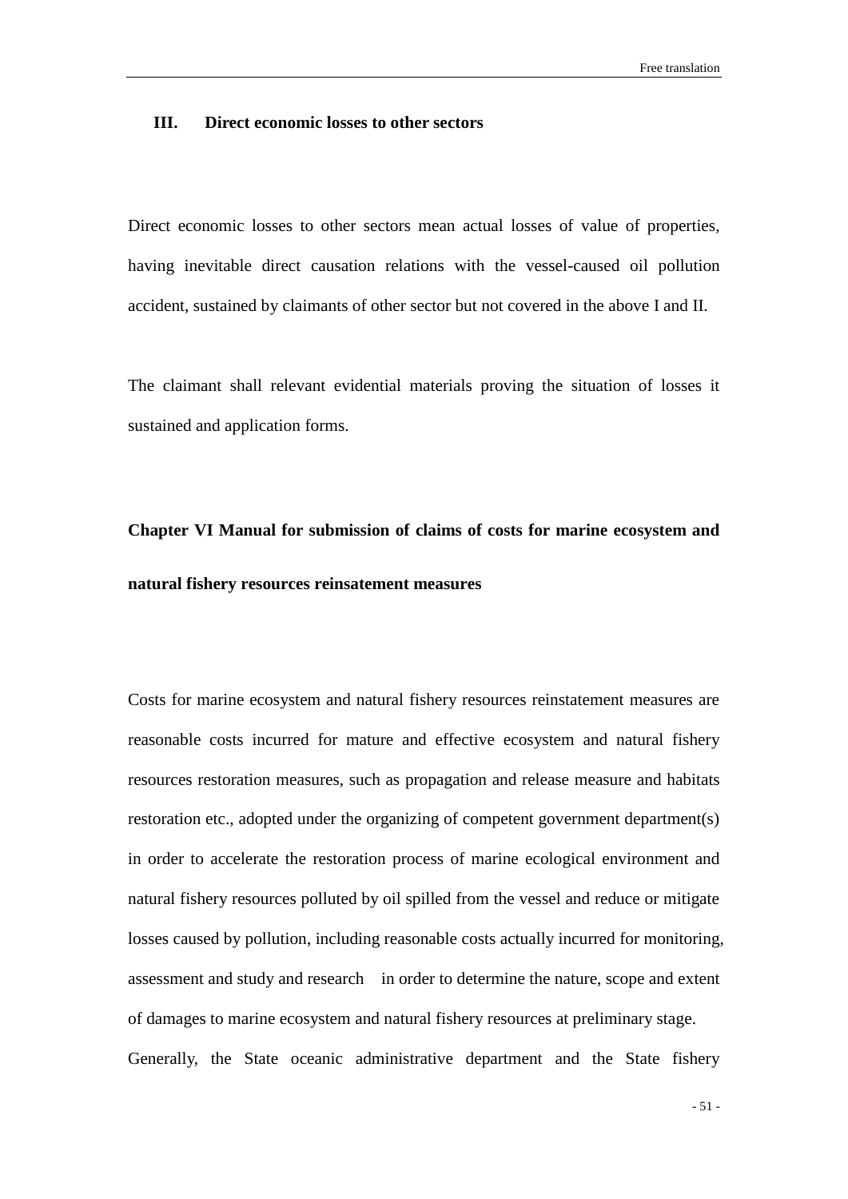### III. Direct economic losses to other sectors

Direct economic losses to other sectors mean actual losses of value of properties, having inevitable direct causation relations with the vessel-caused oil pollution accident, sustained by claimants of other sector but not covered in the above I and II.

The claimant shall relevant evidential materials proving the situation of losses it sustained and application forms.

## Chapter VI Manual for submission of claims of costs for marine ecosystem and natural fishery resources reinsatement measures

Costs for marine ecosystem and natural fishery resources reinstatement measures are reasonable costs incurred for mature and effective ecosystem and natural fishery resources restoration measures, such as propagation and release measure and habitats restoration etc., adopted under the organizing of competent government department(s) in order to accelerate the restoration process of marine ecological environment and natural fishery resources polluted by oil spilled from the vessel and reduce or mitigate losses caused by pollution, including reasonable costs actually incurred for monitoring, assessment and study and research in order to determine the nature, scope and extent of damages to marine ecosystem and natural fishery resources at preliminary stage.

Generally, the State oceanic administrative department and the State fishery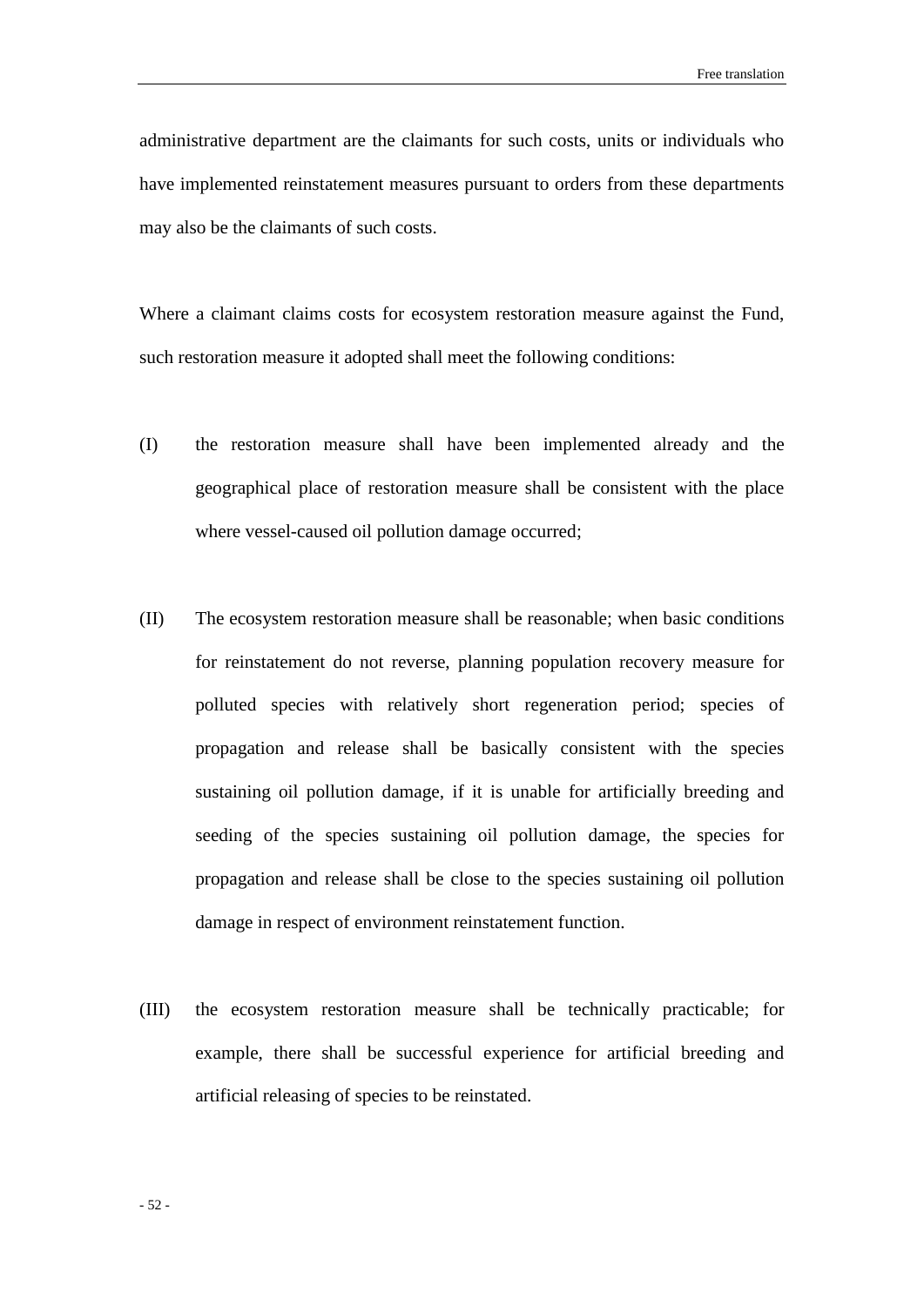administrative department are the claimants for such costs, units or individuals who have implemented reinstatement measures pursuant to orders from these departments may also be the claimants of such costs.

Where a claimant claims costs for ecosystem restoration measure against the Fund, such restoration measure it adopted shall meet the following conditions:

(I) the restoration measure shall have been implemented already and the geographical place of restoration measure shall be consistent with the place where vessel-caused oil pollution damage occurred;

(II) The ecosystem restoration measure shall be reasonable; when basic conditions for reinstatement do not reverse, planning population recovery measure for polluted species with relatively short regeneration period; species of propagation and release shall be basically consistent with the species sustaining oil pollution damage, if it is unable for artificially breeding and seeding of the species sustaining oil pollution damage, the species for propagation and release shall be close to the species sustaining oil pollution damage in respect of environment reinstatement function.

(III) the ecosystem restoration measure shall be technically practicable; for example, there shall be successful experience for artificial breeding and artificial releasing of species to be reinstated.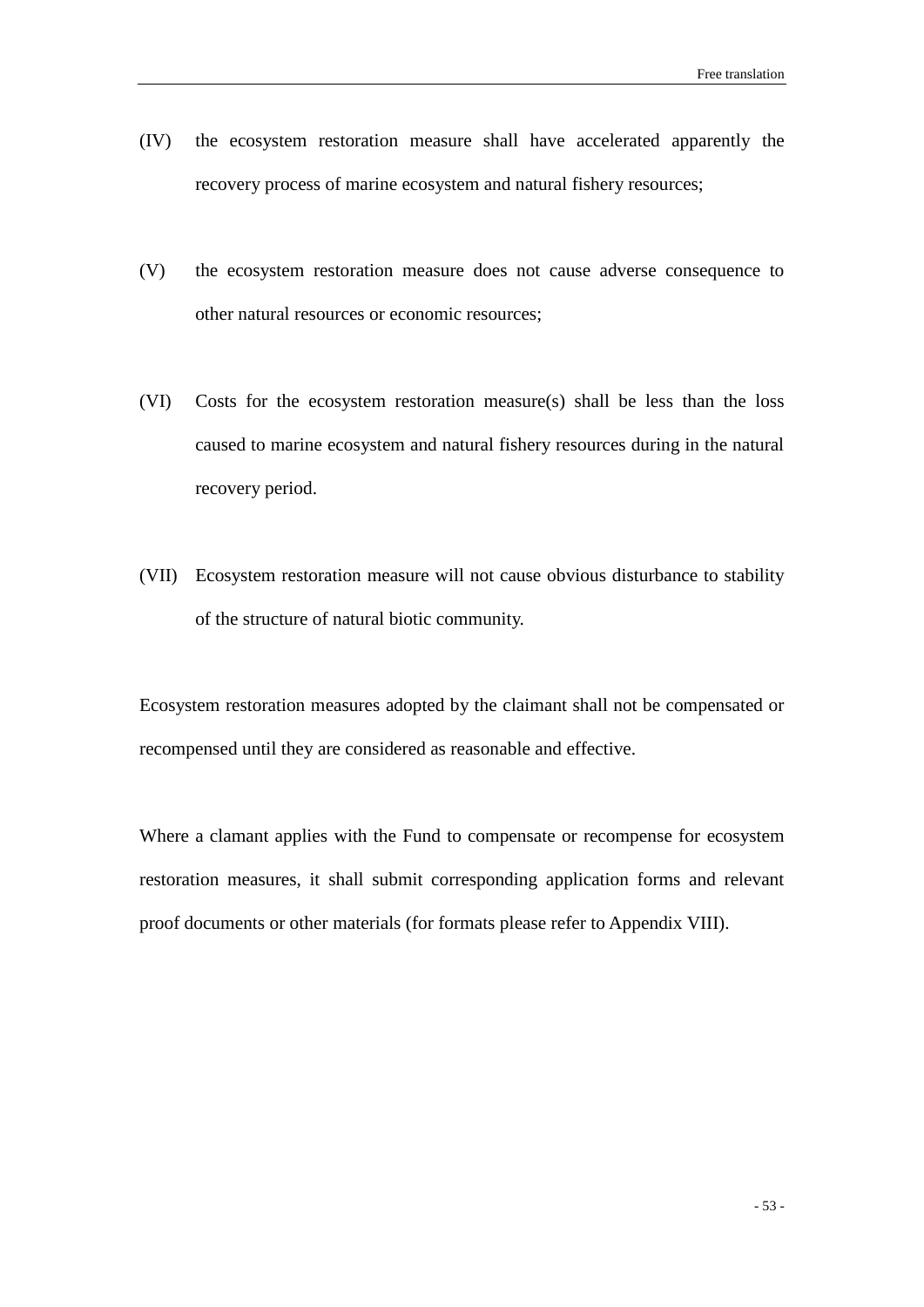(IV) the ecosystem restoration measure shall have accelerated apparently the recovery process of marine ecosystem and natural fishery resources;

(V) the ecosystem restoration measure does not cause adverse consequence to other natural resources or economic resources;

(VI) Costs for the ecosystem restoration measure(s) shall be less than the loss caused to marine ecosystem and natural fishery resources during in the natural recovery period.

(VII) Ecosystem restoration measure will not cause obvious disturbance to stability of the structure of natural biotic community.

Ecosystem restoration measures adopted by the claimant shall not be compensated or recompensed until they are considered as reasonable and effective.

Where a clamant applies with the Fund to compensate or recompense for ecosystem restoration measures, it shall submit corresponding application forms and relevant proof documents or other materials (for formats please refer to Appendix VIII).